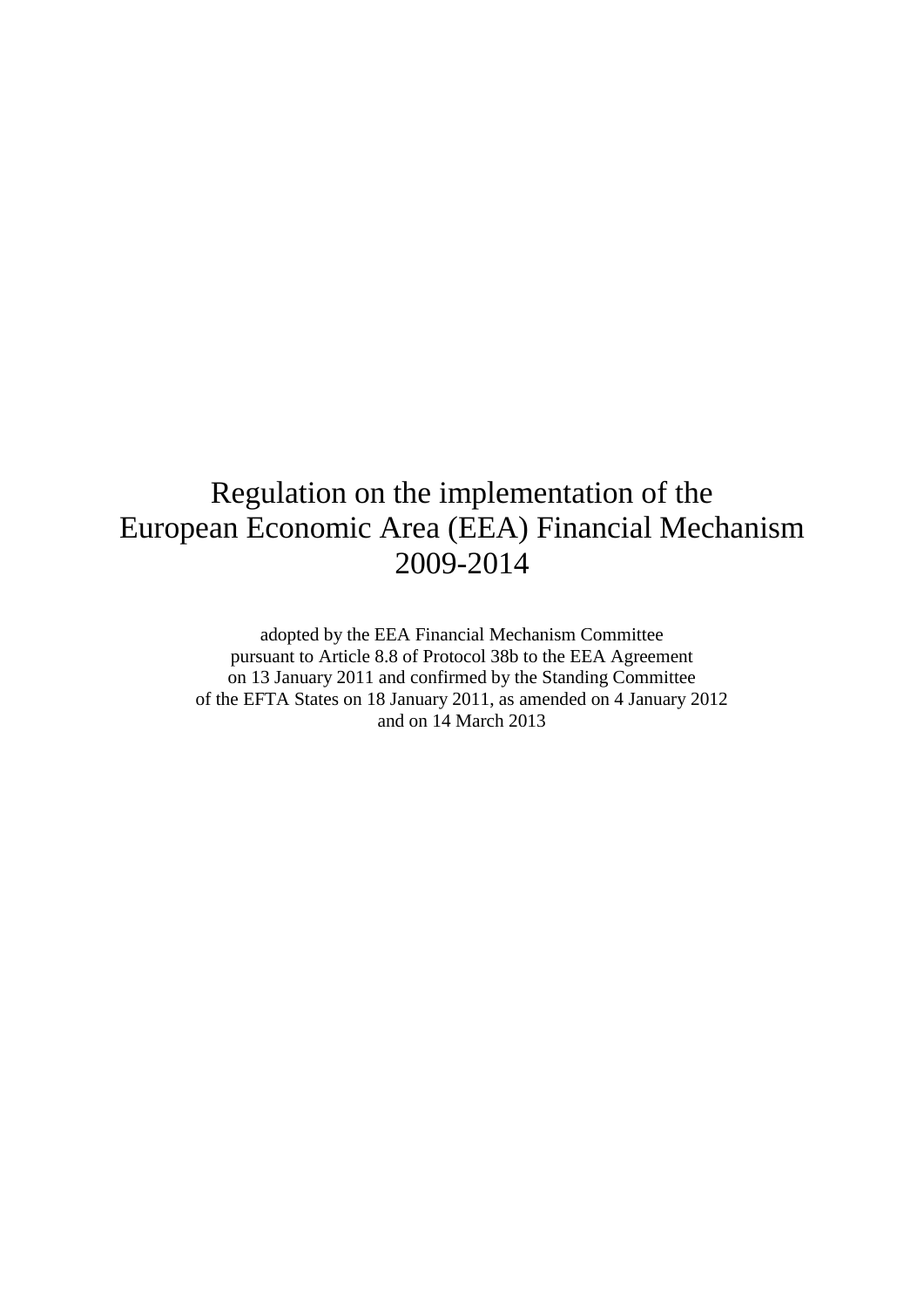# Regulation on the implementation of the European Economic Area (EEA) Financial Mechanism 2009-2014

adopted by the EEA Financial Mechanism Committee
pursuant to Article 8.8 of Protocol 38b to the EEA Agreement
on 13 January 2011 and confirmed by the Standing Committee
of the EFTA States on 18 January 2011, as amended on 4 January 2012
and on 14 March 2013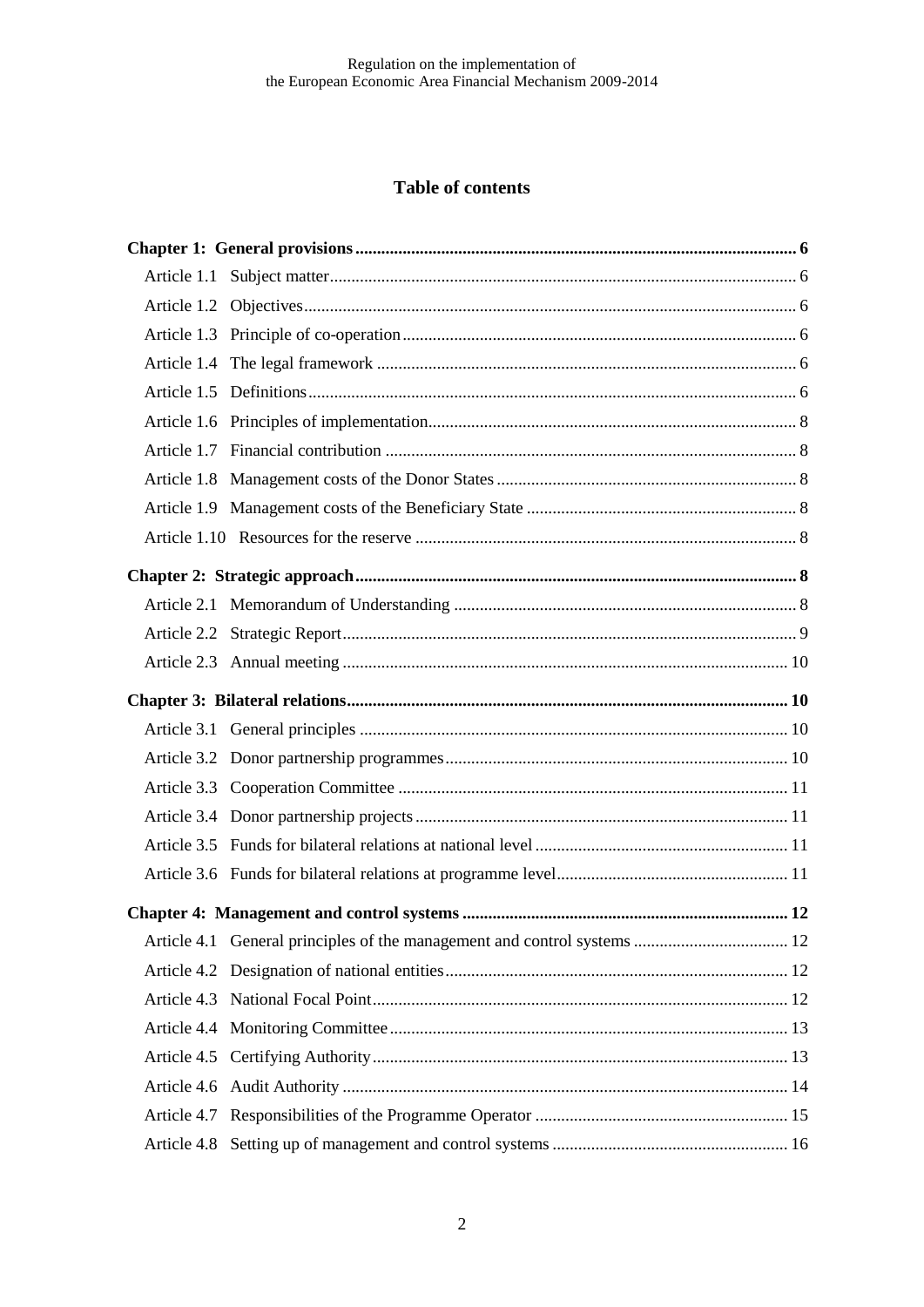## Table of contents

**Chapter 1: General provisions** 6

- Article 1.1 Subject matter 6
- Article 1.2 Objectives 6
- Article 1.3 Principle of co-operation 6
- Article 1.4 The legal framework 6
- Article 1.5 Definitions 6
- Article 1.6 Principles of implementation 8
- Article 1.7 Financial contribution 8
- Article 1.8 Management costs of the Donor States 8
- Article 1.9 Management costs of the Beneficiary State 8
- Article 1.10 Resources for the reserve 8

**Chapter 2: Strategic approach** 8

- Article 2.1 Memorandum of Understanding 8
- Article 2.2 Strategic Report 9
- Article 2.3 Annual meeting 10

**Chapter 3: Bilateral relations** 10

- Article 3.1 General principles 10
- Article 3.2 Donor partnership programmes 10
- Article 3.3 Cooperation Committee 11
- Article 3.4 Donor partnership projects 11
- Article 3.5 Funds for bilateral relations at national level 11
- Article 3.6 Funds for bilateral relations at programme level 11

**Chapter 4: Management and control systems** 12

- Article 4.1 General principles of the management and control systems 12
- Article 4.2 Designation of national entities 12
- Article 4.3 National Focal Point 12
- Article 4.4 Monitoring Committee 13
- Article 4.5 Certifying Authority 13
- Article 4.6 Audit Authority 14
- Article 4.7 Responsibilities of the Programme Operator 15
- Article 4.8 Setting up of management and control systems 16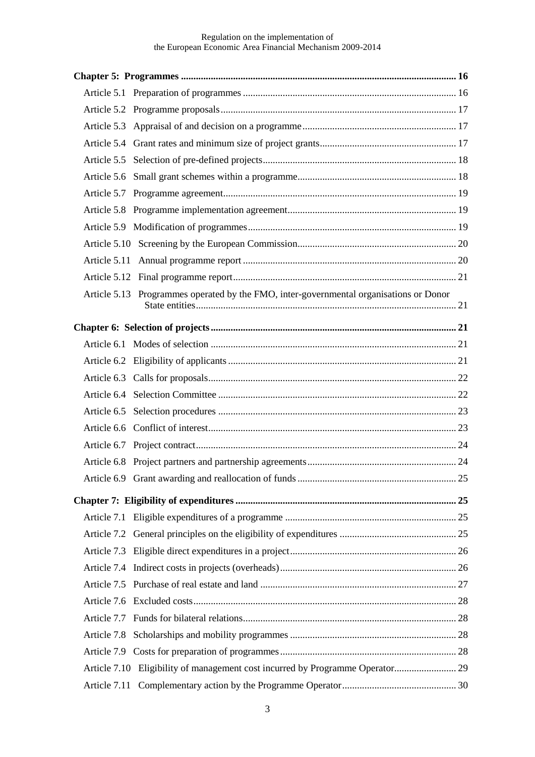**Chapter 5: Programmes .............................................................................................................. 16**

Article 5.1 Preparation of programmes ..................................................................................... 16

Article 5.2 Programme proposals............................................................................................... 17

Article 5.3 Appraisal of and decision on a programme ............................................................. 17

Article 5.4 Grant rates and minimum size of project grants...................................................... 17

Article 5.5 Selection of pre-defined projects............................................................................. 18

Article 5.6 Small grant schemes within a programme............................................................... 18

Article 5.7 Programme agreement............................................................................................. 19

Article 5.8 Programme implementation agreement................................................................... 19

Article 5.9 Modification of programmes................................................................................... 19

Article 5.10 Screening by the European Commission................................................................ 20

Article 5.11 Annual programme report ..................................................................................... 20

Article 5.12 Final programme report......................................................................................... 21

Article 5.13 Programmes operated by the FMO, inter-governmental organisations or Donor State entities........................................................................................................ 21

**Chapter 6: Selection of projects .................................................................................................. 21**

Article 6.1 Modes of selection .................................................................................................. 21

Article 6.2 Eligibility of applicants ........................................................................................... 21

Article 6.3 Calls for proposals................................................................................................... 22

Article 6.4 Selection Committee ............................................................................................... 22

Article 6.5 Selection procedures ............................................................................................... 23

Article 6.6 Conflict of interest................................................................................................... 23

Article 6.7 Project contract........................................................................................................ 24

Article 6.8 Project partners and partnership agreements........................................................... 24

Article 6.9 Grant awarding and reallocation of funds ................................................................ 25

**Chapter 7: Eligibility of expenditures ........................................................................................ 25**

Article 7.1 Eligible expenditures of a programme .................................................................... 25

Article 7.2 General principles on the eligibility of expenditures ............................................... 25

Article 7.3 Eligible direct expenditures in a project.................................................................. 26

Article 7.4 Indirect costs in projects (overheads)...................................................................... 26

Article 7.5 Purchase of real estate and land .............................................................................. 27

Article 7.6 Excluded costs......................................................................................................... 28

Article 7.7 Funds for bilateral relations..................................................................................... 28

Article 7.8 Scholarships and mobility programmes .................................................................. 28

Article 7.9 Costs for preparation of programmes...................................................................... 28

Article 7.10 Eligibility of management cost incurred by Programme Operator......................... 29

Article 7.11 Complementary action by the Programme Operator............................................. 30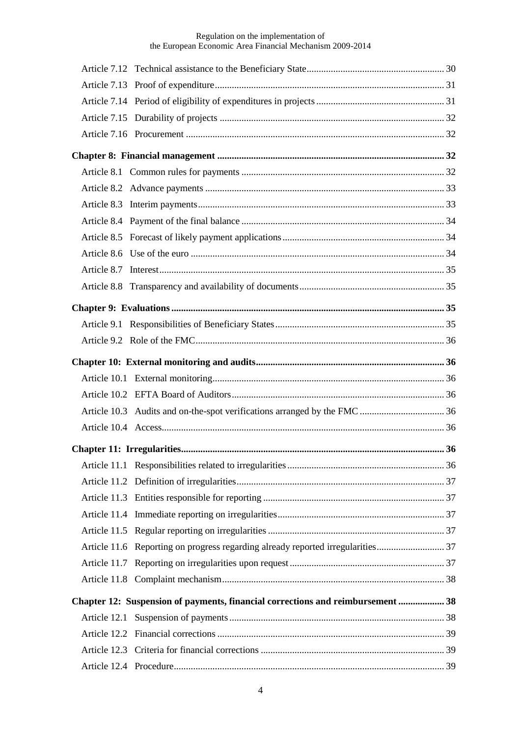Article 7.12 Technical assistance to the Beneficiary State ........ 30

Article 7.13 Proof of expenditure ........ 31

Article 7.14 Period of eligibility of expenditures in projects ........ 31

Article 7.15 Durability of projects ........ 32

Article 7.16 Procurement ........ 32

**Chapter 8: Financial management ........ 32**

Article 8.1 Common rules for payments ........ 32

Article 8.2 Advance payments ........ 33

Article 8.3 Interim payments ........ 33

Article 8.4 Payment of the final balance ........ 34

Article 8.5 Forecast of likely payment applications ........ 34

Article 8.6 Use of the euro ........ 34

Article 8.7 Interest ........ 35

Article 8.8 Transparency and availability of documents ........ 35

**Chapter 9: Evaluations ........ 35**

Article 9.1 Responsibilities of Beneficiary States ........ 35

Article 9.2 Role of the FMC ........ 36

**Chapter 10: External monitoring and audits ........ 36**

Article 10.1 External monitoring ........ 36

Article 10.2 EFTA Board of Auditors ........ 36

Article 10.3 Audits and on-the-spot verifications arranged by the FMC ........ 36

Article 10.4 Access ........ 36

**Chapter 11: Irregularities ........ 36**

Article 11.1 Responsibilities related to irregularities ........ 36

Article 11.2 Definition of irregularities ........ 37

Article 11.3 Entities responsible for reporting ........ 37

Article 11.4 Immediate reporting on irregularities ........ 37

Article 11.5 Regular reporting on irregularities ........ 37

Article 11.6 Reporting on progress regarding already reported irregularities ........ 37

Article 11.7 Reporting on irregularities upon request ........ 37

Article 11.8 Complaint mechanism ........ 38

**Chapter 12: Suspension of payments, financial corrections and reimbursement ........ 38**

Article 12.1 Suspension of payments ........ 38

Article 12.2 Financial corrections ........ 39

Article 12.3 Criteria for financial corrections ........ 39

Article 12.4 Procedure ........ 39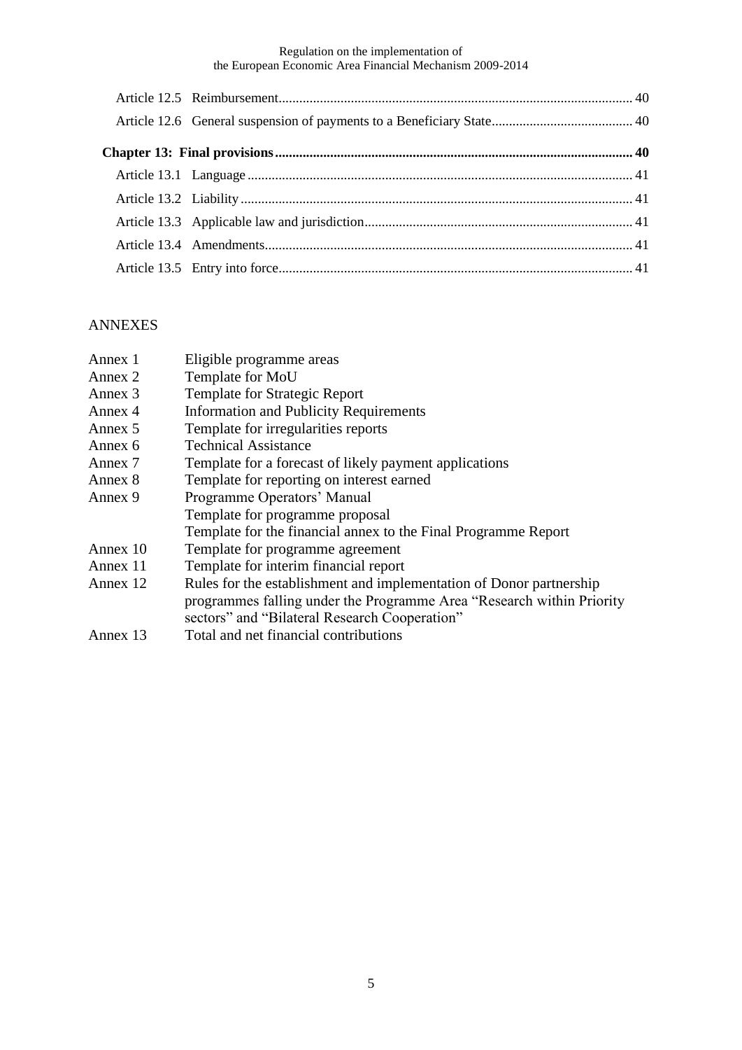Article 12.5 Reimbursement ........ 40

Article 12.6 General suspension of payments to a Beneficiary State ........ 40

**Chapter 13: Final provisions ........ 40**

Article 13.1 Language ........ 41

Article 13.2 Liability ........ 41

Article 13.3 Applicable law and jurisdiction ........ 41

Article 13.4 Amendments ........ 41

Article 13.5 Entry into force ........ 41

ANNEXES

| | |
|---|---|
| Annex 1 | Eligible programme areas |
| Annex 2 | Template for MoU |
| Annex 3 | Template for Strategic Report |
| Annex 4 | Information and Publicity Requirements |
| Annex 5 | Template for irregularities reports |
| Annex 6 | Technical Assistance |
| Annex 7 | Template for a forecast of likely payment applications |
| Annex 8 | Template for reporting on interest earned |
| Annex 9 | Programme Operators' Manual |
| | Template for programme proposal |
| | Template for the financial annex to the Final Programme Report |
| Annex 10 | Template for programme agreement |
| Annex 11 | Template for interim financial report |
| Annex 12 | Rules for the establishment and implementation of Donor partnership programmes falling under the Programme Area "Research within Priority sectors" and "Bilateral Research Cooperation" |
| Annex 13 | Total and net financial contributions |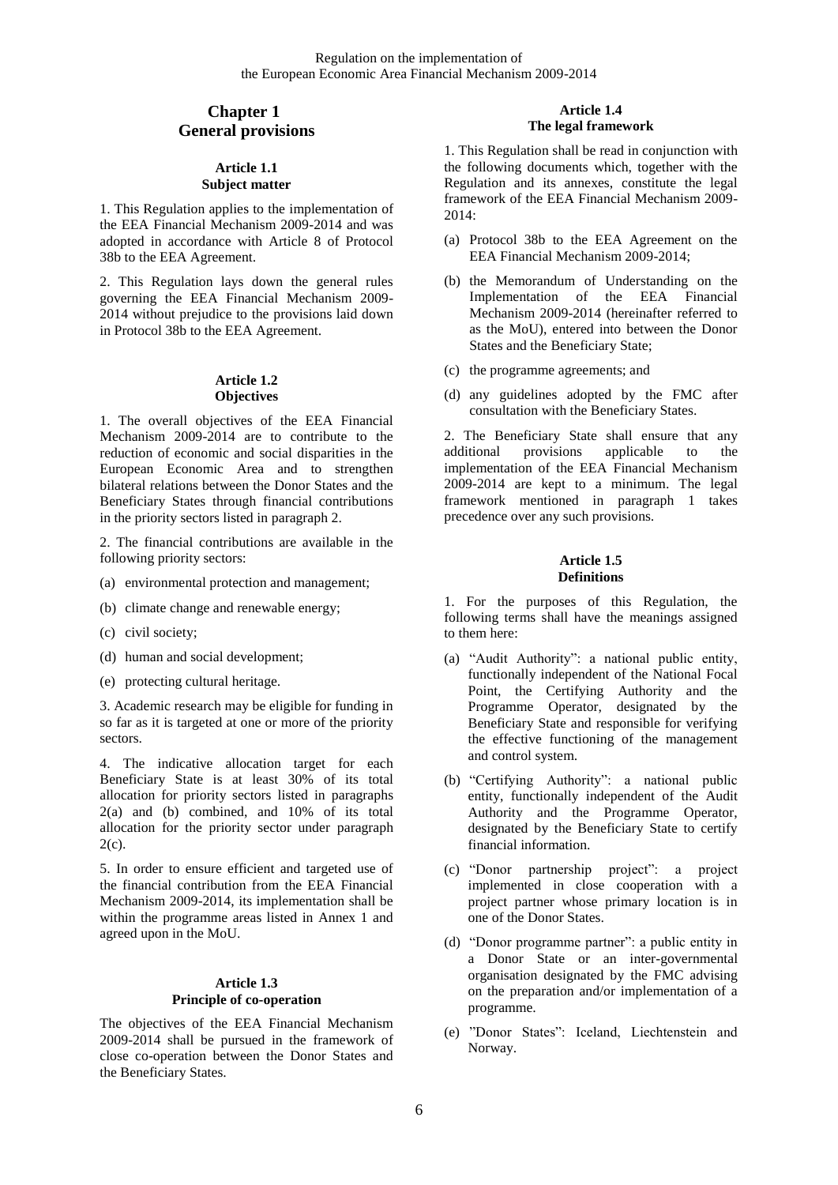# Chapter 1
# General provisions

### Article 1.1
### Subject matter

1. This Regulation applies to the implementation of the EEA Financial Mechanism 2009-2014 and was adopted in accordance with Article 8 of Protocol 38b to the EEA Agreement.

2. This Regulation lays down the general rules governing the EEA Financial Mechanism 2009-2014 without prejudice to the provisions laid down in Protocol 38b to the EEA Agreement.

### Article 1.2
### Objectives

1. The overall objectives of the EEA Financial Mechanism 2009-2014 are to contribute to the reduction of economic and social disparities in the European Economic Area and to strengthen bilateral relations between the Donor States and the Beneficiary States through financial contributions in the priority sectors listed in paragraph 2.

2. The financial contributions are available in the following priority sectors:

(a) environmental protection and management;

(b) climate change and renewable energy;

(c) civil society;

(d) human and social development;

(e) protecting cultural heritage.

3. Academic research may be eligible for funding in so far as it is targeted at one or more of the priority sectors.

4. The indicative allocation target for each Beneficiary State is at least 30% of its total allocation for priority sectors listed in paragraphs 2(a) and (b) combined, and 10% of its total allocation for the priority sector under paragraph 2(c).

5. In order to ensure efficient and targeted use of the financial contribution from the EEA Financial Mechanism 2009-2014, its implementation shall be within the programme areas listed in Annex 1 and agreed upon in the MoU.

### Article 1.3
### Principle of co-operation

The objectives of the EEA Financial Mechanism 2009-2014 shall be pursued in the framework of close co-operation between the Donor States and the Beneficiary States.

### Article 1.4
### The legal framework

1. This Regulation shall be read in conjunction with the following documents which, together with the Regulation and its annexes, constitute the legal framework of the EEA Financial Mechanism 2009-2014:

(a) Protocol 38b to the EEA Agreement on the EEA Financial Mechanism 2009-2014;

(b) the Memorandum of Understanding on the Implementation of the EEA Financial Mechanism 2009-2014 (hereinafter referred to as the MoU), entered into between the Donor States and the Beneficiary State;

(c) the programme agreements; and

(d) any guidelines adopted by the FMC after consultation with the Beneficiary States.

2. The Beneficiary State shall ensure that any additional provisions applicable to the implementation of the EEA Financial Mechanism 2009-2014 are kept to a minimum. The legal framework mentioned in paragraph 1 takes precedence over any such provisions.

### Article 1.5
### Definitions

1. For the purposes of this Regulation, the following terms shall have the meanings assigned to them here:

(a) "Audit Authority": a national public entity, functionally independent of the National Focal Point, the Certifying Authority and the Programme Operator, designated by the Beneficiary State and responsible for verifying the effective functioning of the management and control system.

(b) "Certifying Authority": a national public entity, functionally independent of the Audit Authority and the Programme Operator, designated by the Beneficiary State to certify financial information.

(c) "Donor partnership project": a project implemented in close cooperation with a project partner whose primary location is in one of the Donor States.

(d) "Donor programme partner": a public entity in a Donor State or an inter-governmental organisation designated by the FMC advising on the preparation and/or implementation of a programme.

(e) "Donor States": Iceland, Liechtenstein and Norway.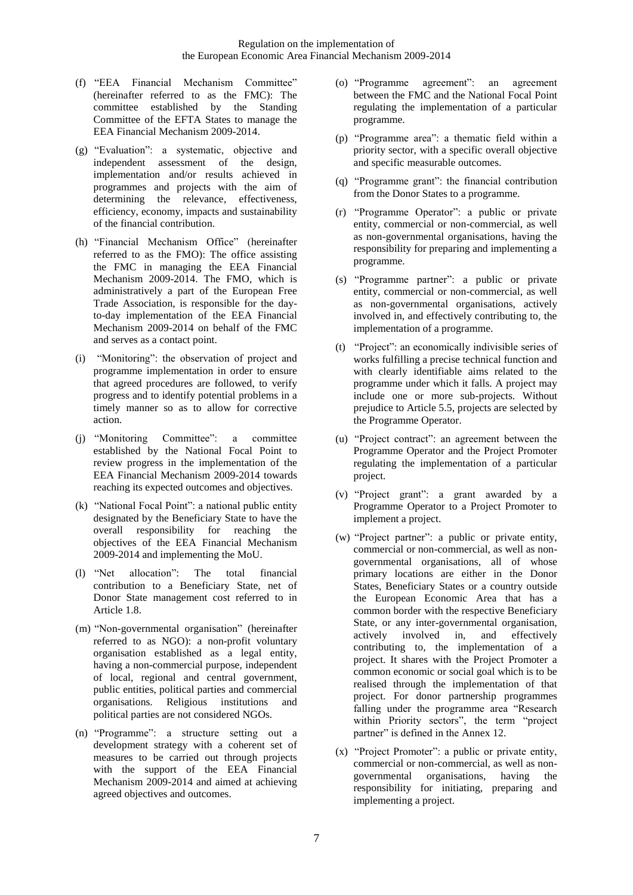(f) “EEA Financial Mechanism Committee” (hereinafter referred to as the FMC): The committee established by the Standing Committee of the EFTA States to manage the EEA Financial Mechanism 2009-2014.

(g) “Evaluation”: a systematic, objective and independent assessment of the design, implementation and/or results achieved in programmes and projects with the aim of determining the relevance, effectiveness, efficiency, economy, impacts and sustainability of the financial contribution.

(h) “Financial Mechanism Office” (hereinafter referred to as the FMO): The office assisting the FMC in managing the EEA Financial Mechanism 2009-2014. The FMO, which is administratively a part of the European Free Trade Association, is responsible for the day-to-day implementation of the EEA Financial Mechanism 2009-2014 on behalf of the FMC and serves as a contact point.

(i) “Monitoring”: the observation of project and programme implementation in order to ensure that agreed procedures are followed, to verify progress and to identify potential problems in a timely manner so as to allow for corrective action.

(j) “Monitoring Committee”: a committee established by the National Focal Point to review progress in the implementation of the EEA Financial Mechanism 2009-2014 towards reaching its expected outcomes and objectives.

(k) “National Focal Point”: a national public entity designated by the Beneficiary State to have the overall responsibility for reaching the objectives of the EEA Financial Mechanism 2009-2014 and implementing the MoU.

(l) “Net allocation”: The total financial contribution to a Beneficiary State, net of Donor State management cost referred to in Article 1.8.

(m) “Non-governmental organisation” (hereinafter referred to as NGO): a non-profit voluntary organisation established as a legal entity, having a non-commercial purpose, independent of local, regional and central government, public entities, political parties and commercial organisations. Religious institutions and political parties are not considered NGOs.

(n) “Programme”: a structure setting out a development strategy with a coherent set of measures to be carried out through projects with the support of the EEA Financial Mechanism 2009-2014 and aimed at achieving agreed objectives and outcomes.

(o) “Programme agreement”: an agreement between the FMC and the National Focal Point regulating the implementation of a particular programme.

(p) “Programme area”: a thematic field within a priority sector, with a specific overall objective and specific measurable outcomes.

(q) “Programme grant”: the financial contribution from the Donor States to a programme.

(r) “Programme Operator”: a public or private entity, commercial or non-commercial, as well as non-governmental organisations, having the responsibility for preparing and implementing a programme.

(s) “Programme partner”: a public or private entity, commercial or non-commercial, as well as non-governmental organisations, actively involved in, and effectively contributing to, the implementation of a programme.

(t) “Project”: an economically indivisible series of works fulfilling a precise technical function and with clearly identifiable aims related to the programme under which it falls. A project may include one or more sub-projects. Without prejudice to Article 5.5, projects are selected by the Programme Operator.

(u) “Project contract”: an agreement between the Programme Operator and the Project Promoter regulating the implementation of a particular project.

(v) “Project grant”: a grant awarded by a Programme Operator to a Project Promoter to implement a project.

(w) “Project partner”: a public or private entity, commercial or non-commercial, as well as non-governmental organisations, all of whose primary locations are either in the Donor States, Beneficiary States or a country outside the European Economic Area that has a common border with the respective Beneficiary State, or any inter-governmental organisation, actively involved in, and effectively contributing to, the implementation of a project. It shares with the Project Promoter a common economic or social goal which is to be realised through the implementation of that project. For donor partnership programmes falling under the programme area “Research within Priority sectors”, the term “project partner” is defined in the Annex 12.

(x) “Project Promoter”: a public or private entity, commercial or non-commercial, as well as non-governmental organisations, having the responsibility for initiating, preparing and implementing a project.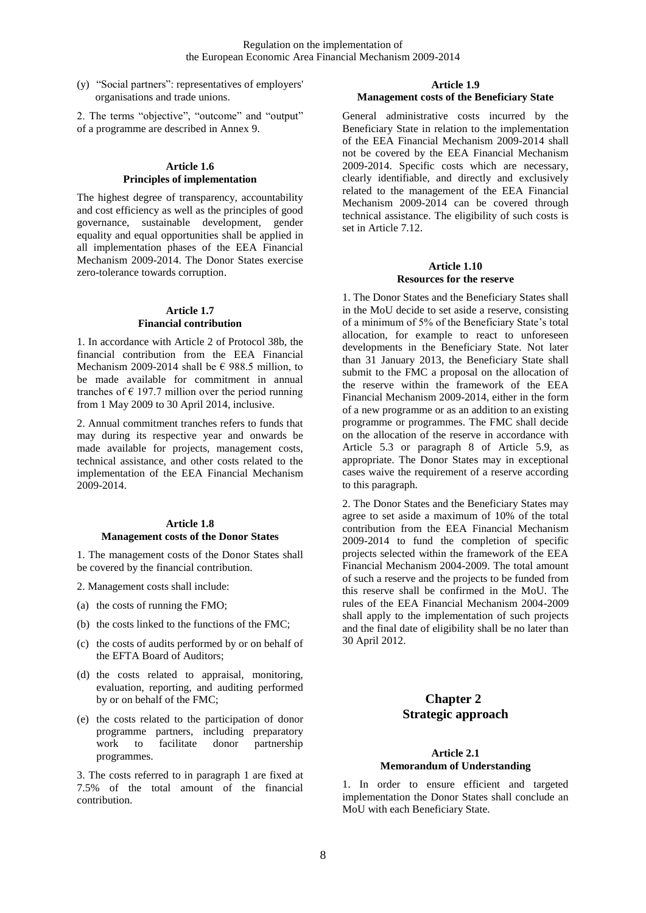(y) "Social partners": representatives of employers' organisations and trade unions.

2. The terms "objective", "outcome" and "output" of a programme are described in Annex 9.

#### Article 1.6
#### Principles of implementation

The highest degree of transparency, accountability and cost efficiency as well as the principles of good governance, sustainable development, gender equality and equal opportunities shall be applied in all implementation phases of the EEA Financial Mechanism 2009-2014. The Donor States exercise zero-tolerance towards corruption.

#### Article 1.7
#### Financial contribution

1. In accordance with Article 2 of Protocol 38b, the financial contribution from the EEA Financial Mechanism 2009-2014 shall be € 988.5 million, to be made available for commitment in annual tranches of € 197.7 million over the period running from 1 May 2009 to 30 April 2014, inclusive.

2. Annual commitment tranches refers to funds that may during its respective year and onwards be made available for projects, management costs, technical assistance, and other costs related to the implementation of the EEA Financial Mechanism 2009-2014.

#### Article 1.8
#### Management costs of the Donor States

1. The management costs of the Donor States shall be covered by the financial contribution.

2. Management costs shall include:

(a) the costs of running the FMO;

(b) the costs linked to the functions of the FMC;

(c) the costs of audits performed by or on behalf of the EFTA Board of Auditors;

(d) the costs related to appraisal, monitoring, evaluation, reporting, and auditing performed by or on behalf of the FMC;

(e) the costs related to the participation of donor programme partners, including preparatory work to facilitate donor partnership programmes.

3. The costs referred to in paragraph 1 are fixed at 7.5% of the total amount of the financial contribution.

#### Article 1.9
#### Management costs of the Beneficiary State

General administrative costs incurred by the Beneficiary State in relation to the implementation of the EEA Financial Mechanism 2009-2014 shall not be covered by the EEA Financial Mechanism 2009-2014. Specific costs which are necessary, clearly identifiable, and directly and exclusively related to the management of the EEA Financial Mechanism 2009-2014 can be covered through technical assistance. The eligibility of such costs is set in Article 7.12.

#### Article 1.10
#### Resources for the reserve

1. The Donor States and the Beneficiary States shall in the MoU decide to set aside a reserve, consisting of a minimum of 5% of the Beneficiary State's total allocation, for example to react to unforeseen developments in the Beneficiary State. Not later than 31 January 2013, the Beneficiary State shall submit to the FMC a proposal on the allocation of the reserve within the framework of the EEA Financial Mechanism 2009-2014, either in the form of a new programme or as an addition to an existing programme or programmes. The FMC shall decide on the allocation of the reserve in accordance with Article 5.3 or paragraph 8 of Article 5.9, as appropriate. The Donor States may in exceptional cases waive the requirement of a reserve according to this paragraph.

2. The Donor States and the Beneficiary States may agree to set aside a maximum of 10% of the total contribution from the EEA Financial Mechanism 2009-2014 to fund the completion of specific projects selected within the framework of the EEA Financial Mechanism 2004-2009. The total amount of such a reserve and the projects to be funded from this reserve shall be confirmed in the MoU. The rules of the EEA Financial Mechanism 2004-2009 shall apply to the implementation of such projects and the final date of eligibility shall be no later than 30 April 2012.

## Chapter 2
## Strategic approach

#### Article 2.1
#### Memorandum of Understanding

1. In order to ensure efficient and targeted implementation the Donor States shall conclude an MoU with each Beneficiary State.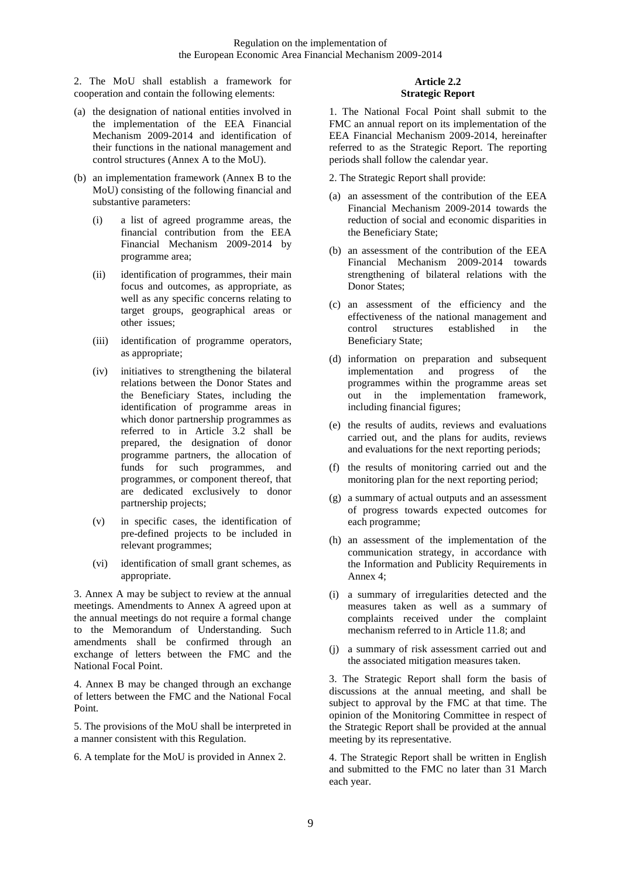2. The MoU shall establish a framework for cooperation and contain the following elements:

(a) the designation of national entities involved in the implementation of the EEA Financial Mechanism 2009-2014 and identification of their functions in the national management and control structures (Annex A to the MoU).

(b) an implementation framework (Annex B to the MoU) consisting of the following financial and substantive parameters:

   (i) a list of agreed programme areas, the financial contribution from the EEA Financial Mechanism 2009-2014 by programme area;

   (ii) identification of programmes, their main focus and outcomes, as appropriate, as well as any specific concerns relating to target groups, geographical areas or other issues;

   (iii) identification of programme operators, as appropriate;

   (iv) initiatives to strengthening the bilateral relations between the Donor States and the Beneficiary States, including the identification of programme areas in which donor partnership programmes as referred to in Article 3.2 shall be prepared, the designation of donor programme partners, the allocation of funds for such programmes, and programmes, or component thereof, that are dedicated exclusively to donor partnership projects;

   (v) in specific cases, the identification of pre-defined projects to be included in relevant programmes;

   (vi) identification of small grant schemes, as appropriate.

3. Annex A may be subject to review at the annual meetings. Amendments to Annex A agreed upon at the annual meetings do not require a formal change to the Memorandum of Understanding. Such amendments shall be confirmed through an exchange of letters between the FMC and the National Focal Point.

4. Annex B may be changed through an exchange of letters between the FMC and the National Focal Point.

5. The provisions of the MoU shall be interpreted in a manner consistent with this Regulation.

6. A template for the MoU is provided in Annex 2.

### Article 2.2
### Strategic Report

1. The National Focal Point shall submit to the FMC an annual report on its implementation of the EEA Financial Mechanism 2009-2014, hereinafter referred to as the Strategic Report. The reporting periods shall follow the calendar year.

2. The Strategic Report shall provide:

(a) an assessment of the contribution of the EEA Financial Mechanism 2009-2014 towards the reduction of social and economic disparities in the Beneficiary State;

(b) an assessment of the contribution of the EEA Financial Mechanism 2009-2014 towards strengthening of bilateral relations with the Donor States;

(c) an assessment of the efficiency and the effectiveness of the national management and control structures established in the Beneficiary State;

(d) information on preparation and subsequent implementation and progress of the programmes within the programme areas set out in the implementation framework, including financial figures;

(e) the results of audits, reviews and evaluations carried out, and the plans for audits, reviews and evaluations for the next reporting periods;

(f) the results of monitoring carried out and the monitoring plan for the next reporting period;

(g) a summary of actual outputs and an assessment of progress towards expected outcomes for each programme;

(h) an assessment of the implementation of the communication strategy, in accordance with the Information and Publicity Requirements in Annex 4;

(i) a summary of irregularities detected and the measures taken as well as a summary of complaints received under the complaint mechanism referred to in Article 11.8; and

(j) a summary of risk assessment carried out and the associated mitigation measures taken.

3. The Strategic Report shall form the basis of discussions at the annual meeting, and shall be subject to approval by the FMC at that time. The opinion of the Monitoring Committee in respect of the Strategic Report shall be provided at the annual meeting by its representative.

4. The Strategic Report shall be written in English and submitted to the FMC no later than 31 March each year.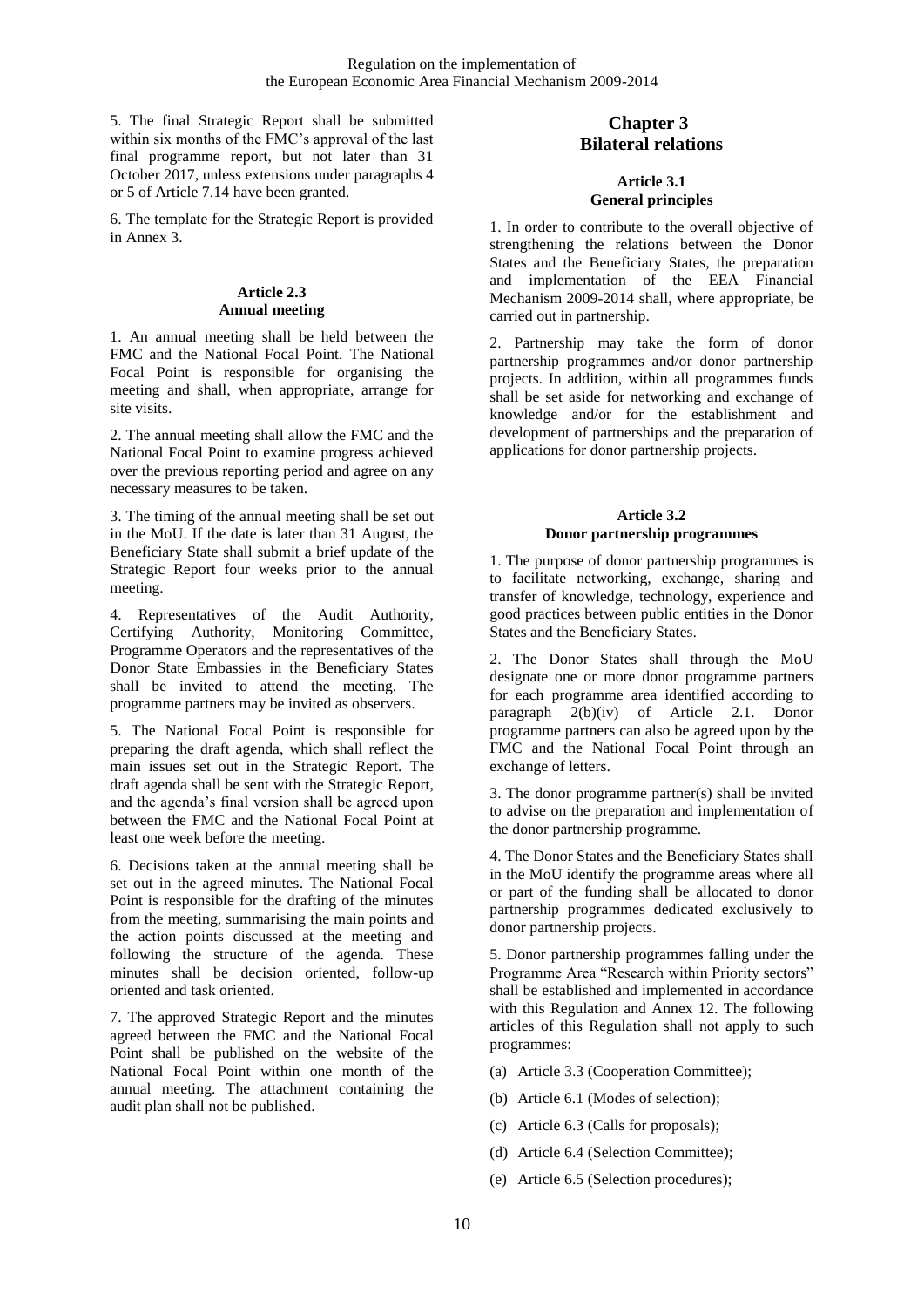5. The final Strategic Report shall be submitted within six months of the FMC's approval of the last final programme report, but not later than 31 October 2017, unless extensions under paragraphs 4 or 5 of Article 7.14 have been granted.

6. The template for the Strategic Report is provided in Annex 3.

#### Article 2.3
#### Annual meeting

1. An annual meeting shall be held between the FMC and the National Focal Point. The National Focal Point is responsible for organising the meeting and shall, when appropriate, arrange for site visits.

2. The annual meeting shall allow the FMC and the National Focal Point to examine progress achieved over the previous reporting period and agree on any necessary measures to be taken.

3. The timing of the annual meeting shall be set out in the MoU. If the date is later than 31 August, the Beneficiary State shall submit a brief update of the Strategic Report four weeks prior to the annual meeting.

4. Representatives of the Audit Authority, Certifying Authority, Monitoring Committee, Programme Operators and the representatives of the Donor State Embassies in the Beneficiary States shall be invited to attend the meeting. The programme partners may be invited as observers.

5. The National Focal Point is responsible for preparing the draft agenda, which shall reflect the main issues set out in the Strategic Report. The draft agenda shall be sent with the Strategic Report, and the agenda's final version shall be agreed upon between the FMC and the National Focal Point at least one week before the meeting.

6. Decisions taken at the annual meeting shall be set out in the agreed minutes. The National Focal Point is responsible for the drafting of the minutes from the meeting, summarising the main points and the action points discussed at the meeting and following the structure of the agenda. These minutes shall be decision oriented, follow-up oriented and task oriented.

7. The approved Strategic Report and the minutes agreed between the FMC and the National Focal Point shall be published on the website of the National Focal Point within one month of the annual meeting. The attachment containing the audit plan shall not be published.

## Chapter 3
## Bilateral relations

#### Article 3.1
#### General principles

1. In order to contribute to the overall objective of strengthening the relations between the Donor States and the Beneficiary States, the preparation and implementation of the EEA Financial Mechanism 2009-2014 shall, where appropriate, be carried out in partnership.

2. Partnership may take the form of donor partnership programmes and/or donor partnership projects. In addition, within all programmes funds shall be set aside for networking and exchange of knowledge and/or for the establishment and development of partnerships and the preparation of applications for donor partnership projects.

#### Article 3.2
#### Donor partnership programmes

1. The purpose of donor partnership programmes is to facilitate networking, exchange, sharing and transfer of knowledge, technology, experience and good practices between public entities in the Donor States and the Beneficiary States.

2. The Donor States shall through the MoU designate one or more donor programme partners for each programme area identified according to paragraph 2(b)(iv) of Article 2.1. Donor programme partners can also be agreed upon by the FMC and the National Focal Point through an exchange of letters.

3. The donor programme partner(s) shall be invited to advise on the preparation and implementation of the donor partnership programme.

4. The Donor States and the Beneficiary States shall in the MoU identify the programme areas where all or part of the funding shall be allocated to donor partnership programmes dedicated exclusively to donor partnership projects.

5. Donor partnership programmes falling under the Programme Area "Research within Priority sectors" shall be established and implemented in accordance with this Regulation and Annex 12. The following articles of this Regulation shall not apply to such programmes:

(a) Article 3.3 (Cooperation Committee);

(b) Article 6.1 (Modes of selection);

(c) Article 6.3 (Calls for proposals);

(d) Article 6.4 (Selection Committee);

(e) Article 6.5 (Selection procedures);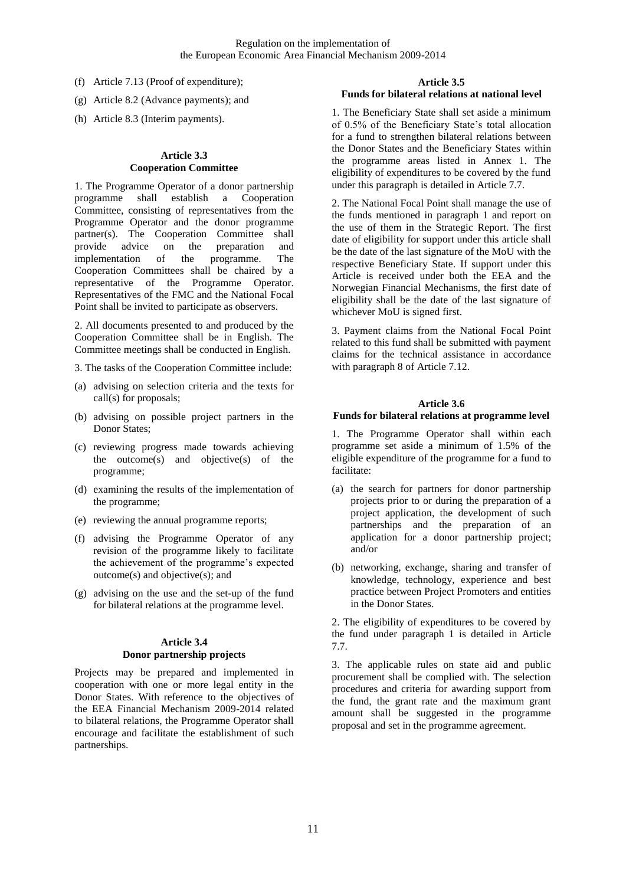(f) Article 7.13 (Proof of expenditure);

(g) Article 8.2 (Advance payments); and

(h) Article 8.3 (Interim payments).

### Article 3.3
### Cooperation Committee

1. The Programme Operator of a donor partnership programme shall establish a Cooperation Committee, consisting of representatives from the Programme Operator and the donor programme partner(s). The Cooperation Committee shall provide advice on the preparation and implementation of the programme. The Cooperation Committees shall be chaired by a representative of the Programme Operator. Representatives of the FMC and the National Focal Point shall be invited to participate as observers.

2. All documents presented to and produced by the Cooperation Committee shall be in English. The Committee meetings shall be conducted in English.

3. The tasks of the Cooperation Committee include:

(a) advising on selection criteria and the texts for call(s) for proposals;

(b) advising on possible project partners in the Donor States;

(c) reviewing progress made towards achieving the outcome(s) and objective(s) of the programme;

(d) examining the results of the implementation of the programme;

(e) reviewing the annual programme reports;

(f) advising the Programme Operator of any revision of the programme likely to facilitate the achievement of the programme's expected outcome(s) and objective(s); and

(g) advising on the use and the set-up of the fund for bilateral relations at the programme level.

### Article 3.4
### Donor partnership projects

Projects may be prepared and implemented in cooperation with one or more legal entity in the Donor States. With reference to the objectives of the EEA Financial Mechanism 2009-2014 related to bilateral relations, the Programme Operator shall encourage and facilitate the establishment of such partnerships.

### Article 3.5
### Funds for bilateral relations at national level

1. The Beneficiary State shall set aside a minimum of 0.5% of the Beneficiary State's total allocation for a fund to strengthen bilateral relations between the Donor States and the Beneficiary States within the programme areas listed in Annex 1. The eligibility of expenditures to be covered by the fund under this paragraph is detailed in Article 7.7.

2. The National Focal Point shall manage the use of the funds mentioned in paragraph 1 and report on the use of them in the Strategic Report. The first date of eligibility for support under this article shall be the date of the last signature of the MoU with the respective Beneficiary State. If support under this Article is received under both the EEA and the Norwegian Financial Mechanisms, the first date of eligibility shall be the date of the last signature of whichever MoU is signed first.

3. Payment claims from the National Focal Point related to this fund shall be submitted with payment claims for the technical assistance in accordance with paragraph 8 of Article 7.12.

### Article 3.6
### Funds for bilateral relations at programme level

1. The Programme Operator shall within each programme set aside a minimum of 1.5% of the eligible expenditure of the programme for a fund to facilitate:

(a) the search for partners for donor partnership projects prior to or during the preparation of a project application, the development of such partnerships and the preparation of an application for a donor partnership project; and/or

(b) networking, exchange, sharing and transfer of knowledge, technology, experience and best practice between Project Promoters and entities in the Donor States.

2. The eligibility of expenditures to be covered by the fund under paragraph 1 is detailed in Article 7.7.

3. The applicable rules on state aid and public procurement shall be complied with. The selection procedures and criteria for awarding support from the fund, the grant rate and the maximum grant amount shall be suggested in the programme proposal and set in the programme agreement.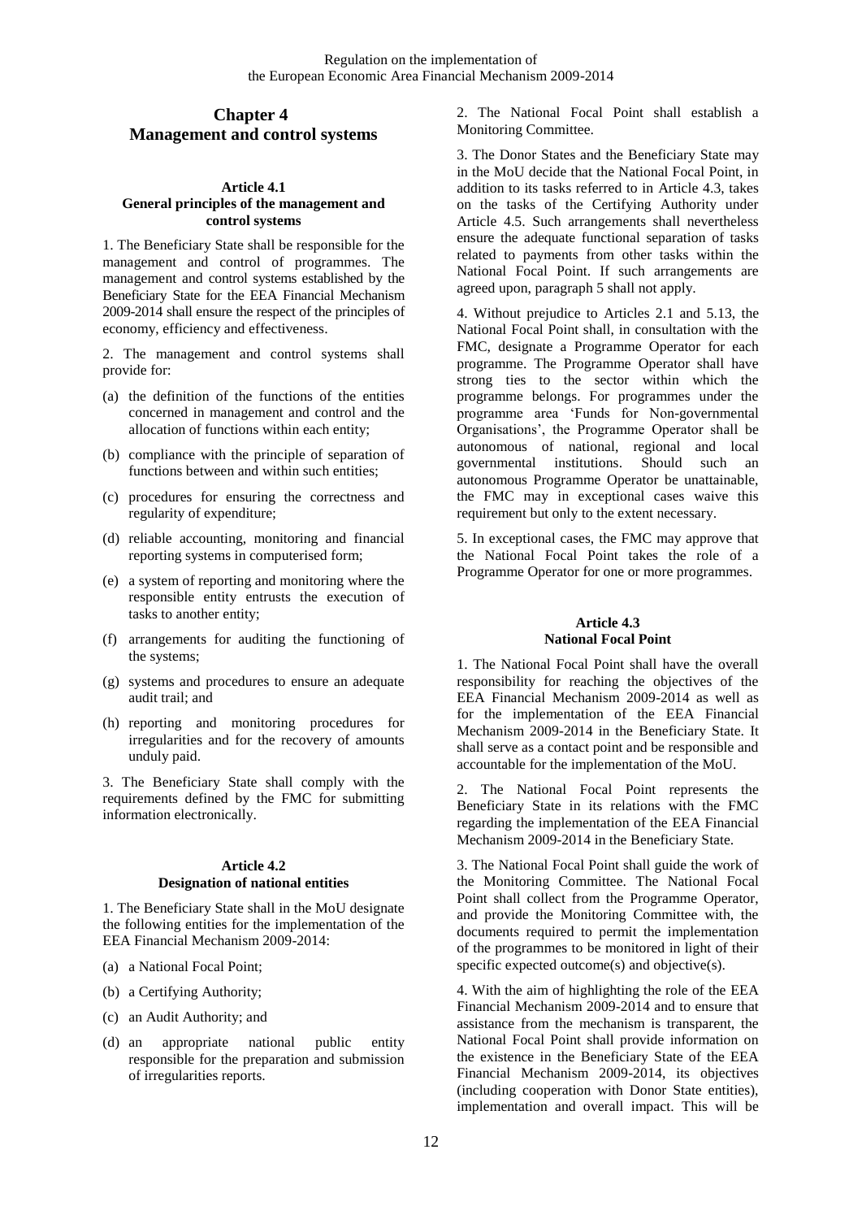# Chapter 4
# Management and control systems

### Article 4.1
### General principles of the management and control systems

1. The Beneficiary State shall be responsible for the management and control of programmes. The management and control systems established by the Beneficiary State for the EEA Financial Mechanism 2009-2014 shall ensure the respect of the principles of economy, efficiency and effectiveness.

2. The management and control systems shall provide for:

(a) the definition of the functions of the entities concerned in management and control and the allocation of functions within each entity;

(b) compliance with the principle of separation of functions between and within such entities;

(c) procedures for ensuring the correctness and regularity of expenditure;

(d) reliable accounting, monitoring and financial reporting systems in computerised form;

(e) a system of reporting and monitoring where the responsible entity entrusts the execution of tasks to another entity;

(f) arrangements for auditing the functioning of the systems;

(g) systems and procedures to ensure an adequate audit trail; and

(h) reporting and monitoring procedures for irregularities and for the recovery of amounts unduly paid.

3. The Beneficiary State shall comply with the requirements defined by the FMC for submitting information electronically.

### Article 4.2
### Designation of national entities

1. The Beneficiary State shall in the MoU designate the following entities for the implementation of the EEA Financial Mechanism 2009-2014:

(a) a National Focal Point;

(b) a Certifying Authority;

(c) an Audit Authority; and

(d) an appropriate national public entity responsible for the preparation and submission of irregularities reports.

2. The National Focal Point shall establish a Monitoring Committee.

3. The Donor States and the Beneficiary State may in the MoU decide that the National Focal Point, in addition to its tasks referred to in Article 4.3, takes on the tasks of the Certifying Authority under Article 4.5. Such arrangements shall nevertheless ensure the adequate functional separation of tasks related to payments from other tasks within the National Focal Point. If such arrangements are agreed upon, paragraph 5 shall not apply.

4. Without prejudice to Articles 2.1 and 5.13, the National Focal Point shall, in consultation with the FMC, designate a Programme Operator for each programme. The Programme Operator shall have strong ties to the sector within which the programme belongs. For programmes under the programme area 'Funds for Non-governmental Organisations', the Programme Operator shall be autonomous of national, regional and local governmental institutions. Should such an autonomous Programme Operator be unattainable, the FMC may in exceptional cases waive this requirement but only to the extent necessary.

5. In exceptional cases, the FMC may approve that the National Focal Point takes the role of a Programme Operator for one or more programmes.

### Article 4.3
### National Focal Point

1. The National Focal Point shall have the overall responsibility for reaching the objectives of the EEA Financial Mechanism 2009-2014 as well as for the implementation of the EEA Financial Mechanism 2009-2014 in the Beneficiary State. It shall serve as a contact point and be responsible and accountable for the implementation of the MoU.

2. The National Focal Point represents the Beneficiary State in its relations with the FMC regarding the implementation of the EEA Financial Mechanism 2009-2014 in the Beneficiary State.

3. The National Focal Point shall guide the work of the Monitoring Committee. The National Focal Point shall collect from the Programme Operator, and provide the Monitoring Committee with, the documents required to permit the implementation of the programmes to be monitored in light of their specific expected outcome(s) and objective(s).

4. With the aim of highlighting the role of the EEA Financial Mechanism 2009-2014 and to ensure that assistance from the mechanism is transparent, the National Focal Point shall provide information on the existence in the Beneficiary State of the EEA Financial Mechanism 2009-2014, its objectives (including cooperation with Donor State entities), implementation and overall impact. This will be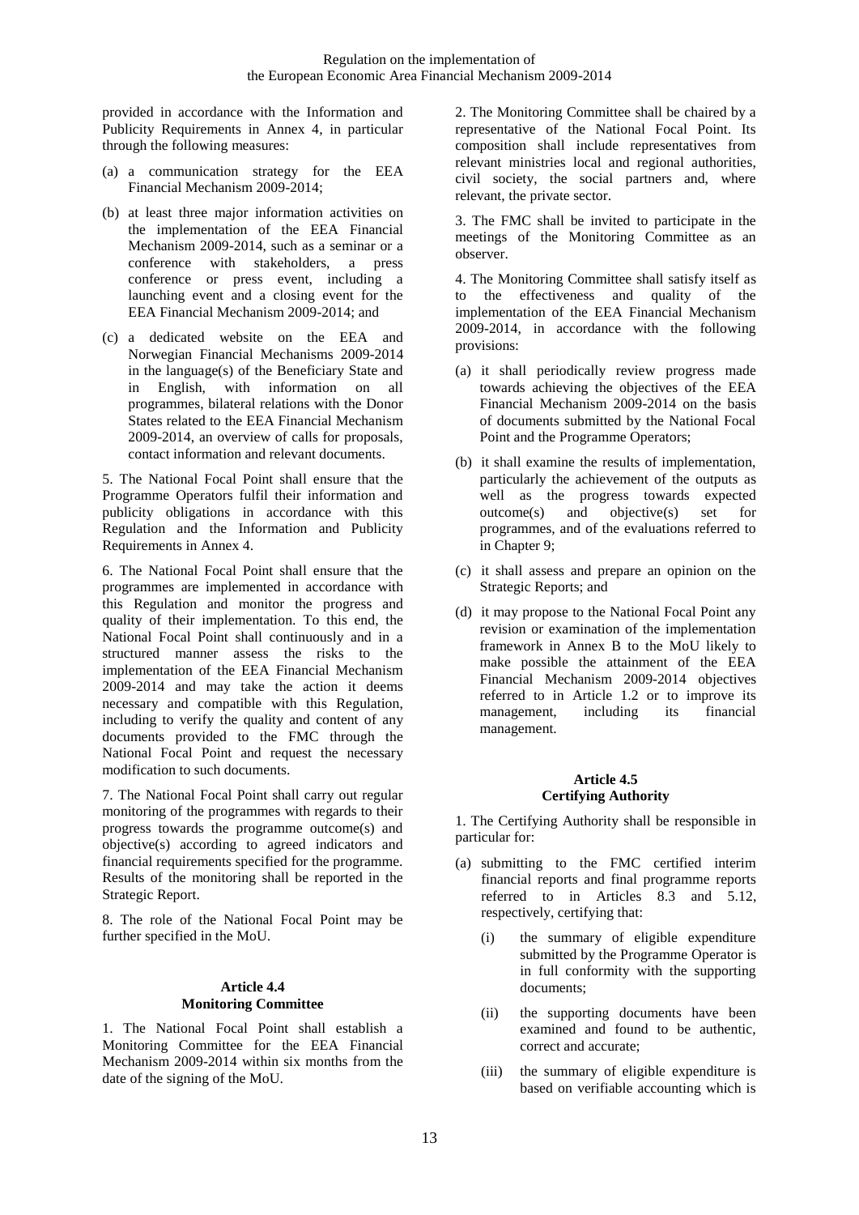provided in accordance with the Information and Publicity Requirements in Annex 4, in particular through the following measures:

(a) a communication strategy for the EEA Financial Mechanism 2009-2014;

(b) at least three major information activities on the implementation of the EEA Financial Mechanism 2009-2014, such as a seminar or a conference with stakeholders, a press conference or press event, including a launching event and a closing event for the EEA Financial Mechanism 2009-2014; and

(c) a dedicated website on the EEA and Norwegian Financial Mechanisms 2009-2014 in the language(s) of the Beneficiary State and in English, with information on all programmes, bilateral relations with the Donor States related to the EEA Financial Mechanism 2009-2014, an overview of calls for proposals, contact information and relevant documents.

5. The National Focal Point shall ensure that the Programme Operators fulfil their information and publicity obligations in accordance with this Regulation and the Information and Publicity Requirements in Annex 4.

6. The National Focal Point shall ensure that the programmes are implemented in accordance with this Regulation and monitor the progress and quality of their implementation. To this end, the National Focal Point shall continuously and in a structured manner assess the risks to the implementation of the EEA Financial Mechanism 2009-2014 and may take the action it deems necessary and compatible with this Regulation, including to verify the quality and content of any documents provided to the FMC through the National Focal Point and request the necessary modification to such documents.

7. The National Focal Point shall carry out regular monitoring of the programmes with regards to their progress towards the programme outcome(s) and objective(s) according to agreed indicators and financial requirements specified for the programme. Results of the monitoring shall be reported in the Strategic Report.

8. The role of the National Focal Point may be further specified in the MoU.

### Article 4.4
### Monitoring Committee

1. The National Focal Point shall establish a Monitoring Committee for the EEA Financial Mechanism 2009-2014 within six months from the date of the signing of the MoU.

2. The Monitoring Committee shall be chaired by a representative of the National Focal Point. Its composition shall include representatives from relevant ministries local and regional authorities, civil society, the social partners and, where relevant, the private sector.

3. The FMC shall be invited to participate in the meetings of the Monitoring Committee as an observer.

4. The Monitoring Committee shall satisfy itself as to the effectiveness and quality of the implementation of the EEA Financial Mechanism 2009-2014, in accordance with the following provisions:

(a) it shall periodically review progress made towards achieving the objectives of the EEA Financial Mechanism 2009-2014 on the basis of documents submitted by the National Focal Point and the Programme Operators;

(b) it shall examine the results of implementation, particularly the achievement of the outputs as well as the progress towards expected outcome(s) and objective(s) set for programmes, and of the evaluations referred to in Chapter 9;

(c) it shall assess and prepare an opinion on the Strategic Reports; and

(d) it may propose to the National Focal Point any revision or examination of the implementation framework in Annex B to the MoU likely to make possible the attainment of the EEA Financial Mechanism 2009-2014 objectives referred to in Article 1.2 or to improve its management, including its financial management.

### Article 4.5
### Certifying Authority

1. The Certifying Authority shall be responsible in particular for:

(a) submitting to the FMC certified interim financial reports and final programme reports referred to in Articles 8.3 and 5.12, respectively, certifying that:

   (i) the summary of eligible expenditure submitted by the Programme Operator is in full conformity with the supporting documents;

   (ii) the supporting documents have been examined and found to be authentic, correct and accurate;

   (iii) the summary of eligible expenditure is based on verifiable accounting which is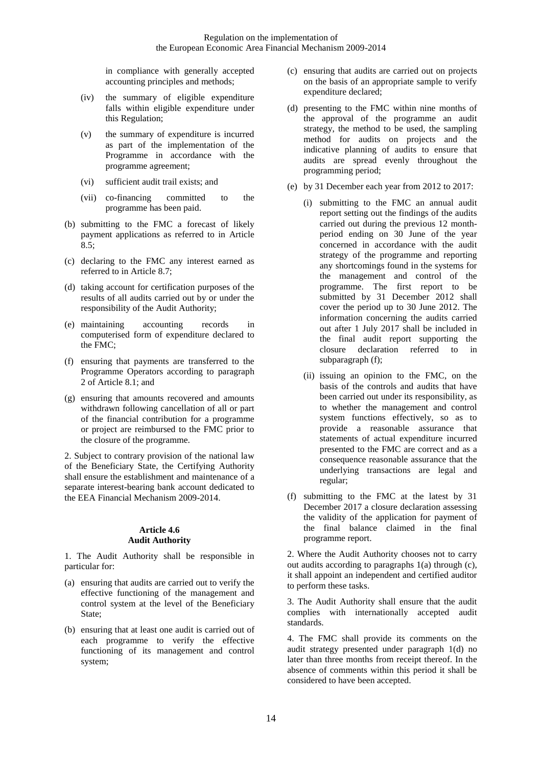in compliance with generally accepted accounting principles and methods;

(iv) the summary of eligible expenditure falls within eligible expenditure under this Regulation;

(v) the summary of expenditure is incurred as part of the implementation of the Programme in accordance with the programme agreement;

(vi) sufficient audit trail exists; and

(vii) co-financing committed to the programme has been paid.

(b) submitting to the FMC a forecast of likely payment applications as referred to in Article 8.5;

(c) declaring to the FMC any interest earned as referred to in Article 8.7;

(d) taking account for certification purposes of the results of all audits carried out by or under the responsibility of the Audit Authority;

(e) maintaining accounting records in computerised form of expenditure declared to the FMC;

(f) ensuring that payments are transferred to the Programme Operators according to paragraph 2 of Article 8.1; and

(g) ensuring that amounts recovered and amounts withdrawn following cancellation of all or part of the financial contribution for a programme or project are reimbursed to the FMC prior to the closure of the programme.

2. Subject to contrary provision of the national law of the Beneficiary State, the Certifying Authority shall ensure the establishment and maintenance of a separate interest-bearing bank account dedicated to the EEA Financial Mechanism 2009-2014.

**Article 4.6**
**Audit Authority**

1. The Audit Authority shall be responsible in particular for:

(a) ensuring that audits are carried out to verify the effective functioning of the management and control system at the level of the Beneficiary State;

(b) ensuring that at least one audit is carried out of each programme to verify the effective functioning of its management and control system;

(c) ensuring that audits are carried out on projects on the basis of an appropriate sample to verify expenditure declared;

(d) presenting to the FMC within nine months of the approval of the programme an audit strategy, the method to be used, the sampling method for audits on projects and the indicative planning of audits to ensure that audits are spread evenly throughout the programming period;

(e) by 31 December each year from 2012 to 2017:

(i) submitting to the FMC an annual audit report setting out the findings of the audits carried out during the previous 12 month-period ending on 30 June of the year concerned in accordance with the audit strategy of the programme and reporting any shortcomings found in the systems for the management and control of the programme. The first report to be submitted by 31 December 2012 shall cover the period up to 30 June 2012. The information concerning the audits carried out after 1 July 2017 shall be included in the final audit report supporting the closure declaration referred to in subparagraph (f);

(ii) issuing an opinion to the FMC, on the basis of the controls and audits that have been carried out under its responsibility, as to whether the management and control system functions effectively, so as to provide a reasonable assurance that statements of actual expenditure incurred presented to the FMC are correct and as a consequence reasonable assurance that the underlying transactions are legal and regular;

(f) submitting to the FMC at the latest by 31 December 2017 a closure declaration assessing the validity of the application for payment of the final balance claimed in the final programme report.

2. Where the Audit Authority chooses not to carry out audits according to paragraphs 1(a) through (c), it shall appoint an independent and certified auditor to perform these tasks.

3. The Audit Authority shall ensure that the audit complies with internationally accepted audit standards.

4. The FMC shall provide its comments on the audit strategy presented under paragraph 1(d) no later than three months from receipt thereof. In the absence of comments within this period it shall be considered to have been accepted.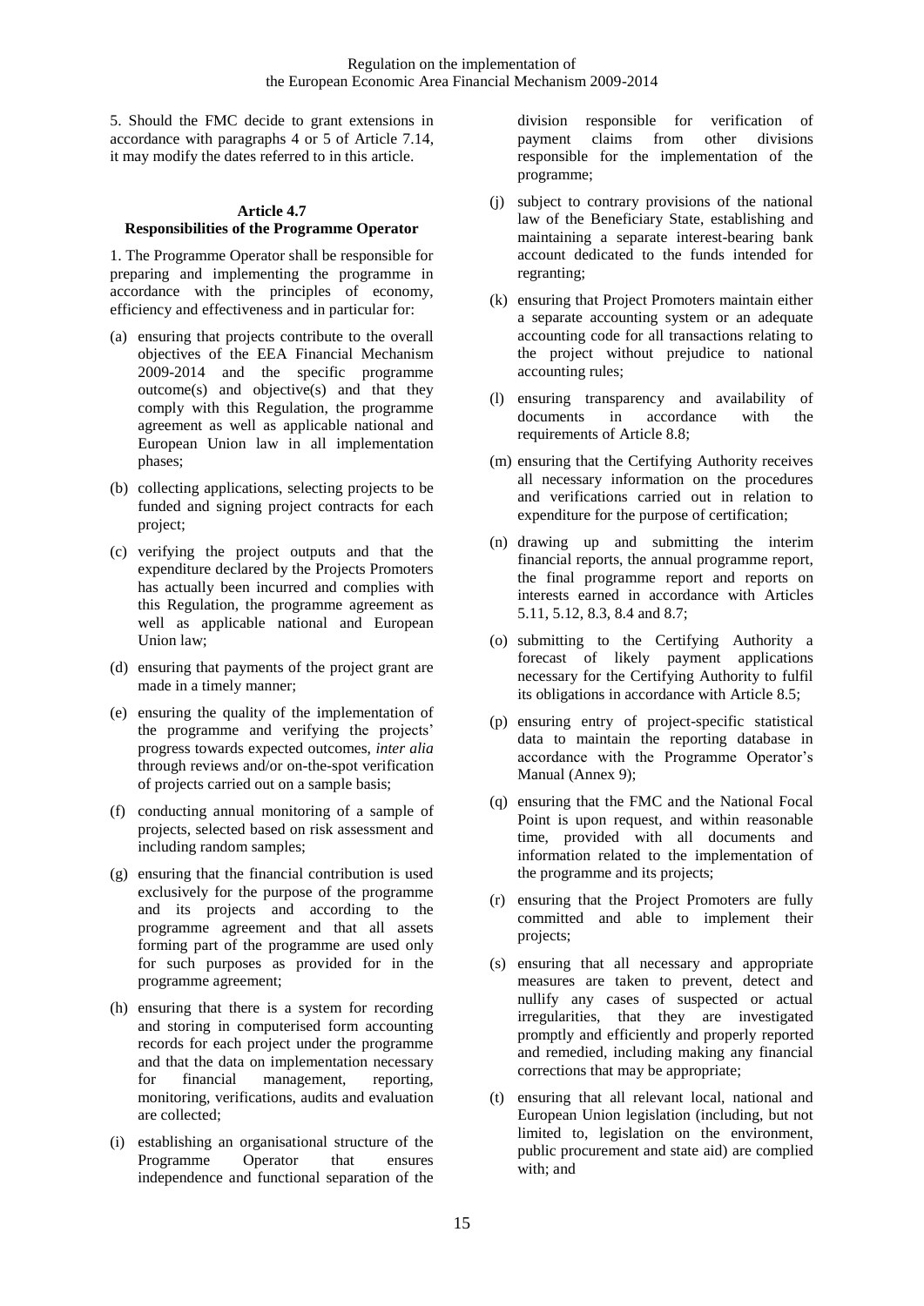5. Should the FMC decide to grant extensions in accordance with paragraphs 4 or 5 of Article 7.14, it may modify the dates referred to in this article.

### Article 4.7
### Responsibilities of the Programme Operator

1. The Programme Operator shall be responsible for preparing and implementing the programme in accordance with the principles of economy, efficiency and effectiveness and in particular for:

(a) ensuring that projects contribute to the overall objectives of the EEA Financial Mechanism 2009-2014 and the specific programme outcome(s) and objective(s) and that they comply with this Regulation, the programme agreement as well as applicable national and European Union law in all implementation phases;

(b) collecting applications, selecting projects to be funded and signing project contracts for each project;

(c) verifying the project outputs and that the expenditure declared by the Projects Promoters has actually been incurred and complies with this Regulation, the programme agreement as well as applicable national and European Union law;

(d) ensuring that payments of the project grant are made in a timely manner;

(e) ensuring the quality of the implementation of the programme and verifying the projects' progress towards expected outcomes, *inter alia* through reviews and/or on-the-spot verification of projects carried out on a sample basis;

(f) conducting annual monitoring of a sample of projects, selected based on risk assessment and including random samples;

(g) ensuring that the financial contribution is used exclusively for the purpose of the programme and its projects and according to the programme agreement and that all assets forming part of the programme are used only for such purposes as provided for in the programme agreement;

(h) ensuring that there is a system for recording and storing in computerised form accounting records for each project under the programme and that the data on implementation necessary for financial management, reporting, monitoring, verifications, audits and evaluation are collected;

(i) establishing an organisational structure of the Programme Operator that ensures independence and functional separation of the division responsible for verification of payment claims from other divisions responsible for the implementation of the programme;

(j) subject to contrary provisions of the national law of the Beneficiary State, establishing and maintaining a separate interest-bearing bank account dedicated to the funds intended for regranting;

(k) ensuring that Project Promoters maintain either a separate accounting system or an adequate accounting code for all transactions relating to the project without prejudice to national accounting rules;

(l) ensuring transparency and availability of documents in accordance with the requirements of Article 8.8;

(m) ensuring that the Certifying Authority receives all necessary information on the procedures and verifications carried out in relation to expenditure for the purpose of certification;

(n) drawing up and submitting the interim financial reports, the annual programme report, the final programme report and reports on interests earned in accordance with Articles 5.11, 5.12, 8.3, 8.4 and 8.7;

(o) submitting to the Certifying Authority a forecast of likely payment applications necessary for the Certifying Authority to fulfil its obligations in accordance with Article 8.5;

(p) ensuring entry of project-specific statistical data to maintain the reporting database in accordance with the Programme Operator's Manual (Annex 9);

(q) ensuring that the FMC and the National Focal Point is upon request, and within reasonable time, provided with all documents and information related to the implementation of the programme and its projects;

(r) ensuring that the Project Promoters are fully committed and able to implement their projects;

(s) ensuring that all necessary and appropriate measures are taken to prevent, detect and nullify any cases of suspected or actual irregularities, that they are investigated promptly and efficiently and properly reported and remedied, including making any financial corrections that may be appropriate;

(t) ensuring that all relevant local, national and European Union legislation (including, but not limited to, legislation on the environment, public procurement and state aid) are complied with; and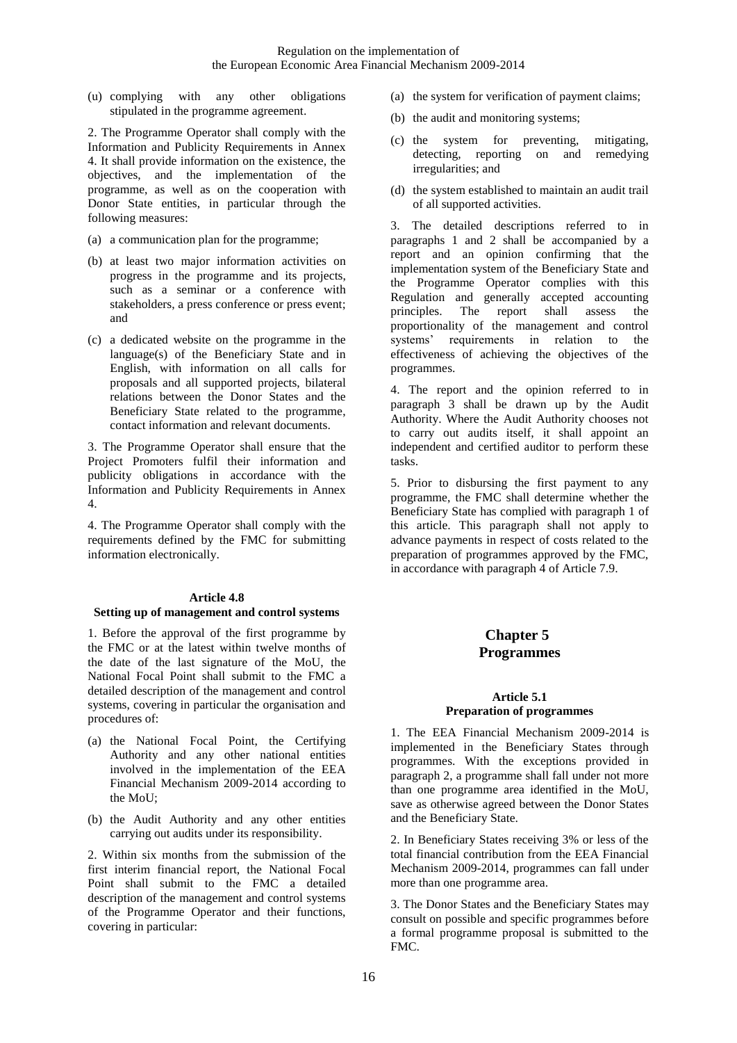(u) complying with any other obligations stipulated in the programme agreement.

2. The Programme Operator shall comply with the Information and Publicity Requirements in Annex 4. It shall provide information on the existence, the objectives, and the implementation of the programme, as well as on the cooperation with Donor State entities, in particular through the following measures:

(a) a communication plan for the programme;

(b) at least two major information activities on progress in the programme and its projects, such as a seminar or a conference with stakeholders, a press conference or press event; and

(c) a dedicated website on the programme in the language(s) of the Beneficiary State and in English, with information on all calls for proposals and all supported projects, bilateral relations between the Donor States and the Beneficiary State related to the programme, contact information and relevant documents.

3. The Programme Operator shall ensure that the Project Promoters fulfil their information and publicity obligations in accordance with the Information and Publicity Requirements in Annex 4.

4. The Programme Operator shall comply with the requirements defined by the FMC for submitting information electronically.

### Article 4.8
### Setting up of management and control systems

1. Before the approval of the first programme by the FMC or at the latest within twelve months of the date of the last signature of the MoU, the National Focal Point shall submit to the FMC a detailed description of the management and control systems, covering in particular the organisation and procedures of:

(a) the National Focal Point, the Certifying Authority and any other national entities involved in the implementation of the EEA Financial Mechanism 2009-2014 according to the MoU;

(b) the Audit Authority and any other entities carrying out audits under its responsibility.

2. Within six months from the submission of the first interim financial report, the National Focal Point shall submit to the FMC a detailed description of the management and control systems of the Programme Operator and their functions, covering in particular:

(a) the system for verification of payment claims;

(b) the audit and monitoring systems;

(c) the system for preventing, mitigating, detecting, reporting on and remedying irregularities; and

(d) the system established to maintain an audit trail of all supported activities.

3. The detailed descriptions referred to in paragraphs 1 and 2 shall be accompanied by a report and an opinion confirming that the implementation system of the Beneficiary State and the Programme Operator complies with this Regulation and generally accepted accounting principles. The report shall assess the proportionality of the management and control systems' requirements in relation to the effectiveness of achieving the objectives of the programmes.

4. The report and the opinion referred to in paragraph 3 shall be drawn up by the Audit Authority. Where the Audit Authority chooses not to carry out audits itself, it shall appoint an independent and certified auditor to perform these tasks.

5. Prior to disbursing the first payment to any programme, the FMC shall determine whether the Beneficiary State has complied with paragraph 1 of this article. This paragraph shall not apply to advance payments in respect of costs related to the preparation of programmes approved by the FMC, in accordance with paragraph 4 of Article 7.9.

## Chapter 5
## Programmes

### Article 5.1
### Preparation of programmes

1. The EEA Financial Mechanism 2009-2014 is implemented in the Beneficiary States through programmes. With the exceptions provided in paragraph 2, a programme shall fall under not more than one programme area identified in the MoU, save as otherwise agreed between the Donor States and the Beneficiary State.

2. In Beneficiary States receiving 3% or less of the total financial contribution from the EEA Financial Mechanism 2009-2014, programmes can fall under more than one programme area.

3. The Donor States and the Beneficiary States may consult on possible and specific programmes before a formal programme proposal is submitted to the FMC.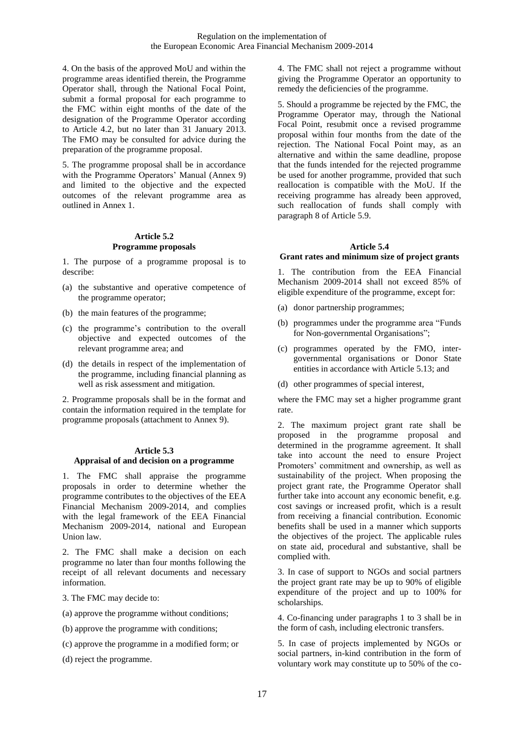4. On the basis of the approved MoU and within the programme areas identified therein, the Programme Operator shall, through the National Focal Point, submit a formal proposal for each programme to the FMC within eight months of the date of the designation of the Programme Operator according to Article 4.2, but no later than 31 January 2013. The FMO may be consulted for advice during the preparation of the programme proposal.

5. The programme proposal shall be in accordance with the Programme Operators' Manual (Annex 9) and limited to the objective and the expected outcomes of the relevant programme area as outlined in Annex 1.

### Article 5.2
### Programme proposals

1. The purpose of a programme proposal is to describe:

(a) the substantive and operative competence of the programme operator;

(b) the main features of the programme;

(c) the programme's contribution to the overall objective and expected outcomes of the relevant programme area; and

(d) the details in respect of the implementation of the programme, including financial planning as well as risk assessment and mitigation.

2. Programme proposals shall be in the format and contain the information required in the template for programme proposals (attachment to Annex 9).

### Article 5.3
### Appraisal of and decision on a programme

1. The FMC shall appraise the programme proposals in order to determine whether the programme contributes to the objectives of the EEA Financial Mechanism 2009-2014, and complies with the legal framework of the EEA Financial Mechanism 2009-2014, national and European Union law.

2. The FMC shall make a decision on each programme no later than four months following the receipt of all relevant documents and necessary information.

3. The FMC may decide to:

(a) approve the programme without conditions;

(b) approve the programme with conditions;

(c) approve the programme in a modified form; or

(d) reject the programme.

4. The FMC shall not reject a programme without giving the Programme Operator an opportunity to remedy the deficiencies of the programme.

5. Should a programme be rejected by the FMC, the Programme Operator may, through the National Focal Point, resubmit once a revised programme proposal within four months from the date of the rejection. The National Focal Point may, as an alternative and within the same deadline, propose that the funds intended for the rejected programme be used for another programme, provided that such reallocation is compatible with the MoU. If the receiving programme has already been approved, such reallocation of funds shall comply with paragraph 8 of Article 5.9.

### Article 5.4
### Grant rates and minimum size of project grants

1. The contribution from the EEA Financial Mechanism 2009-2014 shall not exceed 85% of eligible expenditure of the programme, except for:

(a) donor partnership programmes;

(b) programmes under the programme area "Funds for Non-governmental Organisations";

(c) programmes operated by the FMO, inter-governmental organisations or Donor State entities in accordance with Article 5.13; and

(d) other programmes of special interest,

where the FMC may set a higher programme grant rate.

2. The maximum project grant rate shall be proposed in the programme proposal and determined in the programme agreement. It shall take into account the need to ensure Project Promoters' commitment and ownership, as well as sustainability of the project. When proposing the project grant rate, the Programme Operator shall further take into account any economic benefit, e.g. cost savings or increased profit, which is a result from receiving a financial contribution. Economic benefits shall be used in a manner which supports the objectives of the project. The applicable rules on state aid, procedural and substantive, shall be complied with.

3. In case of support to NGOs and social partners the project grant rate may be up to 90% of eligible expenditure of the project and up to 100% for scholarships.

4. Co-financing under paragraphs 1 to 3 shall be in the form of cash, including electronic transfers.

5. In case of projects implemented by NGOs or social partners, in-kind contribution in the form of voluntary work may constitute up to 50% of the co-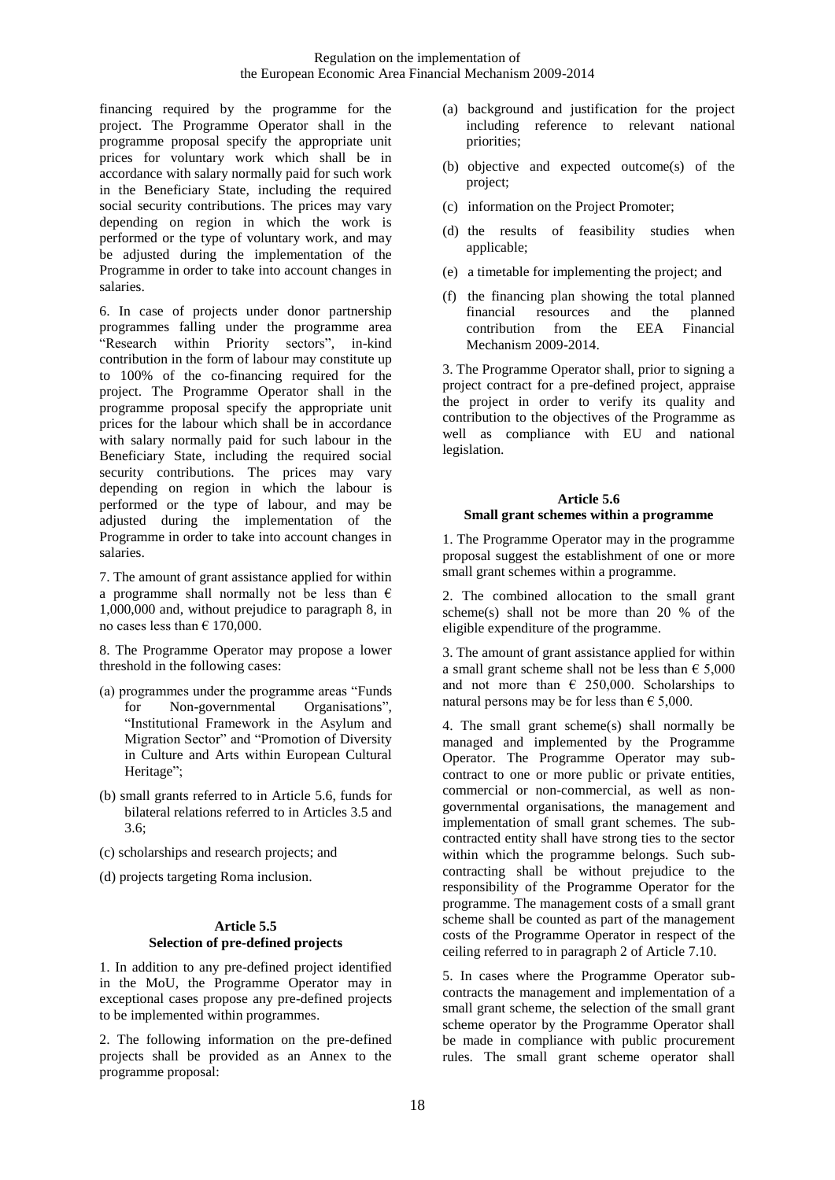financing required by the programme for the project. The Programme Operator shall in the programme proposal specify the appropriate unit prices for voluntary work which shall be in accordance with salary normally paid for such work in the Beneficiary State, including the required social security contributions. The prices may vary depending on region in which the work is performed or the type of voluntary work, and may be adjusted during the implementation of the Programme in order to take into account changes in salaries.

6. In case of projects under donor partnership programmes falling under the programme area "Research within Priority sectors", in-kind contribution in the form of labour may constitute up to 100% of the co-financing required for the project. The Programme Operator shall in the programme proposal specify the appropriate unit prices for the labour which shall be in accordance with salary normally paid for such labour in the Beneficiary State, including the required social security contributions. The prices may vary depending on region in which the labour is performed or the type of labour, and may be adjusted during the implementation of the Programme in order to take into account changes in salaries.

7. The amount of grant assistance applied for within a programme shall normally not be less than € 1,000,000 and, without prejudice to paragraph 8, in no cases less than € 170,000.

8. The Programme Operator may propose a lower threshold in the following cases:

(a) programmes under the programme areas "Funds for Non-governmental Organisations", "Institutional Framework in the Asylum and Migration Sector" and "Promotion of Diversity in Culture and Arts within European Cultural Heritage";

(b) small grants referred to in Article 5.6, funds for bilateral relations referred to in Articles 3.5 and 3.6;

(c) scholarships and research projects; and

(d) projects targeting Roma inclusion.

### Article 5.5
### Selection of pre-defined projects

1. In addition to any pre-defined project identified in the MoU, the Programme Operator may in exceptional cases propose any pre-defined projects to be implemented within programmes.

2. The following information on the pre-defined projects shall be provided as an Annex to the programme proposal:

(a) background and justification for the project including reference to relevant national priorities;

(b) objective and expected outcome(s) of the project;

(c) information on the Project Promoter;

(d) the results of feasibility studies when applicable;

(e) a timetable for implementing the project; and

(f) the financing plan showing the total planned financial resources and the planned contribution from the EEA Financial Mechanism 2009-2014.

3. The Programme Operator shall, prior to signing a project contract for a pre-defined project, appraise the project in order to verify its quality and contribution to the objectives of the Programme as well as compliance with EU and national legislation.

### Article 5.6
### Small grant schemes within a programme

1. The Programme Operator may in the programme proposal suggest the establishment of one or more small grant schemes within a programme.

2. The combined allocation to the small grant scheme(s) shall not be more than 20 % of the eligible expenditure of the programme.

3. The amount of grant assistance applied for within a small grant scheme shall not be less than € 5,000 and not more than € 250,000. Scholarships to natural persons may be for less than € 5,000.

4. The small grant scheme(s) shall normally be managed and implemented by the Programme Operator. The Programme Operator may sub-contract to one or more public or private entities, commercial or non-commercial, as well as non-governmental organisations, the management and implementation of small grant schemes. The sub-contracted entity shall have strong ties to the sector within which the programme belongs. Such sub-contracting shall be without prejudice to the responsibility of the Programme Operator for the programme. The management costs of a small grant scheme shall be counted as part of the management costs of the Programme Operator in respect of the ceiling referred to in paragraph 2 of Article 7.10.

5. In cases where the Programme Operator sub-contracts the management and implementation of a small grant scheme, the selection of the small grant scheme operator by the Programme Operator shall be made in compliance with public procurement rules. The small grant scheme operator shall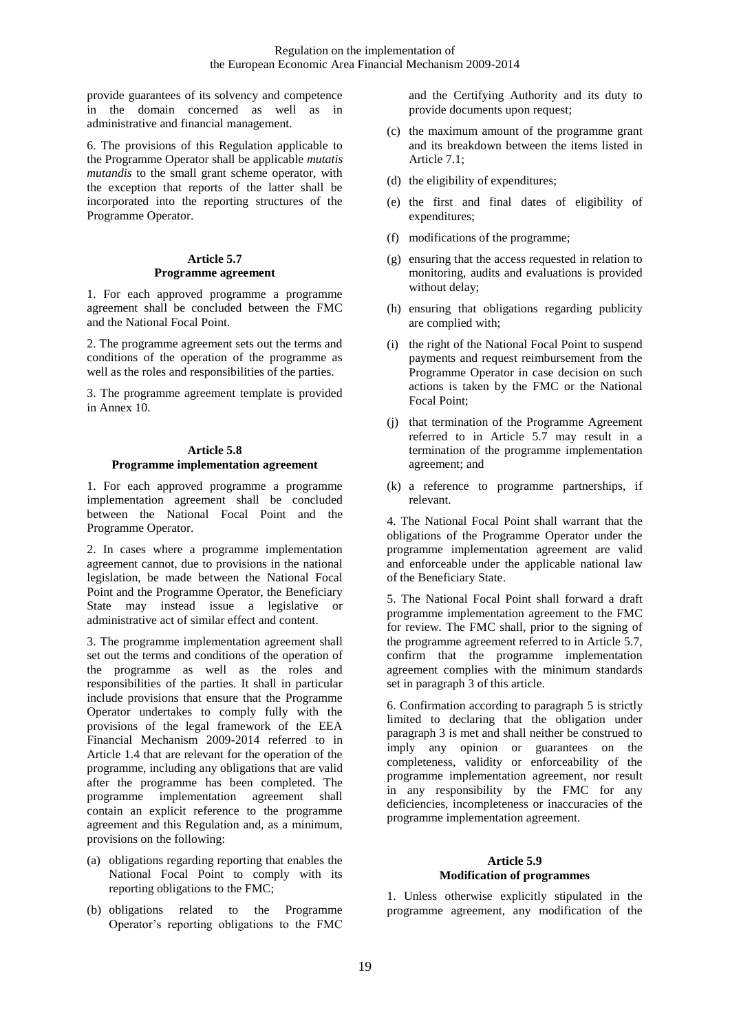provide guarantees of its solvency and competence in the domain concerned as well as in administrative and financial management.

6. The provisions of this Regulation applicable to the Programme Operator shall be applicable *mutatis mutandis* to the small grant scheme operator, with the exception that reports of the latter shall be incorporated into the reporting structures of the Programme Operator.

### Article 5.7
### Programme agreement

1. For each approved programme a programme agreement shall be concluded between the FMC and the National Focal Point.

2. The programme agreement sets out the terms and conditions of the operation of the programme as well as the roles and responsibilities of the parties.

3. The programme agreement template is provided in Annex 10.

### Article 5.8
### Programme implementation agreement

1. For each approved programme a programme implementation agreement shall be concluded between the National Focal Point and the Programme Operator.

2. In cases where a programme implementation agreement cannot, due to provisions in the national legislation, be made between the National Focal Point and the Programme Operator, the Beneficiary State may instead issue a legislative or administrative act of similar effect and content.

3. The programme implementation agreement shall set out the terms and conditions of the operation of the programme as well as the roles and responsibilities of the parties. It shall in particular include provisions that ensure that the Programme Operator undertakes to comply fully with the provisions of the legal framework of the EEA Financial Mechanism 2009-2014 referred to in Article 1.4 that are relevant for the operation of the programme, including any obligations that are valid after the programme has been completed. The programme implementation agreement shall contain an explicit reference to the programme agreement and this Regulation and, as a minimum, provisions on the following:

(a) obligations regarding reporting that enables the National Focal Point to comply with its reporting obligations to the FMC;

(b) obligations related to the Programme Operator's reporting obligations to the FMC and the Certifying Authority and its duty to provide documents upon request;

(c) the maximum amount of the programme grant and its breakdown between the items listed in Article 7.1;

(d) the eligibility of expenditures;

(e) the first and final dates of eligibility of expenditures;

(f) modifications of the programme;

(g) ensuring that the access requested in relation to monitoring, audits and evaluations is provided without delay;

(h) ensuring that obligations regarding publicity are complied with;

(i) the right of the National Focal Point to suspend payments and request reimbursement from the Programme Operator in case decision on such actions is taken by the FMC or the National Focal Point;

(j) that termination of the Programme Agreement referred to in Article 5.7 may result in a termination of the programme implementation agreement; and

(k) a reference to programme partnerships, if relevant.

4. The National Focal Point shall warrant that the obligations of the Programme Operator under the programme implementation agreement are valid and enforceable under the applicable national law of the Beneficiary State.

5. The National Focal Point shall forward a draft programme implementation agreement to the FMC for review. The FMC shall, prior to the signing of the programme agreement referred to in Article 5.7, confirm that the programme implementation agreement complies with the minimum standards set in paragraph 3 of this article.

6. Confirmation according to paragraph 5 is strictly limited to declaring that the obligation under paragraph 3 is met and shall neither be construed to imply any opinion or guarantees on the completeness, validity or enforceability of the programme implementation agreement, nor result in any responsibility by the FMC for any deficiencies, incompleteness or inaccuracies of the programme implementation agreement.

### Article 5.9
### Modification of programmes

1. Unless otherwise explicitly stipulated in the programme agreement, any modification of the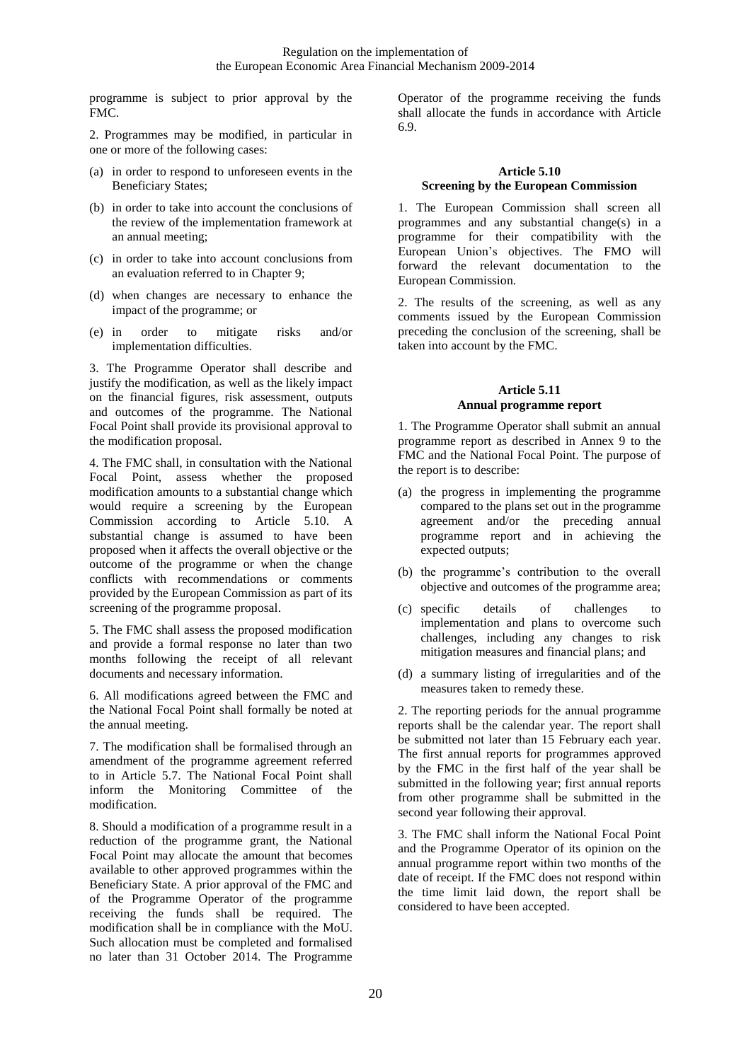programme is subject to prior approval by the FMC.

2. Programmes may be modified, in particular in one or more of the following cases:

(a) in order to respond to unforeseen events in the Beneficiary States;

(b) in order to take into account the conclusions of the review of the implementation framework at an annual meeting;

(c) in order to take into account conclusions from an evaluation referred to in Chapter 9;

(d) when changes are necessary to enhance the impact of the programme; or

(e) in order to mitigate risks and/or implementation difficulties.

3. The Programme Operator shall describe and justify the modification, as well as the likely impact on the financial figures, risk assessment, outputs and outcomes of the programme. The National Focal Point shall provide its provisional approval to the modification proposal.

4. The FMC shall, in consultation with the National Focal Point, assess whether the proposed modification amounts to a substantial change which would require a screening by the European Commission according to Article 5.10. A substantial change is assumed to have been proposed when it affects the overall objective or the outcome of the programme or when the change conflicts with recommendations or comments provided by the European Commission as part of its screening of the programme proposal.

5. The FMC shall assess the proposed modification and provide a formal response no later than two months following the receipt of all relevant documents and necessary information.

6. All modifications agreed between the FMC and the National Focal Point shall formally be noted at the annual meeting.

7. The modification shall be formalised through an amendment of the programme agreement referred to in Article 5.7. The National Focal Point shall inform the Monitoring Committee of the modification.

8. Should a modification of a programme result in a reduction of the programme grant, the National Focal Point may allocate the amount that becomes available to other approved programmes within the Beneficiary State. A prior approval of the FMC and of the Programme Operator of the programme receiving the funds shall be required. The modification shall be in compliance with the MoU. Such allocation must be completed and formalised no later than 31 October 2014. The Programme Operator of the programme receiving the funds shall allocate the funds in accordance with Article 6.9.

### Article 5.10
### Screening by the European Commission

1. The European Commission shall screen all programmes and any substantial change(s) in a programme for their compatibility with the European Union's objectives. The FMO will forward the relevant documentation to the European Commission.

2. The results of the screening, as well as any comments issued by the European Commission preceding the conclusion of the screening, shall be taken into account by the FMC.

### Article 5.11
### Annual programme report

1. The Programme Operator shall submit an annual programme report as described in Annex 9 to the FMC and the National Focal Point. The purpose of the report is to describe:

(a) the progress in implementing the programme compared to the plans set out in the programme agreement and/or the preceding annual programme report and in achieving the expected outputs;

(b) the programme's contribution to the overall objective and outcomes of the programme area;

(c) specific details of challenges to implementation and plans to overcome such challenges, including any changes to risk mitigation measures and financial plans; and

(d) a summary listing of irregularities and of the measures taken to remedy these.

2. The reporting periods for the annual programme reports shall be the calendar year. The report shall be submitted not later than 15 February each year. The first annual reports for programmes approved by the FMC in the first half of the year shall be submitted in the following year; first annual reports from other programme shall be submitted in the second year following their approval.

3. The FMC shall inform the National Focal Point and the Programme Operator of its opinion on the annual programme report within two months of the date of receipt. If the FMC does not respond within the time limit laid down, the report shall be considered to have been accepted.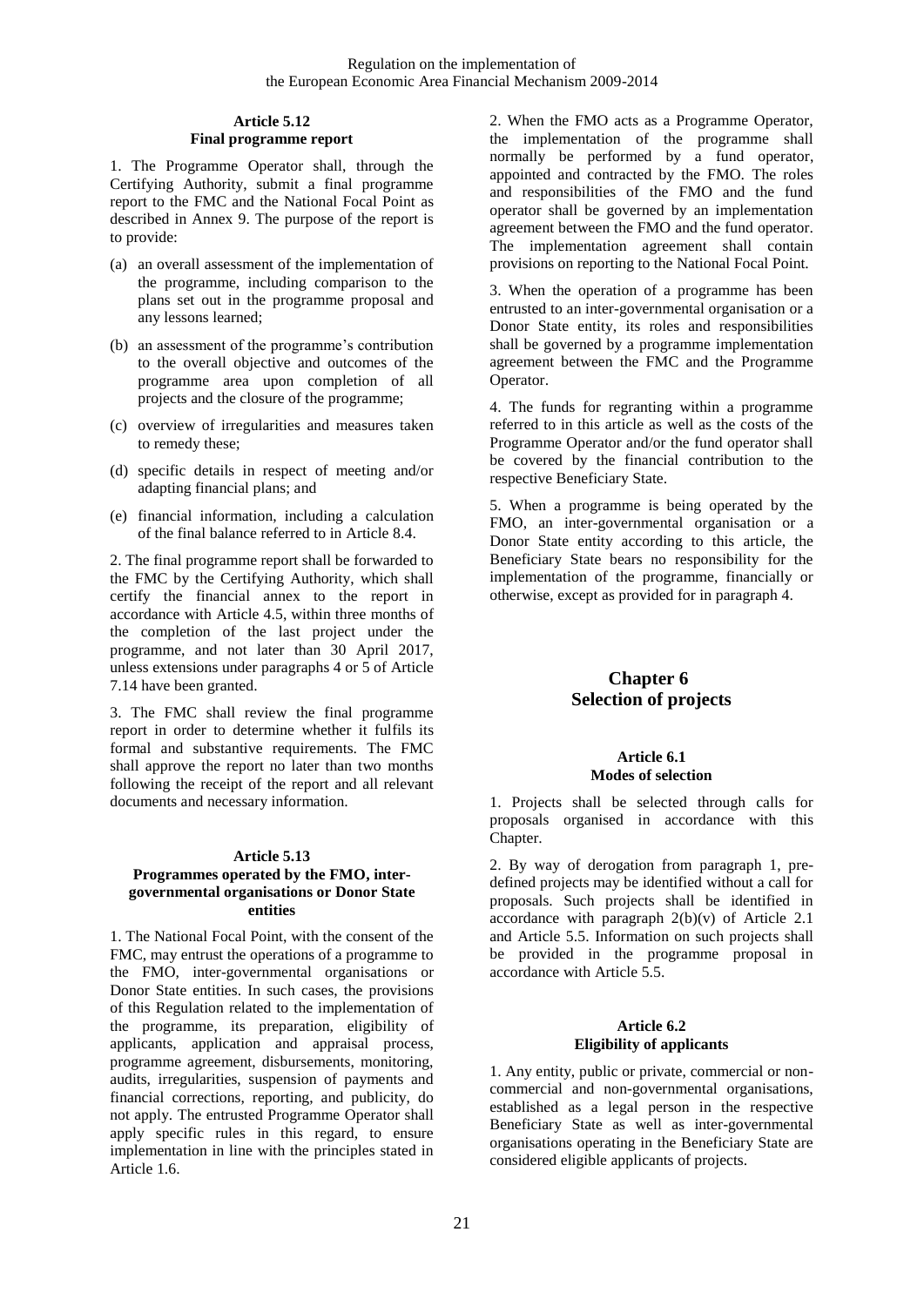#### Article 5.12
#### Final programme report

1. The Programme Operator shall, through the Certifying Authority, submit a final programme report to the FMC and the National Focal Point as described in Annex 9. The purpose of the report is to provide:

(a) an overall assessment of the implementation of the programme, including comparison to the plans set out in the programme proposal and any lessons learned;

(b) an assessment of the programme's contribution to the overall objective and outcomes of the programme area upon completion of all projects and the closure of the programme;

(c) overview of irregularities and measures taken to remedy these;

(d) specific details in respect of meeting and/or adapting financial plans; and

(e) financial information, including a calculation of the final balance referred to in Article 8.4.

2. The final programme report shall be forwarded to the FMC by the Certifying Authority, which shall certify the financial annex to the report in accordance with Article 4.5, within three months of the completion of the last project under the programme, and not later than 30 April 2017, unless extensions under paragraphs 4 or 5 of Article 7.14 have been granted.

3. The FMC shall review the final programme report in order to determine whether it fulfils its formal and substantive requirements. The FMC shall approve the report no later than two months following the receipt of the report and all relevant documents and necessary information.

#### Article 5.13
#### Programmes operated by the FMO, inter-governmental organisations or Donor State entities

1. The National Focal Point, with the consent of the FMC, may entrust the operations of a programme to the FMO, inter-governmental organisations or Donor State entities. In such cases, the provisions of this Regulation related to the implementation of the programme, its preparation, eligibility of applicants, application and appraisal process, programme agreement, disbursements, monitoring, audits, irregularities, suspension of payments and financial corrections, reporting, and publicity, do not apply. The entrusted Programme Operator shall apply specific rules in this regard, to ensure implementation in line with the principles stated in Article 1.6.

2. When the FMO acts as a Programme Operator, the implementation of the programme shall normally be performed by a fund operator, appointed and contracted by the FMO. The roles and responsibilities of the FMO and the fund operator shall be governed by an implementation agreement between the FMO and the fund operator. The implementation agreement shall contain provisions on reporting to the National Focal Point.

3. When the operation of a programme has been entrusted to an inter-governmental organisation or a Donor State entity, its roles and responsibilities shall be governed by a programme implementation agreement between the FMC and the Programme Operator.

4. The funds for regranting within a programme referred to in this article as well as the costs of the Programme Operator and/or the fund operator shall be covered by the financial contribution to the respective Beneficiary State.

5. When a programme is being operated by the FMO, an inter-governmental organisation or a Donor State entity according to this article, the Beneficiary State bears no responsibility for the implementation of the programme, financially or otherwise, except as provided for in paragraph 4.

## Chapter 6
## Selection of projects

#### Article 6.1
#### Modes of selection

1. Projects shall be selected through calls for proposals organised in accordance with this Chapter.

2. By way of derogation from paragraph 1, pre-defined projects may be identified without a call for proposals. Such projects shall be identified in accordance with paragraph 2(b)(v) of Article 2.1 and Article 5.5. Information on such projects shall be provided in the programme proposal in accordance with Article 5.5.

#### Article 6.2
#### Eligibility of applicants

1. Any entity, public or private, commercial or non-commercial and non-governmental organisations, established as a legal person in the respective Beneficiary State as well as inter-governmental organisations operating in the Beneficiary State are considered eligible applicants of projects.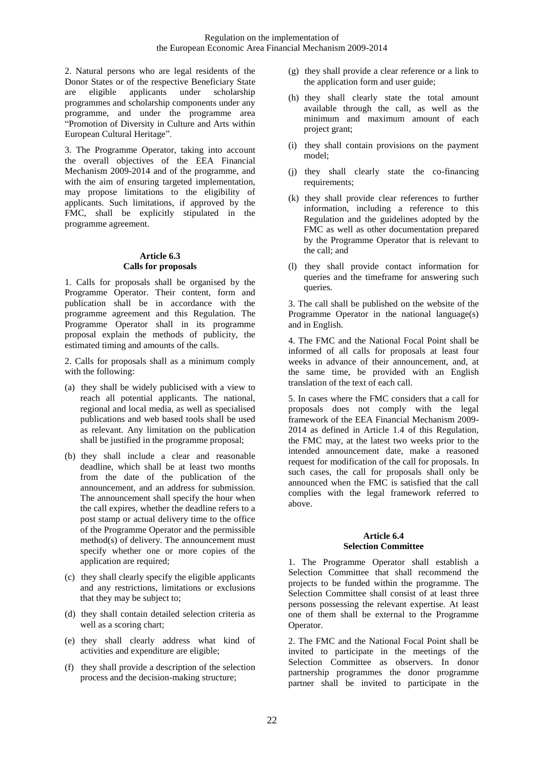2. Natural persons who are legal residents of the Donor States or of the respective Beneficiary State are eligible applicants under scholarship programmes and scholarship components under any programme, and under the programme area "Promotion of Diversity in Culture and Arts within European Cultural Heritage".

3. The Programme Operator, taking into account the overall objectives of the EEA Financial Mechanism 2009-2014 and of the programme, and with the aim of ensuring targeted implementation, may propose limitations to the eligibility of applicants. Such limitations, if approved by the FMC, shall be explicitly stipulated in the programme agreement.

#### Article 6.3
#### Calls for proposals

1. Calls for proposals shall be organised by the Programme Operator. Their content, form and publication shall be in accordance with the programme agreement and this Regulation. The Programme Operator shall in its programme proposal explain the methods of publicity, the estimated timing and amounts of the calls.

2. Calls for proposals shall as a minimum comply with the following:

(a) they shall be widely publicised with a view to reach all potential applicants. The national, regional and local media, as well as specialised publications and web based tools shall be used as relevant. Any limitation on the publication shall be justified in the programme proposal;

(b) they shall include a clear and reasonable deadline, which shall be at least two months from the date of the publication of the announcement, and an address for submission. The announcement shall specify the hour when the call expires, whether the deadline refers to a post stamp or actual delivery time to the office of the Programme Operator and the permissible method(s) of delivery. The announcement must specify whether one or more copies of the application are required;

(c) they shall clearly specify the eligible applicants and any restrictions, limitations or exclusions that they may be subject to;

(d) they shall contain detailed selection criteria as well as a scoring chart;

(e) they shall clearly address what kind of activities and expenditure are eligible;

(f) they shall provide a description of the selection process and the decision-making structure;

(g) they shall provide a clear reference or a link to the application form and user guide;

(h) they shall clearly state the total amount available through the call, as well as the minimum and maximum amount of each project grant;

(i) they shall contain provisions on the payment model;

(j) they shall clearly state the co-financing requirements;

(k) they shall provide clear references to further information, including a reference to this Regulation and the guidelines adopted by the FMC as well as other documentation prepared by the Programme Operator that is relevant to the call; and

(l) they shall provide contact information for queries and the timeframe for answering such queries.

3. The call shall be published on the website of the Programme Operator in the national language(s) and in English.

4. The FMC and the National Focal Point shall be informed of all calls for proposals at least four weeks in advance of their announcement, and, at the same time, be provided with an English translation of the text of each call.

5. In cases where the FMC considers that a call for proposals does not comply with the legal framework of the EEA Financial Mechanism 2009-2014 as defined in Article 1.4 of this Regulation, the FMC may, at the latest two weeks prior to the intended announcement date, make a reasoned request for modification of the call for proposals. In such cases, the call for proposals shall only be announced when the FMC is satisfied that the call complies with the legal framework referred to above.

#### Article 6.4
#### Selection Committee

1. The Programme Operator shall establish a Selection Committee that shall recommend the projects to be funded within the programme. The Selection Committee shall consist of at least three persons possessing the relevant expertise. At least one of them shall be external to the Programme Operator.

2. The FMC and the National Focal Point shall be invited to participate in the meetings of the Selection Committee as observers. In donor partnership programmes the donor programme partner shall be invited to participate in the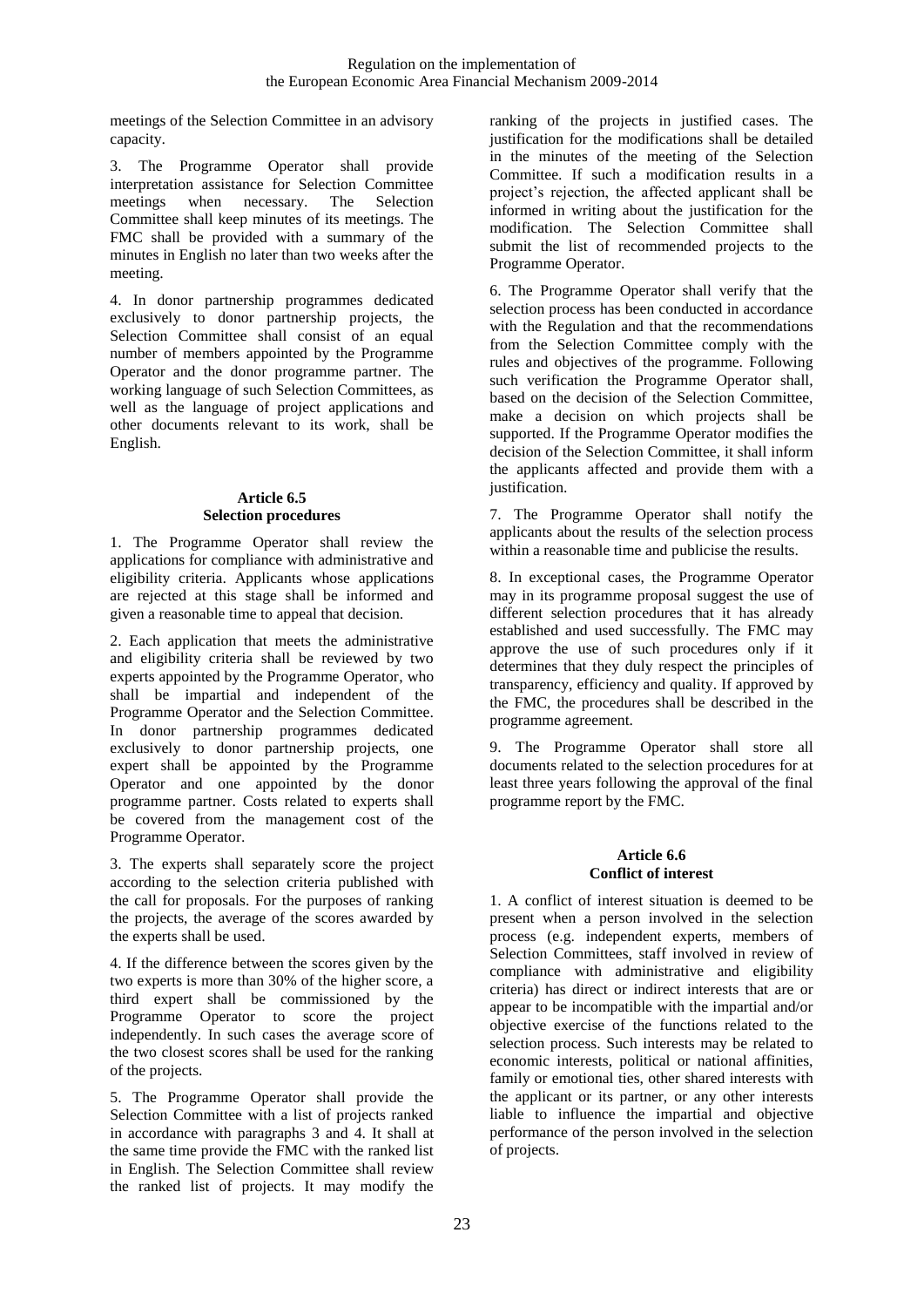meetings of the Selection Committee in an advisory capacity.

3. The Programme Operator shall provide interpretation assistance for Selection Committee meetings when necessary. The Selection Committee shall keep minutes of its meetings. The FMC shall be provided with a summary of the minutes in English no later than two weeks after the meeting.

4. In donor partnership programmes dedicated exclusively to donor partnership projects, the Selection Committee shall consist of an equal number of members appointed by the Programme Operator and the donor programme partner. The working language of such Selection Committees, as well as the language of project applications and other documents relevant to its work, shall be English.

### Article 6.5
### Selection procedures

1. The Programme Operator shall review the applications for compliance with administrative and eligibility criteria. Applicants whose applications are rejected at this stage shall be informed and given a reasonable time to appeal that decision.

2. Each application that meets the administrative and eligibility criteria shall be reviewed by two experts appointed by the Programme Operator, who shall be impartial and independent of the Programme Operator and the Selection Committee. In donor partnership programmes dedicated exclusively to donor partnership projects, one expert shall be appointed by the Programme Operator and one appointed by the donor programme partner. Costs related to experts shall be covered from the management cost of the Programme Operator.

3. The experts shall separately score the project according to the selection criteria published with the call for proposals. For the purposes of ranking the projects, the average of the scores awarded by the experts shall be used.

4. If the difference between the scores given by the two experts is more than 30% of the higher score, a third expert shall be commissioned by the Programme Operator to score the project independently. In such cases the average score of the two closest scores shall be used for the ranking of the projects.

5. The Programme Operator shall provide the Selection Committee with a list of projects ranked in accordance with paragraphs 3 and 4. It shall at the same time provide the FMC with the ranked list in English. The Selection Committee shall review the ranked list of projects. It may modify the ranking of the projects in justified cases. The justification for the modifications shall be detailed in the minutes of the meeting of the Selection Committee. If such a modification results in a project's rejection, the affected applicant shall be informed in writing about the justification for the modification. The Selection Committee shall submit the list of recommended projects to the Programme Operator.

6. The Programme Operator shall verify that the selection process has been conducted in accordance with the Regulation and that the recommendations from the Selection Committee comply with the rules and objectives of the programme. Following such verification the Programme Operator shall, based on the decision of the Selection Committee, make a decision on which projects shall be supported. If the Programme Operator modifies the decision of the Selection Committee, it shall inform the applicants affected and provide them with a justification.

7. The Programme Operator shall notify the applicants about the results of the selection process within a reasonable time and publicise the results.

8. In exceptional cases, the Programme Operator may in its programme proposal suggest the use of different selection procedures that it has already established and used successfully. The FMC may approve the use of such procedures only if it determines that they duly respect the principles of transparency, efficiency and quality. If approved by the FMC, the procedures shall be described in the programme agreement.

9. The Programme Operator shall store all documents related to the selection procedures for at least three years following the approval of the final programme report by the FMC.

### Article 6.6
### Conflict of interest

1. A conflict of interest situation is deemed to be present when a person involved in the selection process (e.g. independent experts, members of Selection Committees, staff involved in review of compliance with administrative and eligibility criteria) has direct or indirect interests that are or appear to be incompatible with the impartial and/or objective exercise of the functions related to the selection process. Such interests may be related to economic interests, political or national affinities, family or emotional ties, other shared interests with the applicant or its partner, or any other interests liable to influence the impartial and objective performance of the person involved in the selection of projects.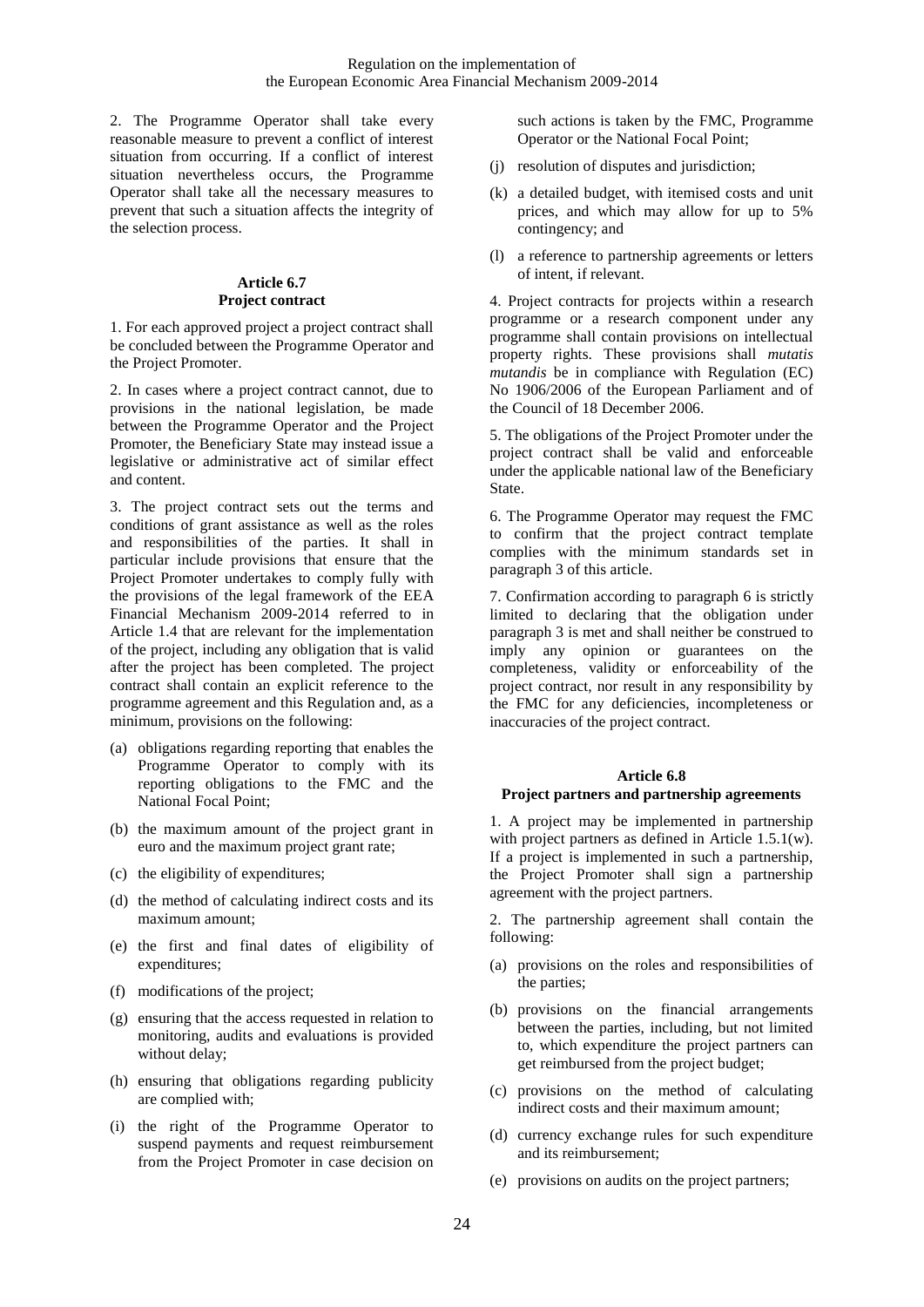2. The Programme Operator shall take every reasonable measure to prevent a conflict of interest situation from occurring. If a conflict of interest situation nevertheless occurs, the Programme Operator shall take all the necessary measures to prevent that such a situation affects the integrity of the selection process.

### Article 6.7
### Project contract

1. For each approved project a project contract shall be concluded between the Programme Operator and the Project Promoter.

2. In cases where a project contract cannot, due to provisions in the national legislation, be made between the Programme Operator and the Project Promoter, the Beneficiary State may instead issue a legislative or administrative act of similar effect and content.

3. The project contract sets out the terms and conditions of grant assistance as well as the roles and responsibilities of the parties. It shall in particular include provisions that ensure that the Project Promoter undertakes to comply fully with the provisions of the legal framework of the EEA Financial Mechanism 2009-2014 referred to in Article 1.4 that are relevant for the implementation of the project, including any obligation that is valid after the project has been completed. The project contract shall contain an explicit reference to the programme agreement and this Regulation and, as a minimum, provisions on the following:

(a) obligations regarding reporting that enables the Programme Operator to comply with its reporting obligations to the FMC and the National Focal Point;

(b) the maximum amount of the project grant in euro and the maximum project grant rate;

(c) the eligibility of expenditures;

(d) the method of calculating indirect costs and its maximum amount;

(e) the first and final dates of eligibility of expenditures;

(f) modifications of the project;

(g) ensuring that the access requested in relation to monitoring, audits and evaluations is provided without delay;

(h) ensuring that obligations regarding publicity are complied with;

(i) the right of the Programme Operator to suspend payments and request reimbursement from the Project Promoter in case decision on such actions is taken by the FMC, Programme Operator or the National Focal Point;

(j) resolution of disputes and jurisdiction;

(k) a detailed budget, with itemised costs and unit prices, and which may allow for up to 5% contingency; and

(l) a reference to partnership agreements or letters of intent, if relevant.

4. Project contracts for projects within a research programme or a research component under any programme shall contain provisions on intellectual property rights. These provisions shall *mutatis mutandis* be in compliance with Regulation (EC) No 1906/2006 of the European Parliament and of the Council of 18 December 2006.

5. The obligations of the Project Promoter under the project contract shall be valid and enforceable under the applicable national law of the Beneficiary State.

6. The Programme Operator may request the FMC to confirm that the project contract template complies with the minimum standards set in paragraph 3 of this article.

7. Confirmation according to paragraph 6 is strictly limited to declaring that the obligation under paragraph 3 is met and shall neither be construed to imply any opinion or guarantees on the completeness, validity or enforceability of the project contract, nor result in any responsibility by the FMC for any deficiencies, incompleteness or inaccuracies of the project contract.

### Article 6.8
### Project partners and partnership agreements

1. A project may be implemented in partnership with project partners as defined in Article 1.5.1(w). If a project is implemented in such a partnership, the Project Promoter shall sign a partnership agreement with the project partners.

2. The partnership agreement shall contain the following:

(a) provisions on the roles and responsibilities of the parties;

(b) provisions on the financial arrangements between the parties, including, but not limited to, which expenditure the project partners can get reimbursed from the project budget;

(c) provisions on the method of calculating indirect costs and their maximum amount;

(d) currency exchange rules for such expenditure and its reimbursement;

(e) provisions on audits on the project partners;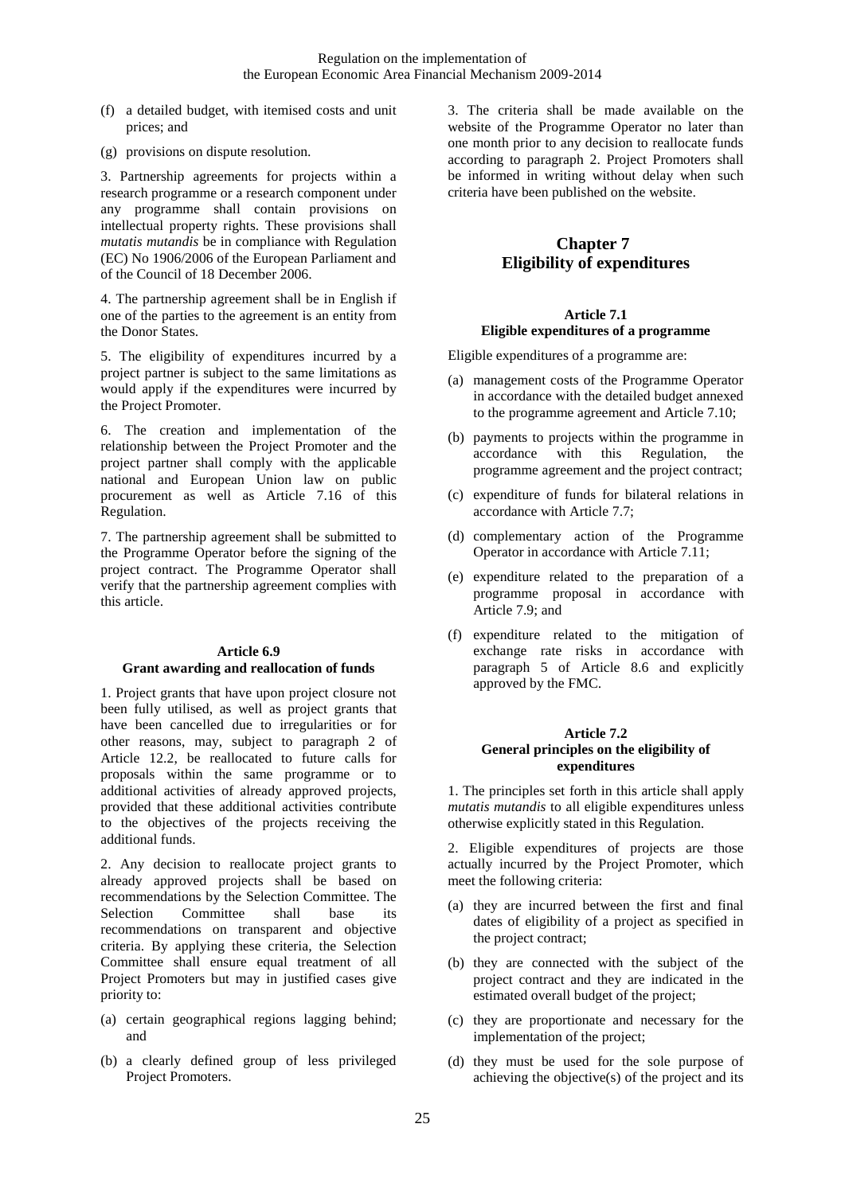(f) a detailed budget, with itemised costs and unit prices; and

(g) provisions on dispute resolution.

3. Partnership agreements for projects within a research programme or a research component under any programme shall contain provisions on intellectual property rights. These provisions shall *mutatis mutandis* be in compliance with Regulation (EC) No 1906/2006 of the European Parliament and of the Council of 18 December 2006.

4. The partnership agreement shall be in English if one of the parties to the agreement is an entity from the Donor States.

5. The eligibility of expenditures incurred by a project partner is subject to the same limitations as would apply if the expenditures were incurred by the Project Promoter.

6. The creation and implementation of the relationship between the Project Promoter and the project partner shall comply with the applicable national and European Union law on public procurement as well as Article 7.16 of this Regulation.

7. The partnership agreement shall be submitted to the Programme Operator before the signing of the project contract. The Programme Operator shall verify that the partnership agreement complies with this article.

#### Article 6.9
#### Grant awarding and reallocation of funds

1. Project grants that have upon project closure not been fully utilised, as well as project grants that have been cancelled due to irregularities or for other reasons, may, subject to paragraph 2 of Article 12.2, be reallocated to future calls for proposals within the same programme or to additional activities of already approved projects, provided that these additional activities contribute to the objectives of the projects receiving the additional funds.

2. Any decision to reallocate project grants to already approved projects shall be based on recommendations by the Selection Committee. The Selection Committee shall base its recommendations on transparent and objective criteria. By applying these criteria, the Selection Committee shall ensure equal treatment of all Project Promoters but may in justified cases give priority to:

(a) certain geographical regions lagging behind; and

(b) a clearly defined group of less privileged Project Promoters.

3. The criteria shall be made available on the website of the Programme Operator no later than one month prior to any decision to reallocate funds according to paragraph 2. Project Promoters shall be informed in writing without delay when such criteria have been published on the website.

## Chapter 7
## Eligibility of expenditures

#### Article 7.1
#### Eligible expenditures of a programme

Eligible expenditures of a programme are:

(a) management costs of the Programme Operator in accordance with the detailed budget annexed to the programme agreement and Article 7.10;

(b) payments to projects within the programme in accordance with this Regulation, the programme agreement and the project contract;

(c) expenditure of funds for bilateral relations in accordance with Article 7.7;

(d) complementary action of the Programme Operator in accordance with Article 7.11;

(e) expenditure related to the preparation of a programme proposal in accordance with Article 7.9; and

(f) expenditure related to the mitigation of exchange rate risks in accordance with paragraph 5 of Article 8.6 and explicitly approved by the FMC.

#### Article 7.2
#### General principles on the eligibility of expenditures

1. The principles set forth in this article shall apply *mutatis mutandis* to all eligible expenditures unless otherwise explicitly stated in this Regulation.

2. Eligible expenditures of projects are those actually incurred by the Project Promoter, which meet the following criteria:

(a) they are incurred between the first and final dates of eligibility of a project as specified in the project contract;

(b) they are connected with the subject of the project contract and they are indicated in the estimated overall budget of the project;

(c) they are proportionate and necessary for the implementation of the project;

(d) they must be used for the sole purpose of achieving the objective(s) of the project and its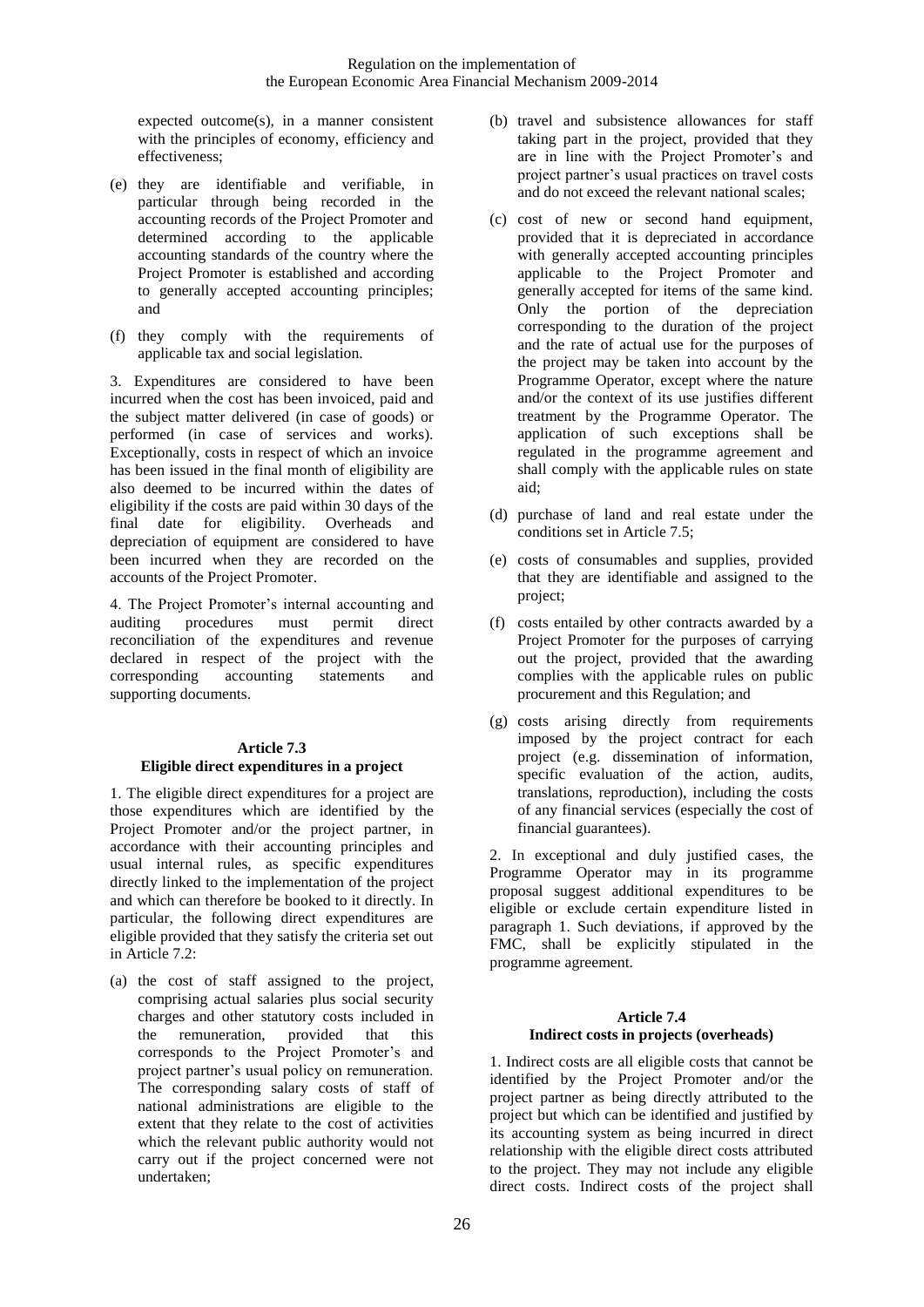expected outcome(s), in a manner consistent with the principles of economy, efficiency and effectiveness;

(e) they are identifiable and verifiable, in particular through being recorded in the accounting records of the Project Promoter and determined according to the applicable accounting standards of the country where the Project Promoter is established and according to generally accepted accounting principles; and

(f) they comply with the requirements of applicable tax and social legislation.

3. Expenditures are considered to have been incurred when the cost has been invoiced, paid and the subject matter delivered (in case of goods) or performed (in case of services and works). Exceptionally, costs in respect of which an invoice has been issued in the final month of eligibility are also deemed to be incurred within the dates of eligibility if the costs are paid within 30 days of the final date for eligibility. Overheads and depreciation of equipment are considered to have been incurred when they are recorded on the accounts of the Project Promoter.

4. The Project Promoter's internal accounting and auditing procedures must permit direct reconciliation of the expenditures and revenue declared in respect of the project with the corresponding accounting statements and supporting documents.

### Article 7.3
### Eligible direct expenditures in a project

1. The eligible direct expenditures for a project are those expenditures which are identified by the Project Promoter and/or the project partner, in accordance with their accounting principles and usual internal rules, as specific expenditures directly linked to the implementation of the project and which can therefore be booked to it directly. In particular, the following direct expenditures are eligible provided that they satisfy the criteria set out in Article 7.2:

(a) the cost of staff assigned to the project, comprising actual salaries plus social security charges and other statutory costs included in the remuneration, provided that this corresponds to the Project Promoter's and project partner's usual policy on remuneration. The corresponding salary costs of staff of national administrations are eligible to the extent that they relate to the cost of activities which the relevant public authority would not carry out if the project concerned were not undertaken;

(b) travel and subsistence allowances for staff taking part in the project, provided that they are in line with the Project Promoter's and project partner's usual practices on travel costs and do not exceed the relevant national scales;

(c) cost of new or second hand equipment, provided that it is depreciated in accordance with generally accepted accounting principles applicable to the Project Promoter and generally accepted for items of the same kind. Only the portion of the depreciation corresponding to the duration of the project and the rate of actual use for the purposes of the project may be taken into account by the Programme Operator, except where the nature and/or the context of its use justifies different treatment by the Programme Operator. The application of such exceptions shall be regulated in the programme agreement and shall comply with the applicable rules on state aid;

(d) purchase of land and real estate under the conditions set in Article 7.5;

(e) costs of consumables and supplies, provided that they are identifiable and assigned to the project;

(f) costs entailed by other contracts awarded by a Project Promoter for the purposes of carrying out the project, provided that the awarding complies with the applicable rules on public procurement and this Regulation; and

(g) costs arising directly from requirements imposed by the project contract for each project (e.g. dissemination of information, specific evaluation of the action, audits, translations, reproduction), including the costs of any financial services (especially the cost of financial guarantees).

2. In exceptional and duly justified cases, the Programme Operator may in its programme proposal suggest additional expenditures to be eligible or exclude certain expenditure listed in paragraph 1. Such deviations, if approved by the FMC, shall be explicitly stipulated in the programme agreement.

### Article 7.4
### Indirect costs in projects (overheads)

1. Indirect costs are all eligible costs that cannot be identified by the Project Promoter and/or the project partner as being directly attributed to the project but which can be identified and justified by its accounting system as being incurred in direct relationship with the eligible direct costs attributed to the project. They may not include any eligible direct costs. Indirect costs of the project shall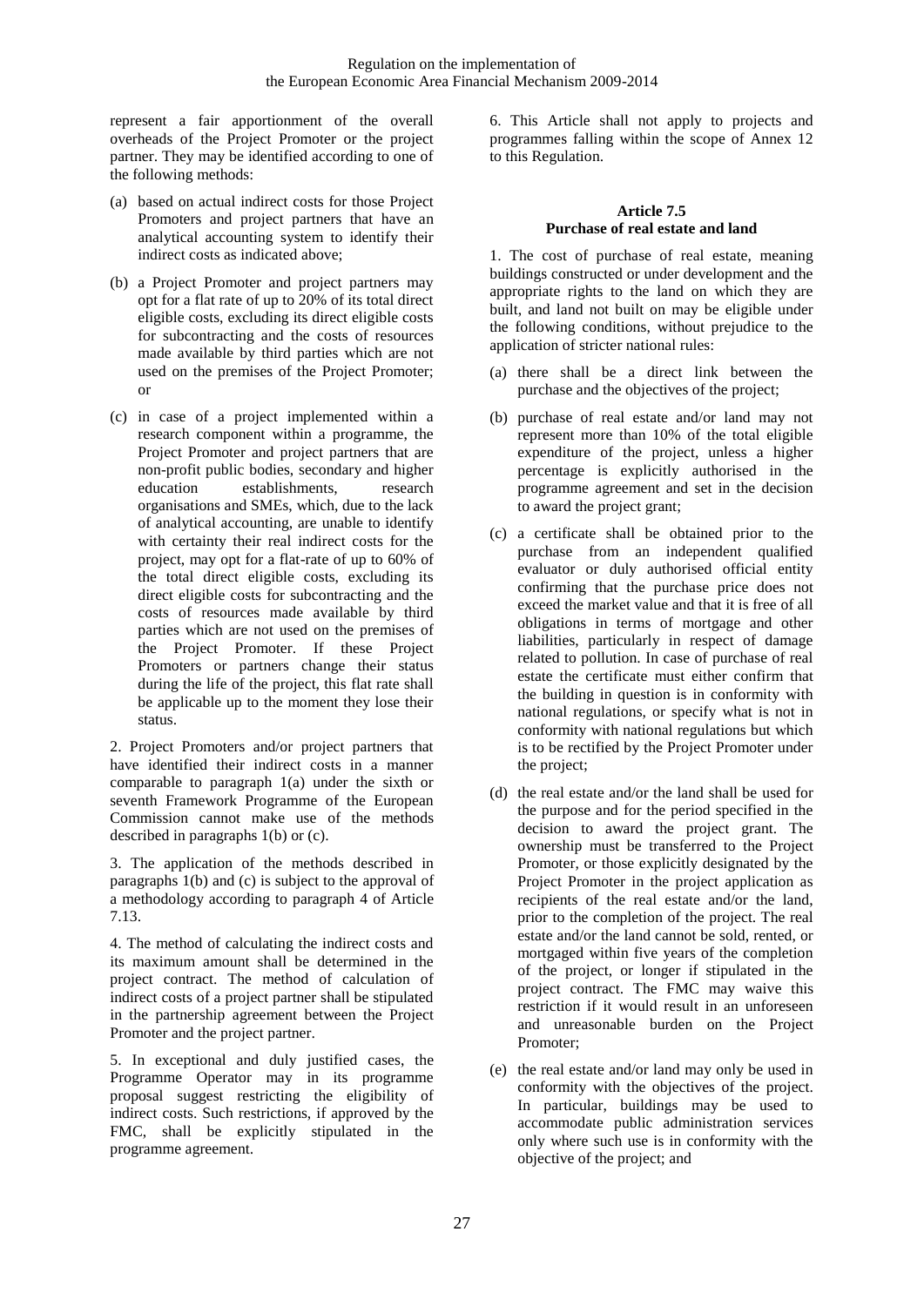represent a fair apportionment of the overall overheads of the Project Promoter or the project partner. They may be identified according to one of the following methods:

(a) based on actual indirect costs for those Project Promoters and project partners that have an analytical accounting system to identify their indirect costs as indicated above;

(b) a Project Promoter and project partners may opt for a flat rate of up to 20% of its total direct eligible costs, excluding its direct eligible costs for subcontracting and the costs of resources made available by third parties which are not used on the premises of the Project Promoter; or

(c) in case of a project implemented within a research component within a programme, the Project Promoter and project partners that are non-profit public bodies, secondary and higher education establishments, research organisations and SMEs, which, due to the lack of analytical accounting, are unable to identify with certainty their real indirect costs for the project, may opt for a flat-rate of up to 60% of the total direct eligible costs, excluding its direct eligible costs for subcontracting and the costs of resources made available by third parties which are not used on the premises of the Project Promoter. If these Project Promoters or partners change their status during the life of the project, this flat rate shall be applicable up to the moment they lose their status.

2. Project Promoters and/or project partners that have identified their indirect costs in a manner comparable to paragraph 1(a) under the sixth or seventh Framework Programme of the European Commission cannot make use of the methods described in paragraphs 1(b) or (c).

3. The application of the methods described in paragraphs 1(b) and (c) is subject to the approval of a methodology according to paragraph 4 of Article 7.13.

4. The method of calculating the indirect costs and its maximum amount shall be determined in the project contract. The method of calculation of indirect costs of a project partner shall be stipulated in the partnership agreement between the Project Promoter and the project partner.

5. In exceptional and duly justified cases, the Programme Operator may in its programme proposal suggest restricting the eligibility of indirect costs. Such restrictions, if approved by the FMC, shall be explicitly stipulated in the programme agreement.

6. This Article shall not apply to projects and programmes falling within the scope of Annex 12 to this Regulation.

**Article 7.5**
**Purchase of real estate and land**

1. The cost of purchase of real estate, meaning buildings constructed or under development and the appropriate rights to the land on which they are built, and land not built on may be eligible under the following conditions, without prejudice to the application of stricter national rules:

(a) there shall be a direct link between the purchase and the objectives of the project;

(b) purchase of real estate and/or land may not represent more than 10% of the total eligible expenditure of the project, unless a higher percentage is explicitly authorised in the programme agreement and set in the decision to award the project grant;

(c) a certificate shall be obtained prior to the purchase from an independent qualified evaluator or duly authorised official entity confirming that the purchase price does not exceed the market value and that it is free of all obligations in terms of mortgage and other liabilities, particularly in respect of damage related to pollution. In case of purchase of real estate the certificate must either confirm that the building in question is in conformity with national regulations, or specify what is not in conformity with national regulations but which is to be rectified by the Project Promoter under the project;

(d) the real estate and/or the land shall be used for the purpose and for the period specified in the decision to award the project grant. The ownership must be transferred to the Project Promoter, or those explicitly designated by the Project Promoter in the project application as recipients of the real estate and/or the land, prior to the completion of the project. The real estate and/or the land cannot be sold, rented, or mortgaged within five years of the completion of the project, or longer if stipulated in the project contract. The FMC may waive this restriction if it would result in an unforeseen and unreasonable burden on the Project Promoter;

(e) the real estate and/or land may only be used in conformity with the objectives of the project. In particular, buildings may be used to accommodate public administration services only where such use is in conformity with the objective of the project; and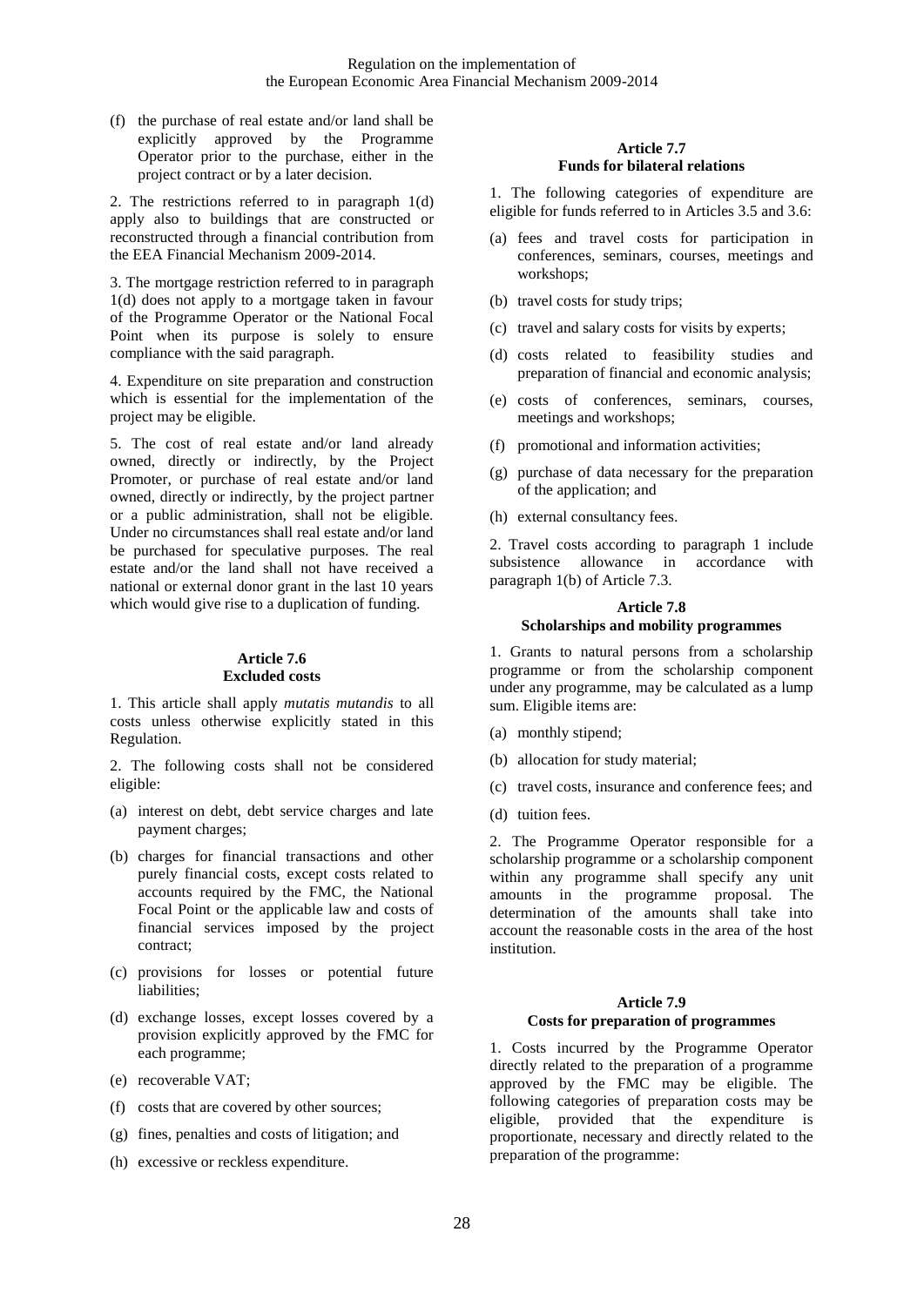(f) the purchase of real estate and/or land shall be explicitly approved by the Programme Operator prior to the purchase, either in the project contract or by a later decision.

2. The restrictions referred to in paragraph 1(d) apply also to buildings that are constructed or reconstructed through a financial contribution from the EEA Financial Mechanism 2009-2014.

3. The mortgage restriction referred to in paragraph 1(d) does not apply to a mortgage taken in favour of the Programme Operator or the National Focal Point when its purpose is solely to ensure compliance with the said paragraph.

4. Expenditure on site preparation and construction which is essential for the implementation of the project may be eligible.

5. The cost of real estate and/or land already owned, directly or indirectly, by the Project Promoter, or purchase of real estate and/or land owned, directly or indirectly, by the project partner or a public administration, shall not be eligible. Under no circumstances shall real estate and/or land be purchased for speculative purposes. The real estate and/or the land shall not have received a national or external donor grant in the last 10 years which would give rise to a duplication of funding.

### Article 7.6
### Excluded costs

1. This article shall apply *mutatis mutandis* to all costs unless otherwise explicitly stated in this Regulation.

2. The following costs shall not be considered eligible:

(a) interest on debt, debt service charges and late payment charges;

(b) charges for financial transactions and other purely financial costs, except costs related to accounts required by the FMC, the National Focal Point or the applicable law and costs of financial services imposed by the project contract;

(c) provisions for losses or potential future liabilities;

(d) exchange losses, except losses covered by a provision explicitly approved by the FMC for each programme;

(e) recoverable VAT;

(f) costs that are covered by other sources;

(g) fines, penalties and costs of litigation; and

(h) excessive or reckless expenditure.

### Article 7.7
### Funds for bilateral relations

1. The following categories of expenditure are eligible for funds referred to in Articles 3.5 and 3.6:

(a) fees and travel costs for participation in conferences, seminars, courses, meetings and workshops;

(b) travel costs for study trips;

(c) travel and salary costs for visits by experts;

(d) costs related to feasibility studies and preparation of financial and economic analysis;

(e) costs of conferences, seminars, courses, meetings and workshops;

(f) promotional and information activities;

(g) purchase of data necessary for the preparation of the application; and

(h) external consultancy fees.

2. Travel costs according to paragraph 1 include subsistence allowance in accordance with paragraph 1(b) of Article 7.3.

### Article 7.8
### Scholarships and mobility programmes

1. Grants to natural persons from a scholarship programme or from the scholarship component under any programme, may be calculated as a lump sum. Eligible items are:

(a) monthly stipend;

(b) allocation for study material;

(c) travel costs, insurance and conference fees; and

(d) tuition fees.

2. The Programme Operator responsible for a scholarship programme or a scholarship component within any programme shall specify any unit amounts in the programme proposal. The determination of the amounts shall take into account the reasonable costs in the area of the host institution.

### Article 7.9
### Costs for preparation of programmes

1. Costs incurred by the Programme Operator directly related to the preparation of a programme approved by the FMC may be eligible. The following categories of preparation costs may be eligible, provided that the expenditure is proportionate, necessary and directly related to the preparation of the programme: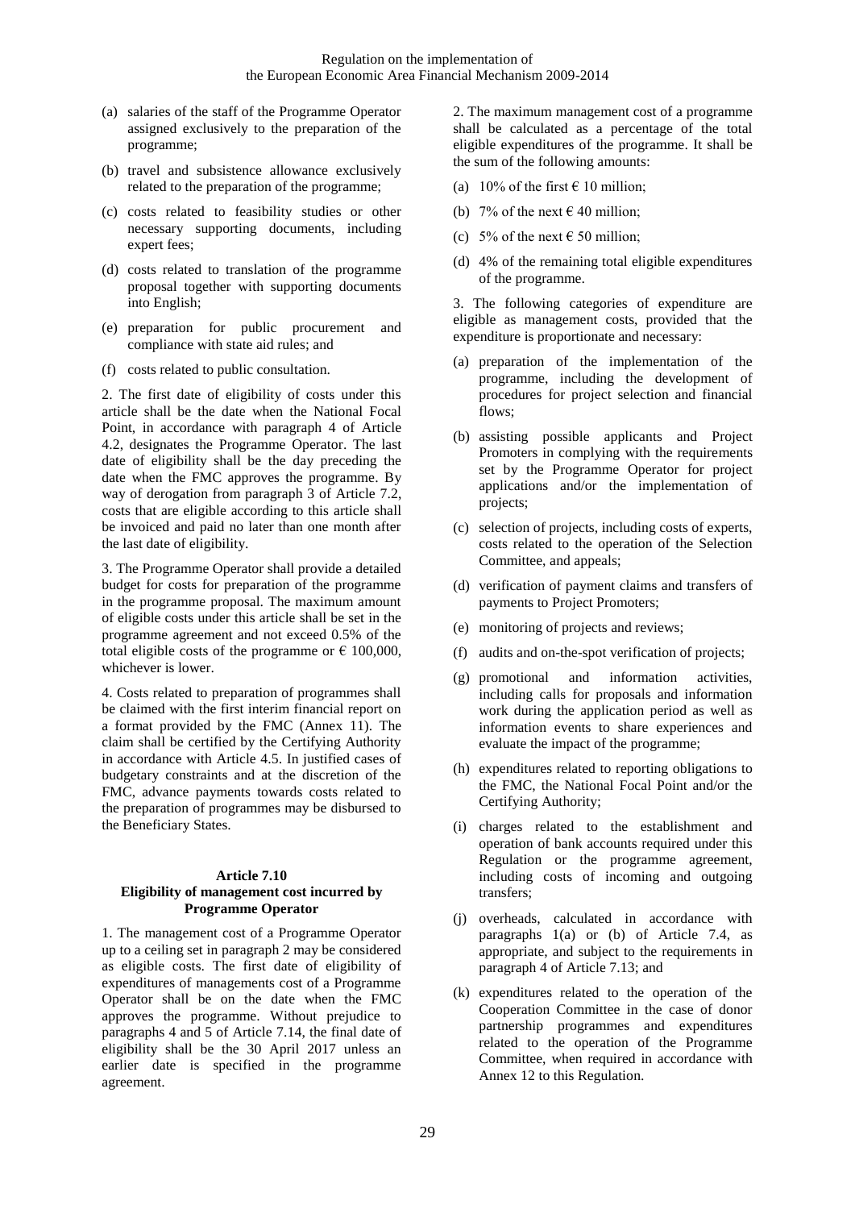(a) salaries of the staff of the Programme Operator assigned exclusively to the preparation of the programme;

(b) travel and subsistence allowance exclusively related to the preparation of the programme;

(c) costs related to feasibility studies or other necessary supporting documents, including expert fees;

(d) costs related to translation of the programme proposal together with supporting documents into English;

(e) preparation for public procurement and compliance with state aid rules; and

(f) costs related to public consultation.

2. The first date of eligibility of costs under this article shall be the date when the National Focal Point, in accordance with paragraph 4 of Article 4.2, designates the Programme Operator. The last date of eligibility shall be the day preceding the date when the FMC approves the programme. By way of derogation from paragraph 3 of Article 7.2, costs that are eligible according to this article shall be invoiced and paid no later than one month after the last date of eligibility.

3. The Programme Operator shall provide a detailed budget for costs for preparation of the programme in the programme proposal. The maximum amount of eligible costs under this article shall be set in the programme agreement and not exceed 0.5% of the total eligible costs of the programme or € 100,000, whichever is lower.

4. Costs related to preparation of programmes shall be claimed with the first interim financial report on a format provided by the FMC (Annex 11). The claim shall be certified by the Certifying Authority in accordance with Article 4.5. In justified cases of budgetary constraints and at the discretion of the FMC, advance payments towards costs related to the preparation of programmes may be disbursed to the Beneficiary States.

### Article 7.10
### Eligibility of management cost incurred by Programme Operator

1. The management cost of a Programme Operator up to a ceiling set in paragraph 2 may be considered as eligible costs. The first date of eligibility of expenditures of managements cost of a Programme Operator shall be on the date when the FMC approves the programme. Without prejudice to paragraphs 4 and 5 of Article 7.14, the final date of eligibility shall be the 30 April 2017 unless an earlier date is specified in the programme agreement.

2. The maximum management cost of a programme shall be calculated as a percentage of the total eligible expenditures of the programme. It shall be the sum of the following amounts:

(a) 10% of the first € 10 million;

(b) 7% of the next € 40 million;

(c) 5% of the next € 50 million;

(d) 4% of the remaining total eligible expenditures of the programme.

3. The following categories of expenditure are eligible as management costs, provided that the expenditure is proportionate and necessary:

(a) preparation of the implementation of the programme, including the development of procedures for project selection and financial flows;

(b) assisting possible applicants and Project Promoters in complying with the requirements set by the Programme Operator for project applications and/or the implementation of projects;

(c) selection of projects, including costs of experts, costs related to the operation of the Selection Committee, and appeals;

(d) verification of payment claims and transfers of payments to Project Promoters;

(e) monitoring of projects and reviews;

(f) audits and on-the-spot verification of projects;

(g) promotional and information activities, including calls for proposals and information work during the application period as well as information events to share experiences and evaluate the impact of the programme;

(h) expenditures related to reporting obligations to the FMC, the National Focal Point and/or the Certifying Authority;

(i) charges related to the establishment and operation of bank accounts required under this Regulation or the programme agreement, including costs of incoming and outgoing transfers;

(j) overheads, calculated in accordance with paragraphs 1(a) or (b) of Article 7.4, as appropriate, and subject to the requirements in paragraph 4 of Article 7.13; and

(k) expenditures related to the operation of the Cooperation Committee in the case of donor partnership programmes and expenditures related to the operation of the Programme Committee, when required in accordance with Annex 12 to this Regulation.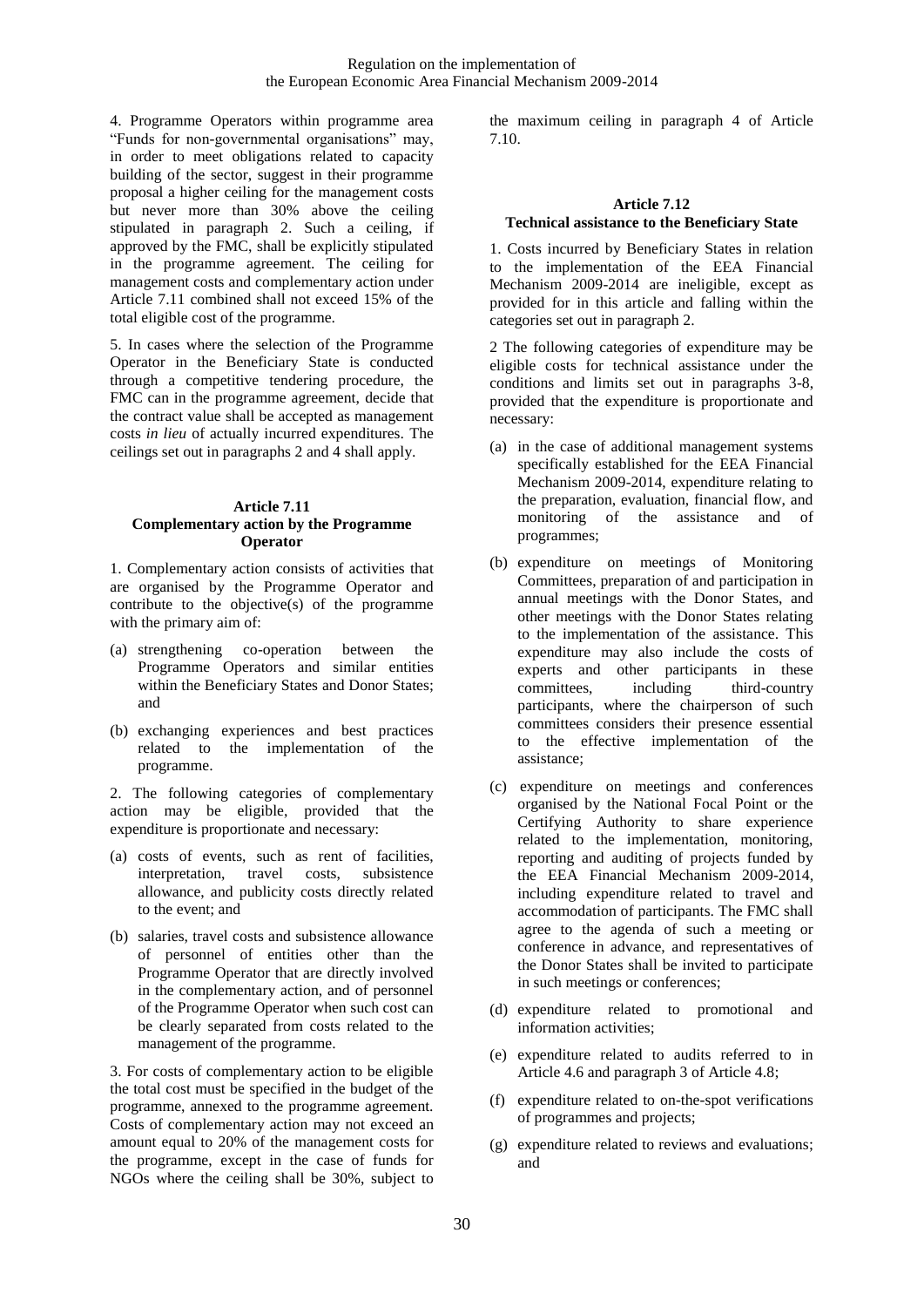4. Programme Operators within programme area "Funds for non-governmental organisations" may, in order to meet obligations related to capacity building of the sector, suggest in their programme proposal a higher ceiling for the management costs but never more than 30% above the ceiling stipulated in paragraph 2. Such a ceiling, if approved by the FMC, shall be explicitly stipulated in the programme agreement. The ceiling for management costs and complementary action under Article 7.11 combined shall not exceed 15% of the total eligible cost of the programme.

5. In cases where the selection of the Programme Operator in the Beneficiary State is conducted through a competitive tendering procedure, the FMC can in the programme agreement, decide that the contract value shall be accepted as management costs *in lieu* of actually incurred expenditures. The ceilings set out in paragraphs 2 and 4 shall apply.

### Article 7.11
### Complementary action by the Programme Operator

1. Complementary action consists of activities that are organised by the Programme Operator and contribute to the objective(s) of the programme with the primary aim of:

(a) strengthening co-operation between the Programme Operators and similar entities within the Beneficiary States and Donor States; and

(b) exchanging experiences and best practices related to the implementation of the programme.

2. The following categories of complementary action may be eligible, provided that the expenditure is proportionate and necessary:

(a) costs of events, such as rent of facilities, interpretation, travel costs, subsistence allowance, and publicity costs directly related to the event; and

(b) salaries, travel costs and subsistence allowance of personnel of entities other than the Programme Operator that are directly involved in the complementary action, and of personnel of the Programme Operator when such cost can be clearly separated from costs related to the management of the programme.

3. For costs of complementary action to be eligible the total cost must be specified in the budget of the programme, annexed to the programme agreement. Costs of complementary action may not exceed an amount equal to 20% of the management costs for the programme, except in the case of funds for NGOs where the ceiling shall be 30%, subject to the maximum ceiling in paragraph 4 of Article 7.10.

### Article 7.12
### Technical assistance to the Beneficiary State

1. Costs incurred by Beneficiary States in relation to the implementation of the EEA Financial Mechanism 2009-2014 are ineligible, except as provided for in this article and falling within the categories set out in paragraph 2.

2 The following categories of expenditure may be eligible costs for technical assistance under the conditions and limits set out in paragraphs 3-8, provided that the expenditure is proportionate and necessary:

(a) in the case of additional management systems specifically established for the EEA Financial Mechanism 2009-2014, expenditure relating to the preparation, evaluation, financial flow, and monitoring of the assistance and of programmes;

(b) expenditure on meetings of Monitoring Committees, preparation of and participation in annual meetings with the Donor States, and other meetings with the Donor States relating to the implementation of the assistance. This expenditure may also include the costs of experts and other participants in these committees, including third-country participants, where the chairperson of such committees considers their presence essential to the effective implementation of the assistance;

(c) expenditure on meetings and conferences organised by the National Focal Point or the Certifying Authority to share experience related to the implementation, monitoring, reporting and auditing of projects funded by the EEA Financial Mechanism 2009-2014, including expenditure related to travel and accommodation of participants. The FMC shall agree to the agenda of such a meeting or conference in advance, and representatives of the Donor States shall be invited to participate in such meetings or conferences;

(d) expenditure related to promotional and information activities;

(e) expenditure related to audits referred to in Article 4.6 and paragraph 3 of Article 4.8;

(f) expenditure related to on-the-spot verifications of programmes and projects;

(g) expenditure related to reviews and evaluations; and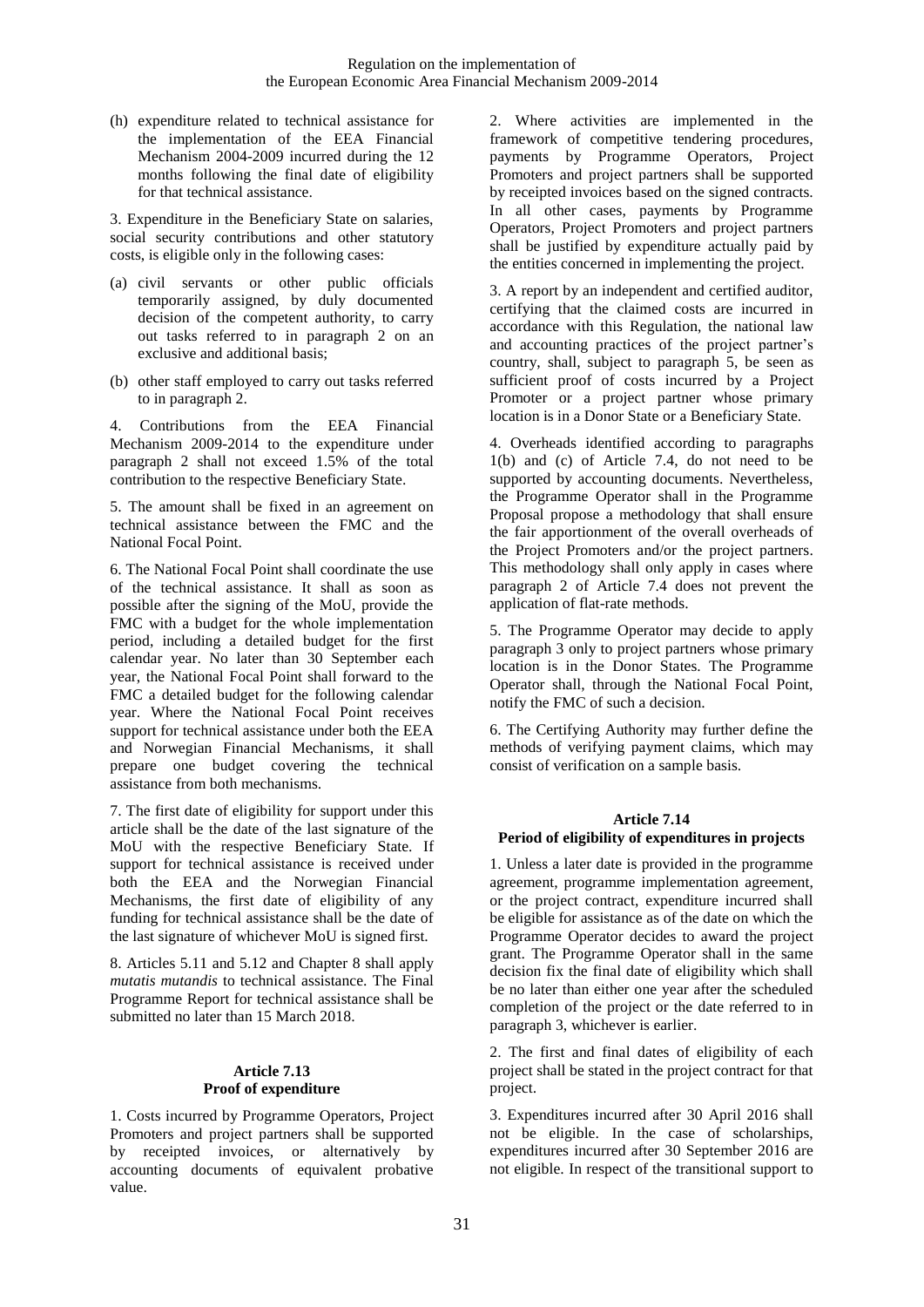(h) expenditure related to technical assistance for the implementation of the EEA Financial Mechanism 2004-2009 incurred during the 12 months following the final date of eligibility for that technical assistance.

3. Expenditure in the Beneficiary State on salaries, social security contributions and other statutory costs, is eligible only in the following cases:

(a) civil servants or other public officials temporarily assigned, by duly documented decision of the competent authority, to carry out tasks referred to in paragraph 2 on an exclusive and additional basis;

(b) other staff employed to carry out tasks referred to in paragraph 2.

4. Contributions from the EEA Financial Mechanism 2009-2014 to the expenditure under paragraph 2 shall not exceed 1.5% of the total contribution to the respective Beneficiary State.

5. The amount shall be fixed in an agreement on technical assistance between the FMC and the National Focal Point.

6. The National Focal Point shall coordinate the use of the technical assistance. It shall as soon as possible after the signing of the MoU, provide the FMC with a budget for the whole implementation period, including a detailed budget for the first calendar year. No later than 30 September each year, the National Focal Point shall forward to the FMC a detailed budget for the following calendar year. Where the National Focal Point receives support for technical assistance under both the EEA and Norwegian Financial Mechanisms, it shall prepare one budget covering the technical assistance from both mechanisms.

7. The first date of eligibility for support under this article shall be the date of the last signature of the MoU with the respective Beneficiary State. If support for technical assistance is received under both the EEA and the Norwegian Financial Mechanisms, the first date of eligibility of any funding for technical assistance shall be the date of the last signature of whichever MoU is signed first.

8. Articles 5.11 and 5.12 and Chapter 8 shall apply *mutatis mutandis* to technical assistance. The Final Programme Report for technical assistance shall be submitted no later than 15 March 2018.

### Article 7.13
### Proof of expenditure

1. Costs incurred by Programme Operators, Project Promoters and project partners shall be supported by receipted invoices, or alternatively by accounting documents of equivalent probative value.

2. Where activities are implemented in the framework of competitive tendering procedures, payments by Programme Operators, Project Promoters and project partners shall be supported by receipted invoices based on the signed contracts. In all other cases, payments by Programme Operators, Project Promoters and project partners shall be justified by expenditure actually paid by the entities concerned in implementing the project.

3. A report by an independent and certified auditor, certifying that the claimed costs are incurred in accordance with this Regulation, the national law and accounting practices of the project partner's country, shall, subject to paragraph 5, be seen as sufficient proof of costs incurred by a Project Promoter or a project partner whose primary location is in a Donor State or a Beneficiary State.

4. Overheads identified according to paragraphs 1(b) and (c) of Article 7.4, do not need to be supported by accounting documents. Nevertheless, the Programme Operator shall in the Programme Proposal propose a methodology that shall ensure the fair apportionment of the overall overheads of the Project Promoters and/or the project partners. This methodology shall only apply in cases where paragraph 2 of Article 7.4 does not prevent the application of flat-rate methods.

5. The Programme Operator may decide to apply paragraph 3 only to project partners whose primary location is in the Donor States. The Programme Operator shall, through the National Focal Point, notify the FMC of such a decision.

6. The Certifying Authority may further define the methods of verifying payment claims, which may consist of verification on a sample basis.

### Article 7.14
### Period of eligibility of expenditures in projects

1. Unless a later date is provided in the programme agreement, programme implementation agreement, or the project contract, expenditure incurred shall be eligible for assistance as of the date on which the Programme Operator decides to award the project grant. The Programme Operator shall in the same decision fix the final date of eligibility which shall be no later than either one year after the scheduled completion of the project or the date referred to in paragraph 3, whichever is earlier.

2. The first and final dates of eligibility of each project shall be stated in the project contract for that project.

3. Expenditures incurred after 30 April 2016 shall not be eligible. In the case of scholarships, expenditures incurred after 30 September 2016 are not eligible. In respect of the transitional support to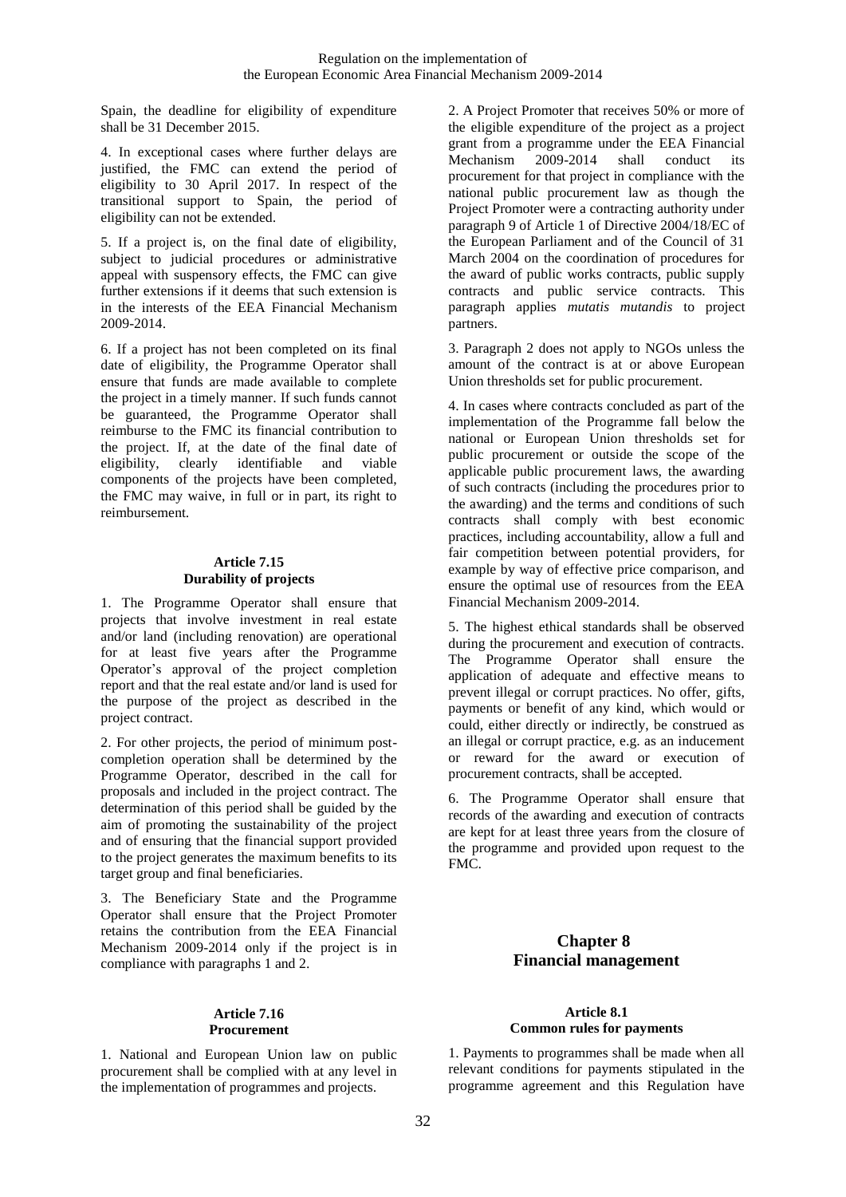Spain, the deadline for eligibility of expenditure shall be 31 December 2015.

4. In exceptional cases where further delays are justified, the FMC can extend the period of eligibility to 30 April 2017. In respect of the transitional support to Spain, the period of eligibility can not be extended.

5. If a project is, on the final date of eligibility, subject to judicial procedures or administrative appeal with suspensory effects, the FMC can give further extensions if it deems that such extension is in the interests of the EEA Financial Mechanism 2009-2014.

6. If a project has not been completed on its final date of eligibility, the Programme Operator shall ensure that funds are made available to complete the project in a timely manner. If such funds cannot be guaranteed, the Programme Operator shall reimburse to the FMC its financial contribution to the project. If, at the date of the final date of eligibility, clearly identifiable and viable components of the projects have been completed, the FMC may waive, in full or in part, its right to reimbursement.

#### Article 7.15
#### Durability of projects

1. The Programme Operator shall ensure that projects that involve investment in real estate and/or land (including renovation) are operational for at least five years after the Programme Operator's approval of the project completion report and that the real estate and/or land is used for the purpose of the project as described in the project contract.

2. For other projects, the period of minimum post-completion operation shall be determined by the Programme Operator, described in the call for proposals and included in the project contract. The determination of this period shall be guided by the aim of promoting the sustainability of the project and of ensuring that the financial support provided to the project generates the maximum benefits to its target group and final beneficiaries.

3. The Beneficiary State and the Programme Operator shall ensure that the Project Promoter retains the contribution from the EEA Financial Mechanism 2009-2014 only if the project is in compliance with paragraphs 1 and 2.

#### Article 7.16
#### Procurement

1. National and European Union law on public procurement shall be complied with at any level in the implementation of programmes and projects.

2. A Project Promoter that receives 50% or more of the eligible expenditure of the project as a project grant from a programme under the EEA Financial Mechanism 2009-2014 shall conduct its procurement for that project in compliance with the national public procurement law as though the Project Promoter were a contracting authority under paragraph 9 of Article 1 of Directive 2004/18/EC of the European Parliament and of the Council of 31 March 2004 on the coordination of procedures for the award of public works contracts, public supply contracts and public service contracts. This paragraph applies *mutatis mutandis* to project partners.

3. Paragraph 2 does not apply to NGOs unless the amount of the contract is at or above European Union thresholds set for public procurement.

4. In cases where contracts concluded as part of the implementation of the Programme fall below the national or European Union thresholds set for public procurement or outside the scope of the applicable public procurement laws, the awarding of such contracts (including the procedures prior to the awarding) and the terms and conditions of such contracts shall comply with best economic practices, including accountability, allow a full and fair competition between potential providers, for example by way of effective price comparison, and ensure the optimal use of resources from the EEA Financial Mechanism 2009-2014.

5. The highest ethical standards shall be observed during the procurement and execution of contracts. The Programme Operator shall ensure the application of adequate and effective means to prevent illegal or corrupt practices. No offer, gifts, payments or benefit of any kind, which would or could, either directly or indirectly, be construed as an illegal or corrupt practice, e.g. as an inducement or reward for the award or execution of procurement contracts, shall be accepted.

6. The Programme Operator shall ensure that records of the awarding and execution of contracts are kept for at least three years from the closure of the programme and provided upon request to the FMC.

## Chapter 8
## Financial management

#### Article 8.1
#### Common rules for payments

1. Payments to programmes shall be made when all relevant conditions for payments stipulated in the programme agreement and this Regulation have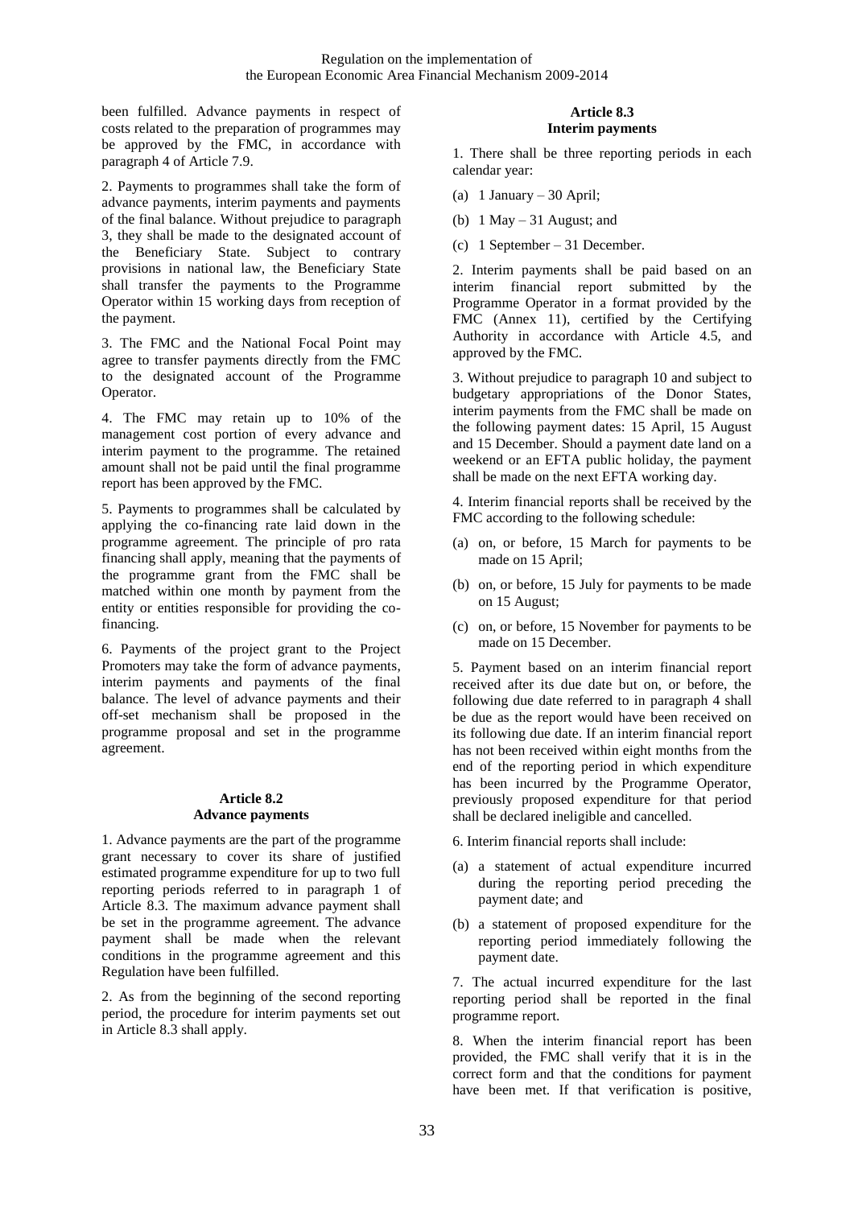been fulfilled. Advance payments in respect of costs related to the preparation of programmes may be approved by the FMC, in accordance with paragraph 4 of Article 7.9.

2. Payments to programmes shall take the form of advance payments, interim payments and payments of the final balance. Without prejudice to paragraph 3, they shall be made to the designated account of the Beneficiary State. Subject to contrary provisions in national law, the Beneficiary State shall transfer the payments to the Programme Operator within 15 working days from reception of the payment.

3. The FMC and the National Focal Point may agree to transfer payments directly from the FMC to the designated account of the Programme Operator.

4. The FMC may retain up to 10% of the management cost portion of every advance and interim payment to the programme. The retained amount shall not be paid until the final programme report has been approved by the FMC.

5. Payments to programmes shall be calculated by applying the co-financing rate laid down in the programme agreement. The principle of pro rata financing shall apply, meaning that the payments of the programme grant from the FMC shall be matched within one month by payment from the entity or entities responsible for providing the co-financing.

6. Payments of the project grant to the Project Promoters may take the form of advance payments, interim payments and payments of the final balance. The level of advance payments and their off-set mechanism shall be proposed in the programme proposal and set in the programme agreement.

**Article 8.2**
**Advance payments**

1. Advance payments are the part of the programme grant necessary to cover its share of justified estimated programme expenditure for up to two full reporting periods referred to in paragraph 1 of Article 8.3. The maximum advance payment shall be set in the programme agreement. The advance payment shall be made when the relevant conditions in the programme agreement and this Regulation have been fulfilled.

2. As from the beginning of the second reporting period, the procedure for interim payments set out in Article 8.3 shall apply.

**Article 8.3**
**Interim payments**

1. There shall be three reporting periods in each calendar year:

(a) 1 January – 30 April;

(b) 1 May – 31 August; and

(c) 1 September – 31 December.

2. Interim payments shall be paid based on an interim financial report submitted by the Programme Operator in a format provided by the FMC (Annex 11), certified by the Certifying Authority in accordance with Article 4.5, and approved by the FMC.

3. Without prejudice to paragraph 10 and subject to budgetary appropriations of the Donor States, interim payments from the FMC shall be made on the following payment dates: 15 April, 15 August and 15 December. Should a payment date land on a weekend or an EFTA public holiday, the payment shall be made on the next EFTA working day.

4. Interim financial reports shall be received by the FMC according to the following schedule:

(a) on, or before, 15 March for payments to be made on 15 April;

(b) on, or before, 15 July for payments to be made on 15 August;

(c) on, or before, 15 November for payments to be made on 15 December.

5. Payment based on an interim financial report received after its due date but on, or before, the following due date referred to in paragraph 4 shall be due as the report would have been received on its following due date. If an interim financial report has not been received within eight months from the end of the reporting period in which expenditure has been incurred by the Programme Operator, previously proposed expenditure for that period shall be declared ineligible and cancelled.

6. Interim financial reports shall include:

(a) a statement of actual expenditure incurred during the reporting period preceding the payment date; and

(b) a statement of proposed expenditure for the reporting period immediately following the payment date.

7. The actual incurred expenditure for the last reporting period shall be reported in the final programme report.

8. When the interim financial report has been provided, the FMC shall verify that it is in the correct form and that the conditions for payment have been met. If that verification is positive,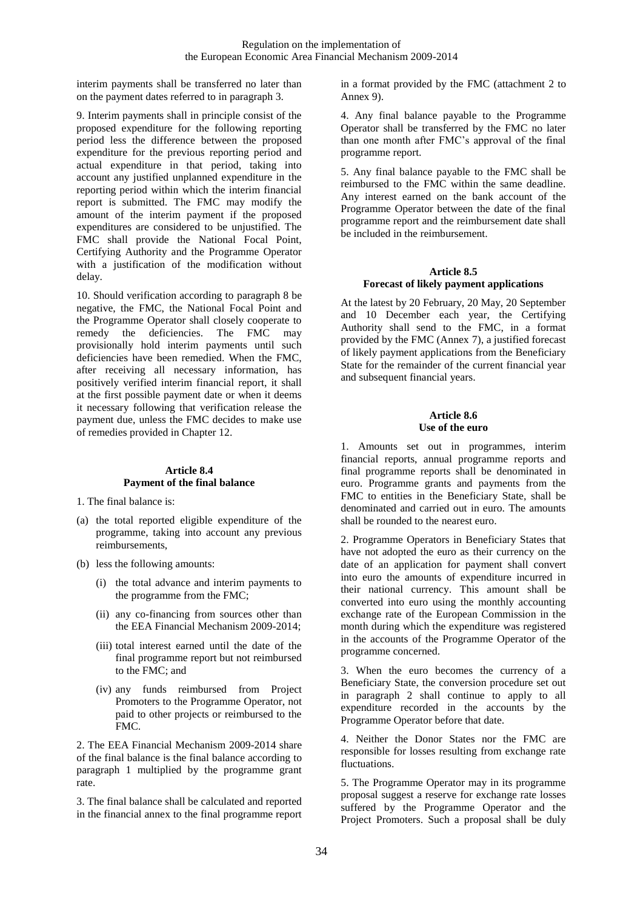interim payments shall be transferred no later than on the payment dates referred to in paragraph 3.

9. Interim payments shall in principle consist of the proposed expenditure for the following reporting period less the difference between the proposed expenditure for the previous reporting period and actual expenditure in that period, taking into account any justified unplanned expenditure in the reporting period within which the interim financial report is submitted. The FMC may modify the amount of the interim payment if the proposed expenditures are considered to be unjustified. The FMC shall provide the National Focal Point, Certifying Authority and the Programme Operator with a justification of the modification without delay.

10. Should verification according to paragraph 8 be negative, the FMC, the National Focal Point and the Programme Operator shall closely cooperate to remedy the deficiencies. The FMC may provisionally hold interim payments until such deficiencies have been remedied. When the FMC, after receiving all necessary information, has positively verified interim financial report, it shall at the first possible payment date or when it deems it necessary following that verification release the payment due, unless the FMC decides to make use of remedies provided in Chapter 12.

### Article 8.4
### Payment of the final balance

1. The final balance is:

(a) the total reported eligible expenditure of the programme, taking into account any previous reimbursements,

(b) less the following amounts:

   (i) the total advance and interim payments to the programme from the FMC;

   (ii) any co-financing from sources other than the EEA Financial Mechanism 2009-2014;

   (iii) total interest earned until the date of the final programme report but not reimbursed to the FMC; and

   (iv) any funds reimbursed from Project Promoters to the Programme Operator, not paid to other projects or reimbursed to the FMC.

2. The EEA Financial Mechanism 2009-2014 share of the final balance is the final balance according to paragraph 1 multiplied by the programme grant rate.

3. The final balance shall be calculated and reported in the financial annex to the final programme report in a format provided by the FMC (attachment 2 to Annex 9).

4. Any final balance payable to the Programme Operator shall be transferred by the FMC no later than one month after FMC's approval of the final programme report.

5. Any final balance payable to the FMC shall be reimbursed to the FMC within the same deadline. Any interest earned on the bank account of the Programme Operator between the date of the final programme report and the reimbursement date shall be included in the reimbursement.

### Article 8.5
### Forecast of likely payment applications

At the latest by 20 February, 20 May, 20 September and 10 December each year, the Certifying Authority shall send to the FMC, in a format provided by the FMC (Annex 7), a justified forecast of likely payment applications from the Beneficiary State for the remainder of the current financial year and subsequent financial years.

### Article 8.6
### Use of the euro

1. Amounts set out in programmes, interim financial reports, annual programme reports and final programme reports shall be denominated in euro. Programme grants and payments from the FMC to entities in the Beneficiary State, shall be denominated and carried out in euro. The amounts shall be rounded to the nearest euro.

2. Programme Operators in Beneficiary States that have not adopted the euro as their currency on the date of an application for payment shall convert into euro the amounts of expenditure incurred in their national currency. This amount shall be converted into euro using the monthly accounting exchange rate of the European Commission in the month during which the expenditure was registered in the accounts of the Programme Operator of the programme concerned.

3. When the euro becomes the currency of a Beneficiary State, the conversion procedure set out in paragraph 2 shall continue to apply to all expenditure recorded in the accounts by the Programme Operator before that date.

4. Neither the Donor States nor the FMC are responsible for losses resulting from exchange rate fluctuations.

5. The Programme Operator may in its programme proposal suggest a reserve for exchange rate losses suffered by the Programme Operator and the Project Promoters. Such a proposal shall be duly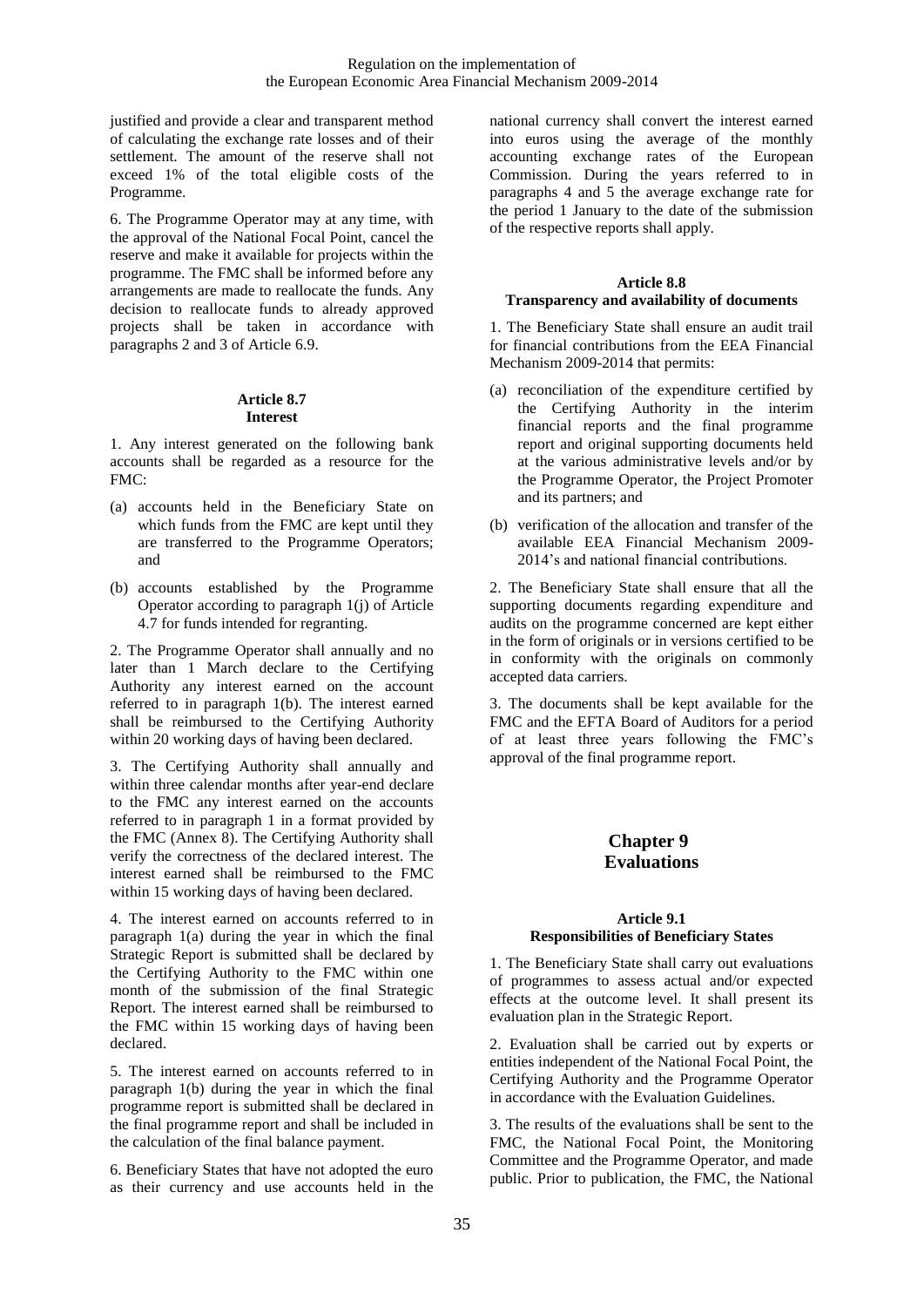justified and provide a clear and transparent method of calculating the exchange rate losses and of their settlement. The amount of the reserve shall not exceed 1% of the total eligible costs of the Programme.

6. The Programme Operator may at any time, with the approval of the National Focal Point, cancel the reserve and make it available for projects within the programme. The FMC shall be informed before any arrangements are made to reallocate the funds. Any decision to reallocate funds to already approved projects shall be taken in accordance with paragraphs 2 and 3 of Article 6.9.

### Article 8.7
### Interest

1. Any interest generated on the following bank accounts shall be regarded as a resource for the FMC:

(a) accounts held in the Beneficiary State on which funds from the FMC are kept until they are transferred to the Programme Operators; and

(b) accounts established by the Programme Operator according to paragraph 1(j) of Article 4.7 for funds intended for regranting.

2. The Programme Operator shall annually and no later than 1 March declare to the Certifying Authority any interest earned on the account referred to in paragraph 1(b). The interest earned shall be reimbursed to the Certifying Authority within 20 working days of having been declared.

3. The Certifying Authority shall annually and within three calendar months after year-end declare to the FMC any interest earned on the accounts referred to in paragraph 1 in a format provided by the FMC (Annex 8). The Certifying Authority shall verify the correctness of the declared interest. The interest earned shall be reimbursed to the FMC within 15 working days of having been declared.

4. The interest earned on accounts referred to in paragraph 1(a) during the year in which the final Strategic Report is submitted shall be declared by the Certifying Authority to the FMC within one month of the submission of the final Strategic Report. The interest earned shall be reimbursed to the FMC within 15 working days of having been declared.

5. The interest earned on accounts referred to in paragraph 1(b) during the year in which the final programme report is submitted shall be declared in the final programme report and shall be included in the calculation of the final balance payment.

6. Beneficiary States that have not adopted the euro as their currency and use accounts held in the national currency shall convert the interest earned into euros using the average of the monthly accounting exchange rates of the European Commission. During the years referred to in paragraphs 4 and 5 the average exchange rate for the period 1 January to the date of the submission of the respective reports shall apply.

### Article 8.8
### Transparency and availability of documents

1. The Beneficiary State shall ensure an audit trail for financial contributions from the EEA Financial Mechanism 2009-2014 that permits:

(a) reconciliation of the expenditure certified by the Certifying Authority in the interim financial reports and the final programme report and original supporting documents held at the various administrative levels and/or by the Programme Operator, the Project Promoter and its partners; and

(b) verification of the allocation and transfer of the available EEA Financial Mechanism 2009-2014's and national financial contributions.

2. The Beneficiary State shall ensure that all the supporting documents regarding expenditure and audits on the programme concerned are kept either in the form of originals or in versions certified to be in conformity with the originals on commonly accepted data carriers.

3. The documents shall be kept available for the FMC and the EFTA Board of Auditors for a period of at least three years following the FMC's approval of the final programme report.

## Chapter 9
## Evaluations

### Article 9.1
### Responsibilities of Beneficiary States

1. The Beneficiary State shall carry out evaluations of programmes to assess actual and/or expected effects at the outcome level. It shall present its evaluation plan in the Strategic Report.

2. Evaluation shall be carried out by experts or entities independent of the National Focal Point, the Certifying Authority and the Programme Operator in accordance with the Evaluation Guidelines.

3. The results of the evaluations shall be sent to the FMC, the National Focal Point, the Monitoring Committee and the Programme Operator, and made public. Prior to publication, the FMC, the National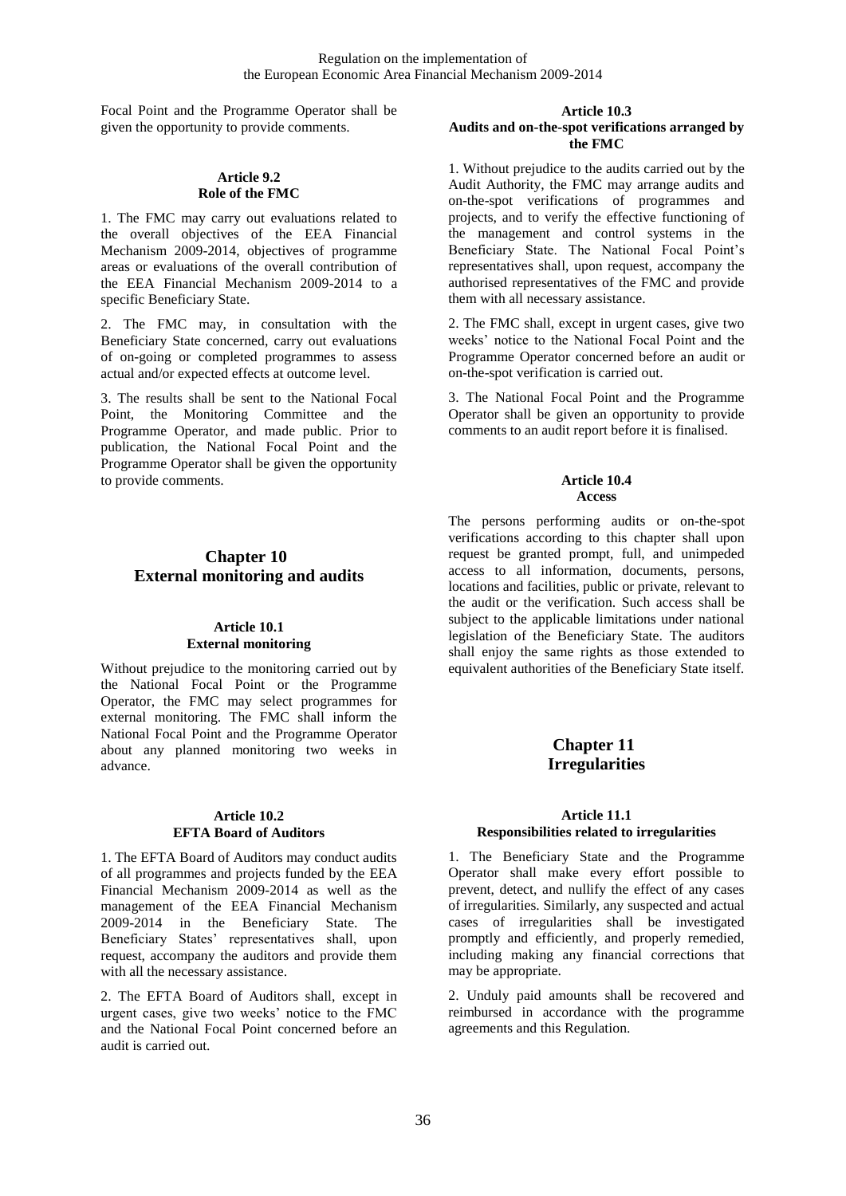Focal Point and the Programme Operator shall be given the opportunity to provide comments.

### Article 9.2
### Role of the FMC

1. The FMC may carry out evaluations related to the overall objectives of the EEA Financial Mechanism 2009-2014, objectives of programme areas or evaluations of the overall contribution of the EEA Financial Mechanism 2009-2014 to a specific Beneficiary State.

2. The FMC may, in consultation with the Beneficiary State concerned, carry out evaluations of on-going or completed programmes to assess actual and/or expected effects at outcome level.

3. The results shall be sent to the National Focal Point, the Monitoring Committee and the Programme Operator, and made public. Prior to publication, the National Focal Point and the Programme Operator shall be given the opportunity to provide comments.

## Chapter 10
## External monitoring and audits

### Article 10.1
### External monitoring

Without prejudice to the monitoring carried out by the National Focal Point or the Programme Operator, the FMC may select programmes for external monitoring. The FMC shall inform the National Focal Point and the Programme Operator about any planned monitoring two weeks in advance.

### Article 10.2
### EFTA Board of Auditors

1. The EFTA Board of Auditors may conduct audits of all programmes and projects funded by the EEA Financial Mechanism 2009-2014 as well as the management of the EEA Financial Mechanism 2009-2014 in the Beneficiary State. The Beneficiary States' representatives shall, upon request, accompany the auditors and provide them with all the necessary assistance.

2. The EFTA Board of Auditors shall, except in urgent cases, give two weeks' notice to the FMC and the National Focal Point concerned before an audit is carried out.

### Article 10.3
### Audits and on-the-spot verifications arranged by the FMC

1. Without prejudice to the audits carried out by the Audit Authority, the FMC may arrange audits and on-the-spot verifications of programmes and projects, and to verify the effective functioning of the management and control systems in the Beneficiary State. The National Focal Point's representatives shall, upon request, accompany the authorised representatives of the FMC and provide them with all necessary assistance.

2. The FMC shall, except in urgent cases, give two weeks' notice to the National Focal Point and the Programme Operator concerned before an audit or on-the-spot verification is carried out.

3. The National Focal Point and the Programme Operator shall be given an opportunity to provide comments to an audit report before it is finalised.

### Article 10.4
### Access

The persons performing audits or on-the-spot verifications according to this chapter shall upon request be granted prompt, full, and unimpeded access to all information, documents, persons, locations and facilities, public or private, relevant to the audit or the verification. Such access shall be subject to the applicable limitations under national legislation of the Beneficiary State. The auditors shall enjoy the same rights as those extended to equivalent authorities of the Beneficiary State itself.

## Chapter 11
## Irregularities

### Article 11.1
### Responsibilities related to irregularities

1. The Beneficiary State and the Programme Operator shall make every effort possible to prevent, detect, and nullify the effect of any cases of irregularities. Similarly, any suspected and actual cases of irregularities shall be investigated promptly and efficiently, and properly remedied, including making any financial corrections that may be appropriate.

2. Unduly paid amounts shall be recovered and reimbursed in accordance with the programme agreements and this Regulation.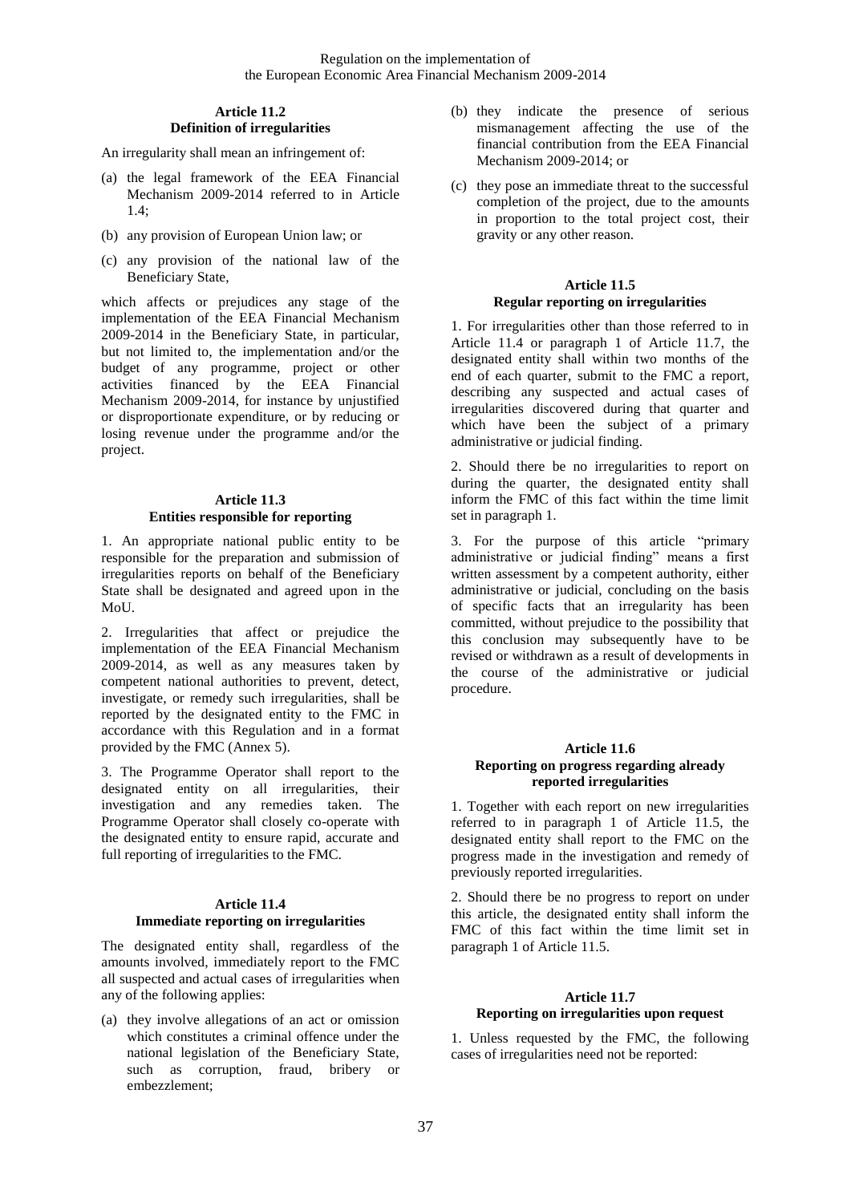### Article 11.2
### Definition of irregularities

An irregularity shall mean an infringement of:

(a) the legal framework of the EEA Financial Mechanism 2009-2014 referred to in Article 1.4;

(b) any provision of European Union law; or

(c) any provision of the national law of the Beneficiary State,

which affects or prejudices any stage of the implementation of the EEA Financial Mechanism 2009-2014 in the Beneficiary State, in particular, but not limited to, the implementation and/or the budget of any programme, project or other activities financed by the EEA Financial Mechanism 2009-2014, for instance by unjustified or disproportionate expenditure, or by reducing or losing revenue under the programme and/or the project.

### Article 11.3
### Entities responsible for reporting

1. An appropriate national public entity to be responsible for the preparation and submission of irregularities reports on behalf of the Beneficiary State shall be designated and agreed upon in the MoU.

2. Irregularities that affect or prejudice the implementation of the EEA Financial Mechanism 2009-2014, as well as any measures taken by competent national authorities to prevent, detect, investigate, or remedy such irregularities, shall be reported by the designated entity to the FMC in accordance with this Regulation and in a format provided by the FMC (Annex 5).

3. The Programme Operator shall report to the designated entity on all irregularities, their investigation and any remedies taken. The Programme Operator shall closely co-operate with the designated entity to ensure rapid, accurate and full reporting of irregularities to the FMC.

### Article 11.4
### Immediate reporting on irregularities

The designated entity shall, regardless of the amounts involved, immediately report to the FMC all suspected and actual cases of irregularities when any of the following applies:

(a) they involve allegations of an act or omission which constitutes a criminal offence under the national legislation of the Beneficiary State, such as corruption, fraud, bribery or embezzlement;

(b) they indicate the presence of serious mismanagement affecting the use of the financial contribution from the EEA Financial Mechanism 2009-2014; or

(c) they pose an immediate threat to the successful completion of the project, due to the amounts in proportion to the total project cost, their gravity or any other reason.

### Article 11.5
### Regular reporting on irregularities

1. For irregularities other than those referred to in Article 11.4 or paragraph 1 of Article 11.7, the designated entity shall within two months of the end of each quarter, submit to the FMC a report, describing any suspected and actual cases of irregularities discovered during that quarter and which have been the subject of a primary administrative or judicial finding.

2. Should there be no irregularities to report on during the quarter, the designated entity shall inform the FMC of this fact within the time limit set in paragraph 1.

3. For the purpose of this article "primary administrative or judicial finding" means a first written assessment by a competent authority, either administrative or judicial, concluding on the basis of specific facts that an irregularity has been committed, without prejudice to the possibility that this conclusion may subsequently have to be revised or withdrawn as a result of developments in the course of the administrative or judicial procedure.

### Article 11.6
### Reporting on progress regarding already reported irregularities

1. Together with each report on new irregularities referred to in paragraph 1 of Article 11.5, the designated entity shall report to the FMC on the progress made in the investigation and remedy of previously reported irregularities.

2. Should there be no progress to report on under this article, the designated entity shall inform the FMC of this fact within the time limit set in paragraph 1 of Article 11.5.

### Article 11.7
### Reporting on irregularities upon request

1. Unless requested by the FMC, the following cases of irregularities need not be reported: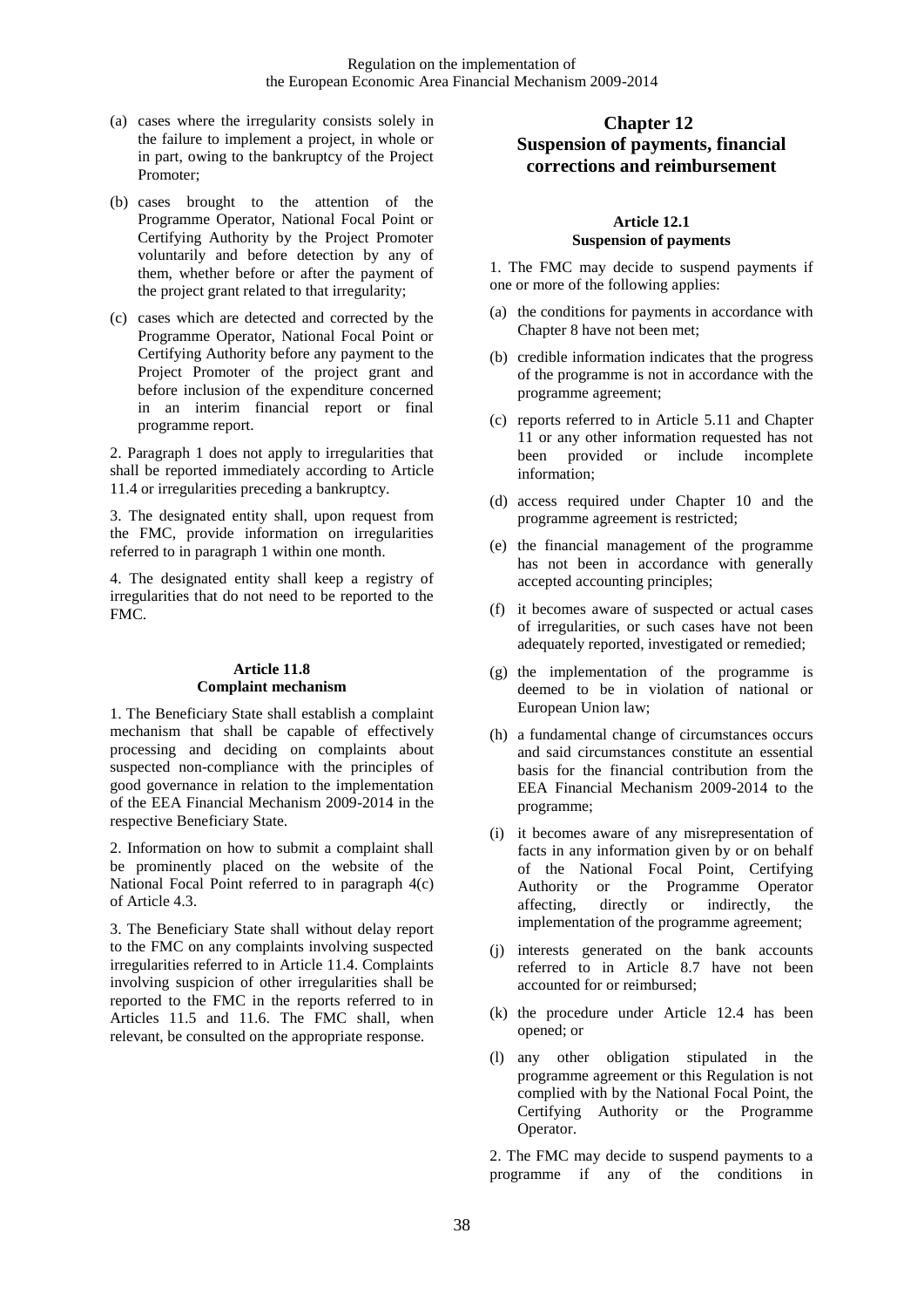(a) cases where the irregularity consists solely in the failure to implement a project, in whole or in part, owing to the bankruptcy of the Project Promoter;

(b) cases brought to the attention of the Programme Operator, National Focal Point or Certifying Authority by the Project Promoter voluntarily and before detection by any of them, whether before or after the payment of the project grant related to that irregularity;

(c) cases which are detected and corrected by the Programme Operator, National Focal Point or Certifying Authority before any payment to the Project Promoter of the project grant and before inclusion of the expenditure concerned in an interim financial report or final programme report.

2. Paragraph 1 does not apply to irregularities that shall be reported immediately according to Article 11.4 or irregularities preceding a bankruptcy.

3. The designated entity shall, upon request from the FMC, provide information on irregularities referred to in paragraph 1 within one month.

4. The designated entity shall keep a registry of irregularities that do not need to be reported to the FMC.

#### Article 11.8
#### Complaint mechanism

1. The Beneficiary State shall establish a complaint mechanism that shall be capable of effectively processing and deciding on complaints about suspected non-compliance with the principles of good governance in relation to the implementation of the EEA Financial Mechanism 2009-2014 in the respective Beneficiary State.

2. Information on how to submit a complaint shall be prominently placed on the website of the National Focal Point referred to in paragraph 4(c) of Article 4.3.

3. The Beneficiary State shall without delay report to the FMC on any complaints involving suspected irregularities referred to in Article 11.4. Complaints involving suspicion of other irregularities shall be reported to the FMC in the reports referred to in Articles 11.5 and 11.6. The FMC shall, when relevant, be consulted on the appropriate response.

## Chapter 12
## Suspension of payments, financial corrections and reimbursement

#### Article 12.1
#### Suspension of payments

1. The FMC may decide to suspend payments if one or more of the following applies:

(a) the conditions for payments in accordance with Chapter 8 have not been met;

(b) credible information indicates that the progress of the programme is not in accordance with the programme agreement;

(c) reports referred to in Article 5.11 and Chapter 11 or any other information requested has not been provided or include incomplete information;

(d) access required under Chapter 10 and the programme agreement is restricted;

(e) the financial management of the programme has not been in accordance with generally accepted accounting principles;

(f) it becomes aware of suspected or actual cases of irregularities, or such cases have not been adequately reported, investigated or remedied;

(g) the implementation of the programme is deemed to be in violation of national or European Union law;

(h) a fundamental change of circumstances occurs and said circumstances constitute an essential basis for the financial contribution from the EEA Financial Mechanism 2009-2014 to the programme;

(i) it becomes aware of any misrepresentation of facts in any information given by or on behalf of the National Focal Point, Certifying Authority or the Programme Operator affecting, directly or indirectly, the implementation of the programme agreement;

(j) interests generated on the bank accounts referred to in Article 8.7 have not been accounted for or reimbursed;

(k) the procedure under Article 12.4 has been opened; or

(l) any other obligation stipulated in the programme agreement or this Regulation is not complied with by the National Focal Point, the Certifying Authority or the Programme Operator.

2. The FMC may decide to suspend payments to a programme if any of the conditions in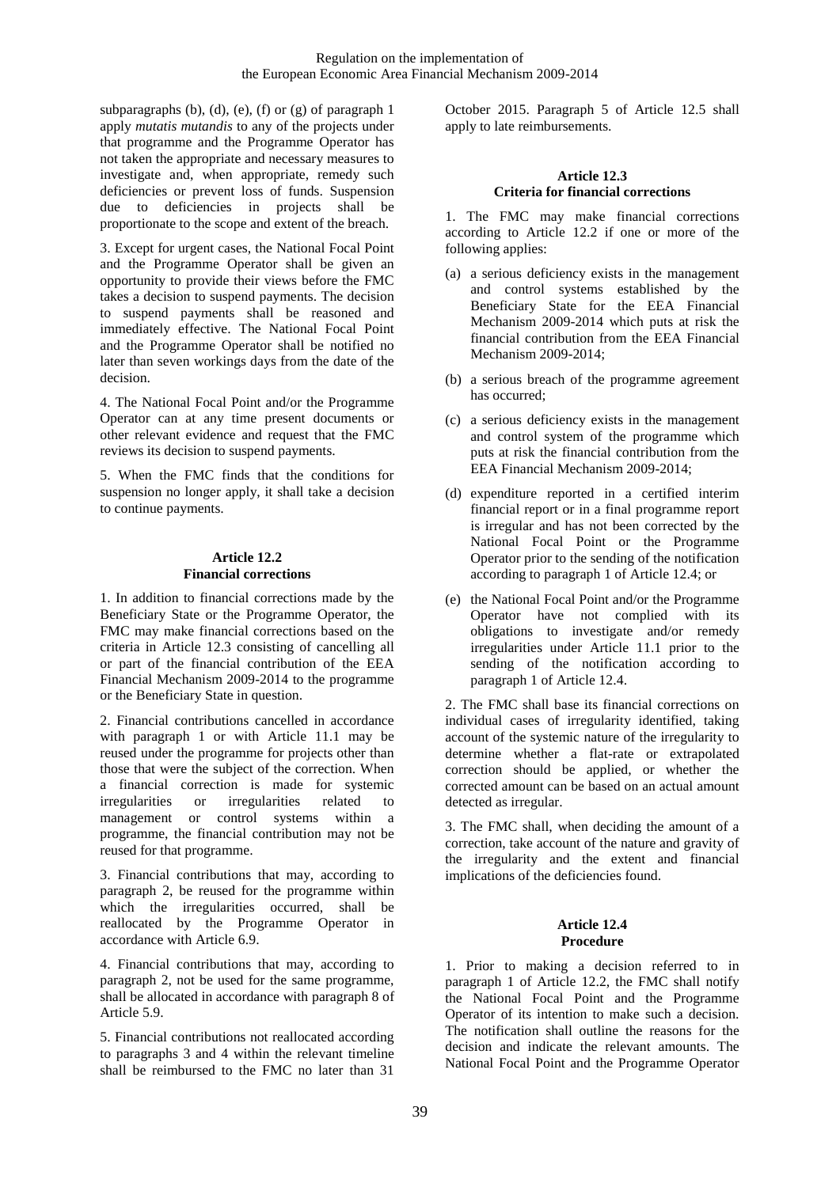subparagraphs (b), (d), (e), (f) or (g) of paragraph 1 apply *mutatis mutandis* to any of the projects under that programme and the Programme Operator has not taken the appropriate and necessary measures to investigate and, when appropriate, remedy such deficiencies or prevent loss of funds. Suspension due to deficiencies in projects shall be proportionate to the scope and extent of the breach.

3. Except for urgent cases, the National Focal Point and the Programme Operator shall be given an opportunity to provide their views before the FMC takes a decision to suspend payments. The decision to suspend payments shall be reasoned and immediately effective. The National Focal Point and the Programme Operator shall be notified no later than seven workings days from the date of the decision.

4. The National Focal Point and/or the Programme Operator can at any time present documents or other relevant evidence and request that the FMC reviews its decision to suspend payments.

5. When the FMC finds that the conditions for suspension no longer apply, it shall take a decision to continue payments.

**Article 12.2**
**Financial corrections**

1. In addition to financial corrections made by the Beneficiary State or the Programme Operator, the FMC may make financial corrections based on the criteria in Article 12.3 consisting of cancelling all or part of the financial contribution of the EEA Financial Mechanism 2009-2014 to the programme or the Beneficiary State in question.

2. Financial contributions cancelled in accordance with paragraph 1 or with Article 11.1 may be reused under the programme for projects other than those that were the subject of the correction. When a financial correction is made for systemic irregularities or irregularities related to management or control systems within a programme, the financial contribution may not be reused for that programme.

3. Financial contributions that may, according to paragraph 2, be reused for the programme within which the irregularities occurred, shall be reallocated by the Programme Operator in accordance with Article 6.9.

4. Financial contributions that may, according to paragraph 2, not be used for the same programme, shall be allocated in accordance with paragraph 8 of Article 5.9.

5. Financial contributions not reallocated according to paragraphs 3 and 4 within the relevant timeline shall be reimbursed to the FMC no later than 31 October 2015. Paragraph 5 of Article 12.5 shall apply to late reimbursements.

**Article 12.3**
**Criteria for financial corrections**

1. The FMC may make financial corrections according to Article 12.2 if one or more of the following applies:

(a) a serious deficiency exists in the management and control systems established by the Beneficiary State for the EEA Financial Mechanism 2009-2014 which puts at risk the financial contribution from the EEA Financial Mechanism 2009-2014;

(b) a serious breach of the programme agreement has occurred;

(c) a serious deficiency exists in the management and control system of the programme which puts at risk the financial contribution from the EEA Financial Mechanism 2009-2014;

(d) expenditure reported in a certified interim financial report or in a final programme report is irregular and has not been corrected by the National Focal Point or the Programme Operator prior to the sending of the notification according to paragraph 1 of Article 12.4; or

(e) the National Focal Point and/or the Programme Operator have not complied with its obligations to investigate and/or remedy irregularities under Article 11.1 prior to the sending of the notification according to paragraph 1 of Article 12.4.

2. The FMC shall base its financial corrections on individual cases of irregularity identified, taking account of the systemic nature of the irregularity to determine whether a flat-rate or extrapolated correction should be applied, or whether the corrected amount can be based on an actual amount detected as irregular.

3. The FMC shall, when deciding the amount of a correction, take account of the nature and gravity of the irregularity and the extent and financial implications of the deficiencies found.

**Article 12.4**
**Procedure**

1. Prior to making a decision referred to in paragraph 1 of Article 12.2, the FMC shall notify the National Focal Point and the Programme Operator of its intention to make such a decision. The notification shall outline the reasons for the decision and indicate the relevant amounts. The National Focal Point and the Programme Operator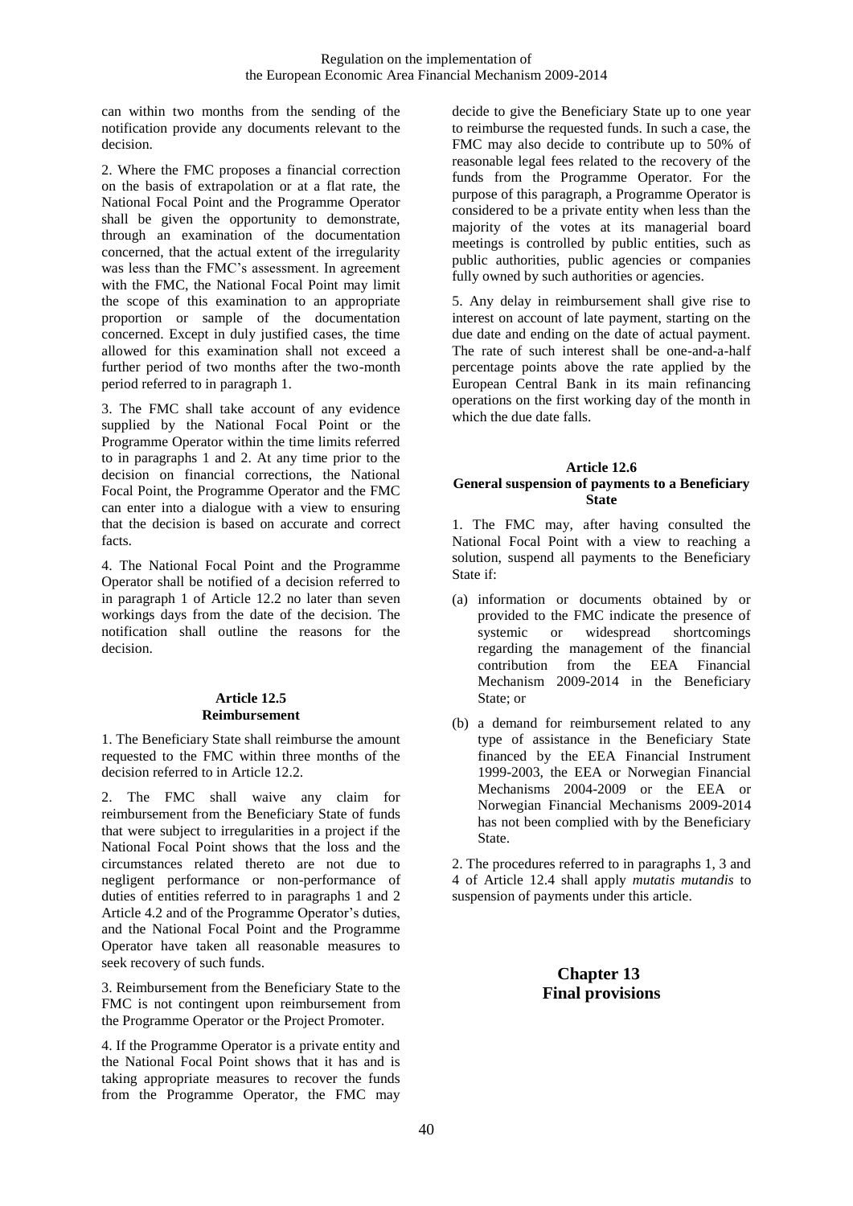can within two months from the sending of the notification provide any documents relevant to the decision.

2. Where the FMC proposes a financial correction on the basis of extrapolation or at a flat rate, the National Focal Point and the Programme Operator shall be given the opportunity to demonstrate, through an examination of the documentation concerned, that the actual extent of the irregularity was less than the FMC's assessment. In agreement with the FMC, the National Focal Point may limit the scope of this examination to an appropriate proportion or sample of the documentation concerned. Except in duly justified cases, the time allowed for this examination shall not exceed a further period of two months after the two-month period referred to in paragraph 1.

3. The FMC shall take account of any evidence supplied by the National Focal Point or the Programme Operator within the time limits referred to in paragraphs 1 and 2. At any time prior to the decision on financial corrections, the National Focal Point, the Programme Operator and the FMC can enter into a dialogue with a view to ensuring that the decision is based on accurate and correct facts.

4. The National Focal Point and the Programme Operator shall be notified of a decision referred to in paragraph 1 of Article 12.2 no later than seven workings days from the date of the decision. The notification shall outline the reasons for the decision.

### Article 12.5
### Reimbursement

1. The Beneficiary State shall reimburse the amount requested to the FMC within three months of the decision referred to in Article 12.2.

2. The FMC shall waive any claim for reimbursement from the Beneficiary State of funds that were subject to irregularities in a project if the National Focal Point shows that the loss and the circumstances related thereto are not due to negligent performance or non-performance of duties of entities referred to in paragraphs 1 and 2 Article 4.2 and of the Programme Operator's duties, and the National Focal Point and the Programme Operator have taken all reasonable measures to seek recovery of such funds.

3. Reimbursement from the Beneficiary State to the FMC is not contingent upon reimbursement from the Programme Operator or the Project Promoter.

4. If the Programme Operator is a private entity and the National Focal Point shows that it has and is taking appropriate measures to recover the funds from the Programme Operator, the FMC may decide to give the Beneficiary State up to one year to reimburse the requested funds. In such a case, the FMC may also decide to contribute up to 50% of reasonable legal fees related to the recovery of the funds from the Programme Operator. For the purpose of this paragraph, a Programme Operator is considered to be a private entity when less than the majority of the votes at its managerial board meetings is controlled by public entities, such as public authorities, public agencies or companies fully owned by such authorities or agencies.

5. Any delay in reimbursement shall give rise to interest on account of late payment, starting on the due date and ending on the date of actual payment. The rate of such interest shall be one-and-a-half percentage points above the rate applied by the European Central Bank in its main refinancing operations on the first working day of the month in which the due date falls.

### Article 12.6
### General suspension of payments to a Beneficiary State

1. The FMC may, after having consulted the National Focal Point with a view to reaching a solution, suspend all payments to the Beneficiary State if:

(a) information or documents obtained by or provided to the FMC indicate the presence of systemic or widespread shortcomings regarding the management of the financial contribution from the EEA Financial Mechanism 2009-2014 in the Beneficiary State; or

(b) a demand for reimbursement related to any type of assistance in the Beneficiary State financed by the EEA Financial Instrument 1999-2003, the EEA or Norwegian Financial Mechanisms 2004-2009 or the EEA or Norwegian Financial Mechanisms 2009-2014 has not been complied with by the Beneficiary State.

2. The procedures referred to in paragraphs 1, 3 and 4 of Article 12.4 shall apply *mutatis mutandis* to suspension of payments under this article.

## Chapter 13
## Final provisions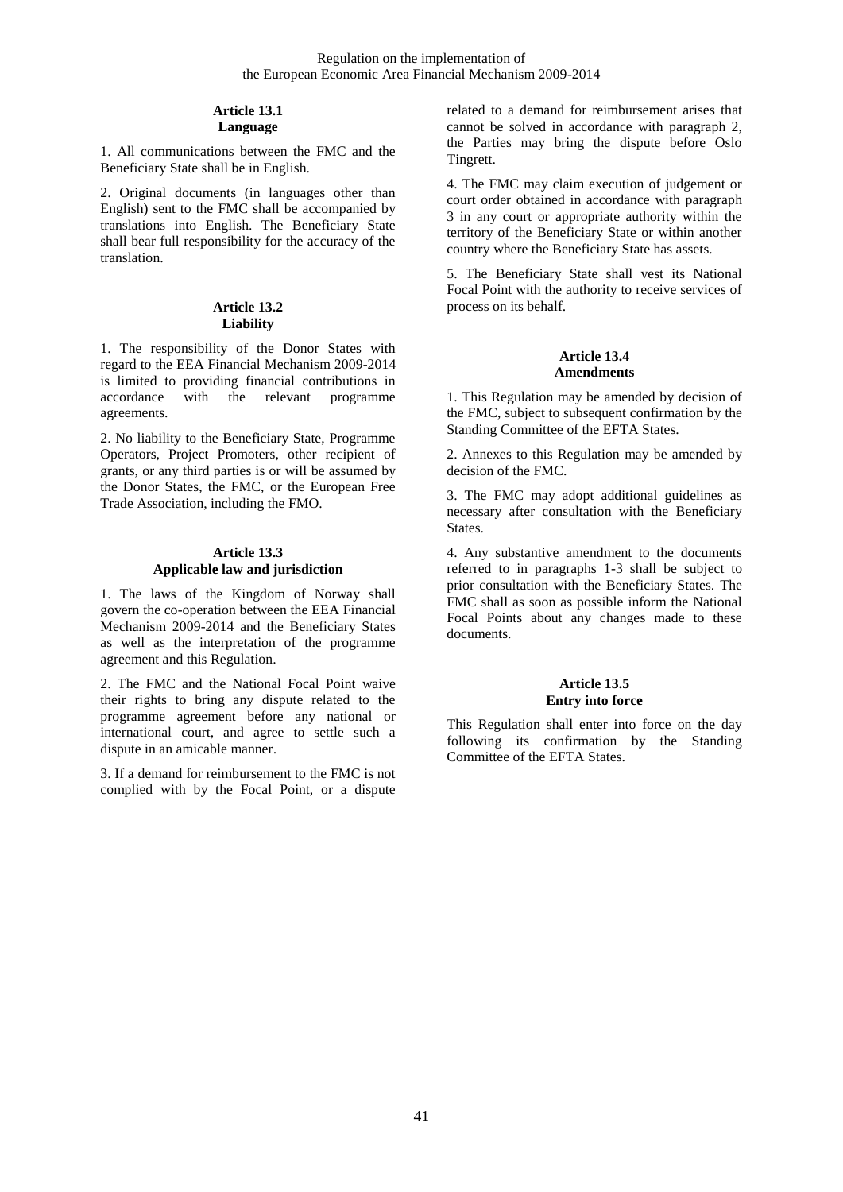### Article 13.1
### Language

1. All communications between the FMC and the Beneficiary State shall be in English.

2. Original documents (in languages other than English) sent to the FMC shall be accompanied by translations into English. The Beneficiary State shall bear full responsibility for the accuracy of the translation.

### Article 13.2
### Liability

1. The responsibility of the Donor States with regard to the EEA Financial Mechanism 2009-2014 is limited to providing financial contributions in accordance with the relevant programme agreements.

2. No liability to the Beneficiary State, Programme Operators, Project Promoters, other recipient of grants, or any third parties is or will be assumed by the Donor States, the FMC, or the European Free Trade Association, including the FMO.

### Article 13.3
### Applicable law and jurisdiction

1. The laws of the Kingdom of Norway shall govern the co-operation between the EEA Financial Mechanism 2009-2014 and the Beneficiary States as well as the interpretation of the programme agreement and this Regulation.

2. The FMC and the National Focal Point waive their rights to bring any dispute related to the programme agreement before any national or international court, and agree to settle such a dispute in an amicable manner.

3. If a demand for reimbursement to the FMC is not complied with by the Focal Point, or a dispute related to a demand for reimbursement arises that cannot be solved in accordance with paragraph 2, the Parties may bring the dispute before Oslo Tingrett.

4. The FMC may claim execution of judgement or court order obtained in accordance with paragraph 3 in any court or appropriate authority within the territory of the Beneficiary State or within another country where the Beneficiary State has assets.

5. The Beneficiary State shall vest its National Focal Point with the authority to receive services of process on its behalf.

### Article 13.4
### Amendments

1. This Regulation may be amended by decision of the FMC, subject to subsequent confirmation by the Standing Committee of the EFTA States.

2. Annexes to this Regulation may be amended by decision of the FMC.

3. The FMC may adopt additional guidelines as necessary after consultation with the Beneficiary States.

4. Any substantive amendment to the documents referred to in paragraphs 1-3 shall be subject to prior consultation with the Beneficiary States. The FMC shall as soon as possible inform the National Focal Points about any changes made to these documents.

### Article 13.5
### Entry into force

This Regulation shall enter into force on the day following its confirmation by the Standing Committee of the EFTA States.